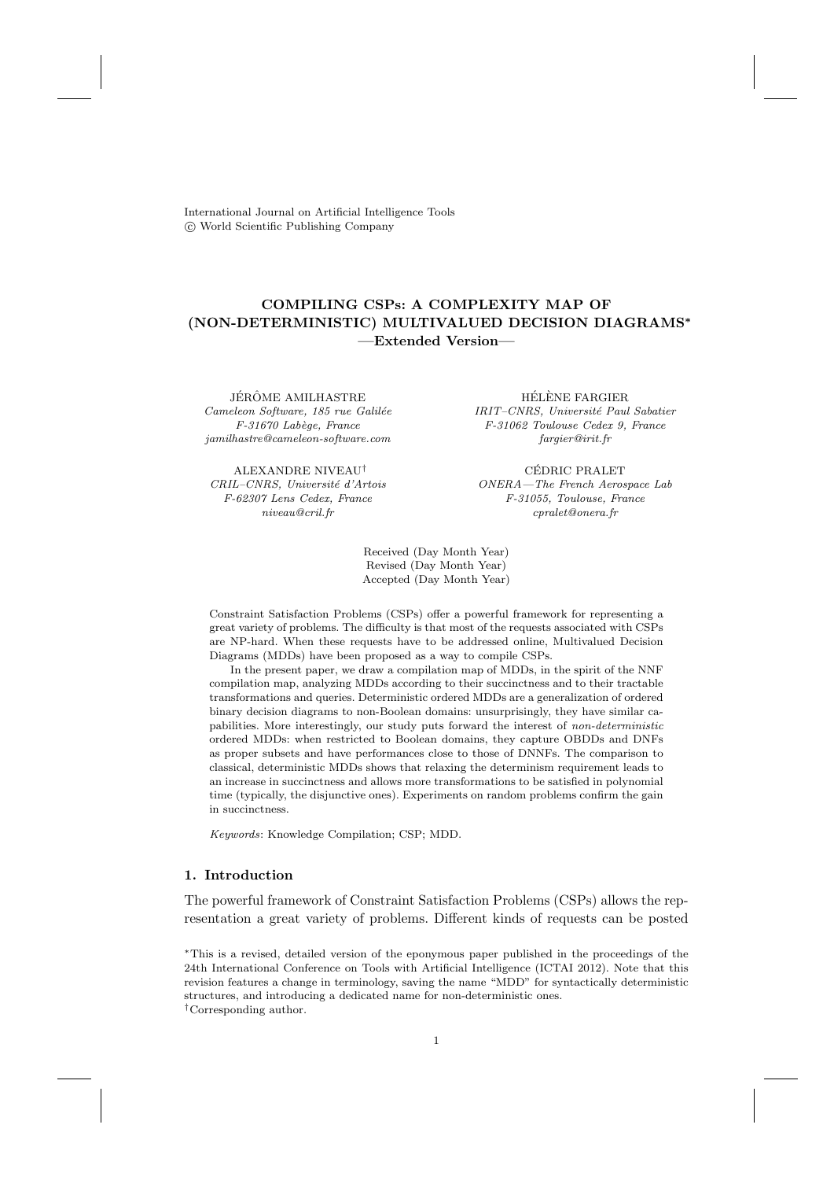International Journal on Artificial Intelligence Tools
© World Scientific Publishing Company

# COMPILING CSPs: A COMPLEXITY MAP OF (NON-DETERMINISTIC) MULTIVALUED DECISION DIAGRAMS*
## —Extended Version—

JÉRÔME AMILHASTRE
*Cameleon Software, 185 rue Galilée*
*F-31670 Labège, France*
*jamilhastre@cameleon-software.com*

HÉLÈNE FARGIER
*IRIT–CNRS, Université Paul Sabatier*
*F-31062 Toulouse Cedex 9, France*
*fargier@irit.fr*

ALEXANDRE NIVEAU†
*CRIL–CNRS, Université d'Artois*
*F-62307 Lens Cedex, France*
*niveau@cril.fr*

CÉDRIC PRALET
*ONERA—The French Aerospace Lab*
*F-31055, Toulouse, France*
*cpralet@onera.fr*

Received (Day Month Year)
Revised (Day Month Year)
Accepted (Day Month Year)

Constraint Satisfaction Problems (CSPs) offer a powerful framework for representing a great variety of problems. The difficulty is that most of the requests associated with CSPs are NP-hard. When these requests have to be addressed online, Multivalued Decision Diagrams (MDDs) have been proposed as a way to compile CSPs.

In the present paper, we draw a compilation map of MDDs, in the spirit of the NNF compilation map, analyzing MDDs according to their succinctness and to their tractable transformations and queries. Deterministic ordered MDDs are a generalization of ordered binary decision diagrams to non-Boolean domains: unsurprisingly, they have similar capabilities. More interestingly, our study puts forward the interest of *non-deterministic* ordered MDDs: when restricted to Boolean domains, they capture OBDDs and DNFs as proper subsets and have performances close to those of DNNFs. The comparison to classical, deterministic MDDs shows that relaxing the determinism requirement leads to an increase in succinctness and allows more transformations to be satisfied in polynomial time (typically, the disjunctive ones). Experiments on random problems confirm the gain in succinctness.

*Keywords*: Knowledge Compilation; CSP; MDD.

## 1. Introduction

The powerful framework of Constraint Satisfaction Problems (CSPs) allows the representation a great variety of problems. Different kinds of requests can be posted

*This is a revised, detailed version of the eponymous paper published in the proceedings of the 24th International Conference on Tools with Artificial Intelligence (ICTAI 2012). Note that this revision features a change in terminology, saving the name "MDD" for syntactically deterministic structures, and introducing a dedicated name for non-deterministic ones.
†Corresponding author.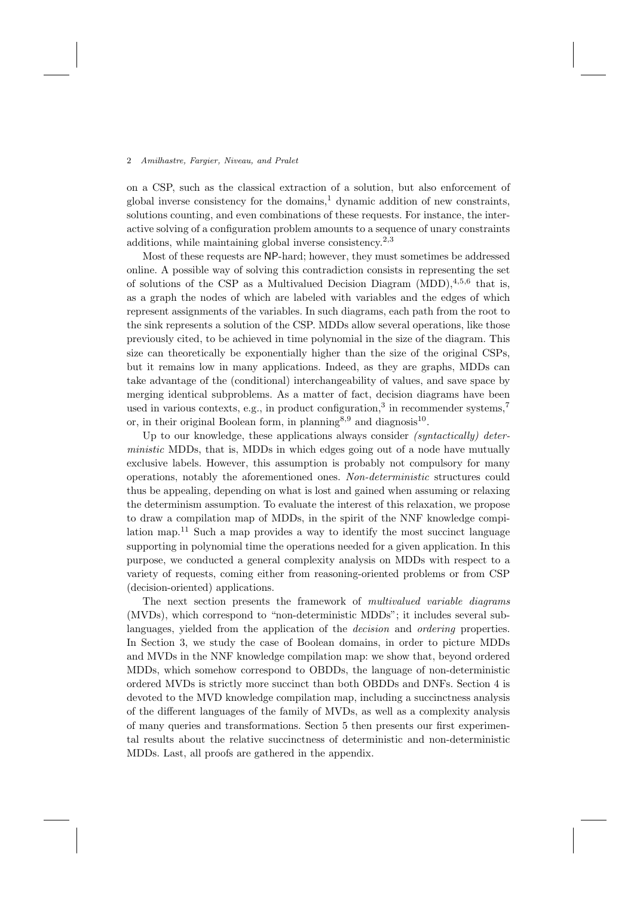on a CSP, such as the classical extraction of a solution, but also enforcement of global inverse consistency for the domains,[1] dynamic addition of new constraints, solutions counting, and even combinations of these requests. For instance, the interactive solving of a configuration problem amounts to a sequence of unary constraints additions, while maintaining global inverse consistency.[2,3]

Most of these requests are NP-hard; however, they must sometimes be addressed online. A possible way of solving this contradiction consists in representing the set of solutions of the CSP as a Multivalued Decision Diagram (MDD),[4,5,6] that is, as a graph the nodes of which are labeled with variables and the edges of which represent assignments of the variables. In such diagrams, each path from the root to the sink represents a solution of the CSP. MDDs allow several operations, like those previously cited, to be achieved in time polynomial in the size of the diagram. This size can theoretically be exponentially higher than the size of the original CSPs, but it remains low in many applications. Indeed, as they are graphs, MDDs can take advantage of the (conditional) interchangeability of values, and save space by merging identical subproblems. As a matter of fact, decision diagrams have been used in various contexts, e.g., in product configuration,[3] in recommender systems,[7] or, in their original Boolean form, in planning[8,9] and diagnosis[10].

Up to our knowledge, these applications always consider *(syntactically) deterministic* MDDs, that is, MDDs in which edges going out of a node have mutually exclusive labels. However, this assumption is probably not compulsory for many operations, notably the aforementioned ones. *Non-deterministic* structures could thus be appealing, depending on what is lost and gained when assuming or relaxing the determinism assumption. To evaluate the interest of this relaxation, we propose to draw a compilation map of MDDs, in the spirit of the NNF knowledge compilation map.[11] Such a map provides a way to identify the most succinct language supporting in polynomial time the operations needed for a given application. In this purpose, we conducted a general complexity analysis on MDDs with respect to a variety of requests, coming either from reasoning-oriented problems or from CSP (decision-oriented) applications.

The next section presents the framework of *multivalued variable diagrams* (MVDs), which correspond to "non-deterministic MDDs"; it includes several sublanguages, yielded from the application of the *decision* and *ordering* properties. In Section 3, we study the case of Boolean domains, in order to picture MDDs and MVDs in the NNF knowledge compilation map: we show that, beyond ordered MDDs, which somehow correspond to OBDDs, the language of non-deterministic ordered MVDs is strictly more succinct than both OBDDs and DNFs. Section 4 is devoted to the MVD knowledge compilation map, including a succinctness analysis of the different languages of the family of MVDs, as well as a complexity analysis of many queries and transformations. Section 5 then presents our first experimental results about the relative succinctness of deterministic and non-deterministic MDDs. Last, all proofs are gathered in the appendix.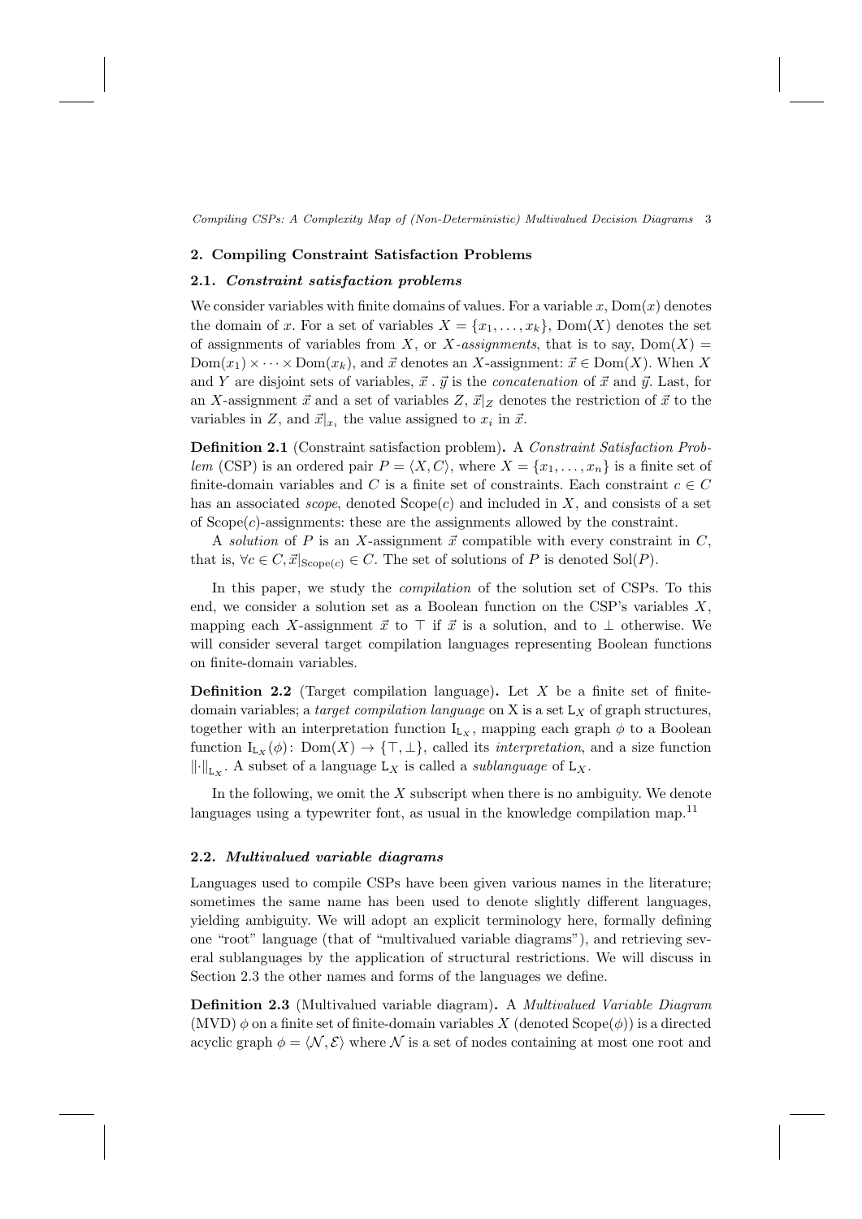## 2. Compiling Constraint Satisfaction Problems

### 2.1. *Constraint satisfaction problems*

We consider variables with finite domains of values. For a variable $x$, $\mathrm{Dom}(x)$ denotes the domain of $x$. For a set of variables $X = \{x_1, \ldots, x_k\}$, $\mathrm{Dom}(X)$ denotes the set of assignments of variables from $X$, or $X$-*assignments*, that is to say, $\mathrm{Dom}(X) = \mathrm{Dom}(x_1) \times \cdots \times \mathrm{Dom}(x_k)$, and $\vec{x}$ denotes an $X$-assignment: $\vec{x} \in \mathrm{Dom}(X)$. When $X$ and $Y$ are disjoint sets of variables, $\vec{x} \,.\, \vec{y}$ is the *concatenation* of $\vec{x}$ and $\vec{y}$. Last, for an $X$-assignment $\vec{x}$ and a set of variables $Z$, $\vec{x}|_Z$ denotes the restriction of $\vec{x}$ to the variables in $Z$, and $\vec{x}|_{x_i}$ the value assigned to $x_i$ in $\vec{x}$.

**Definition 2.1** (Constraint satisfaction problem)**.** A *Constraint Satisfaction Problem* (CSP) is an ordered pair $P = \langle X, C \rangle$, where $X = \{x_1, \ldots, x_n\}$ is a finite set of finite-domain variables and $C$ is a finite set of constraints. Each constraint $c \in C$ has an associated *scope*, denoted $\mathrm{Scope}(c)$ and included in $X$, and consists of a set of $\mathrm{Scope}(c)$-assignments: these are the assignments allowed by the constraint.

A *solution* of $P$ is an $X$-assignment $\vec{x}$ compatible with every constraint in $C$, that is, $\forall c \in C, \vec{x}|_{\mathrm{Scope}(c)} \in C$. The set of solutions of $P$ is denoted $\mathrm{Sol}(P)$.

In this paper, we study the *compilation* of the solution set of CSPs. To this end, we consider a solution set as a Boolean function on the CSP's variables $X$, mapping each $X$-assignment $\vec{x}$ to $\top$ if $\vec{x}$ is a solution, and to $\bot$ otherwise. We will consider several target compilation languages representing Boolean functions on finite-domain variables.

**Definition 2.2** (Target compilation language)**.** Let $X$ be a finite set of finite-domain variables; a *target compilation language* on X is a set $\mathtt{L}_X$ of graph structures, together with an interpretation function $\mathrm{I}_{\mathtt{L}_X}$, mapping each graph $\phi$ to a Boolean function $\mathrm{I}_{\mathtt{L}_X}(\phi)\colon \mathrm{Dom}(X) \to \{\top, \bot\}$, called its *interpretation*, and a size function $\|\cdot\|_{\mathtt{L}_X}$. A subset of a language $\mathtt{L}_X$ is called a *sublanguage* of $\mathtt{L}_X$.

In the following, we omit the $X$ subscript when there is no ambiguity. We denote languages using a typewriter font, as usual in the knowledge compilation map.[11]

### 2.2. *Multivalued variable diagrams*

Languages used to compile CSPs have been given various names in the literature; sometimes the same name has been used to denote slightly different languages, yielding ambiguity. We will adopt an explicit terminology here, formally defining one "root" language (that of "multivalued variable diagrams"), and retrieving several sublanguages by the application of structural restrictions. We will discuss in Section 2.3 the other names and forms of the languages we define.

**Definition 2.3** (Multivalued variable diagram)**.** A *Multivalued Variable Diagram* (MVD) $\phi$ on a finite set of finite-domain variables $X$ (denoted $\mathrm{Scope}(\phi)$) is a directed acyclic graph $\phi = \langle \mathcal{N}, \mathcal{E} \rangle$ where $\mathcal{N}$ is a set of nodes containing at most one root and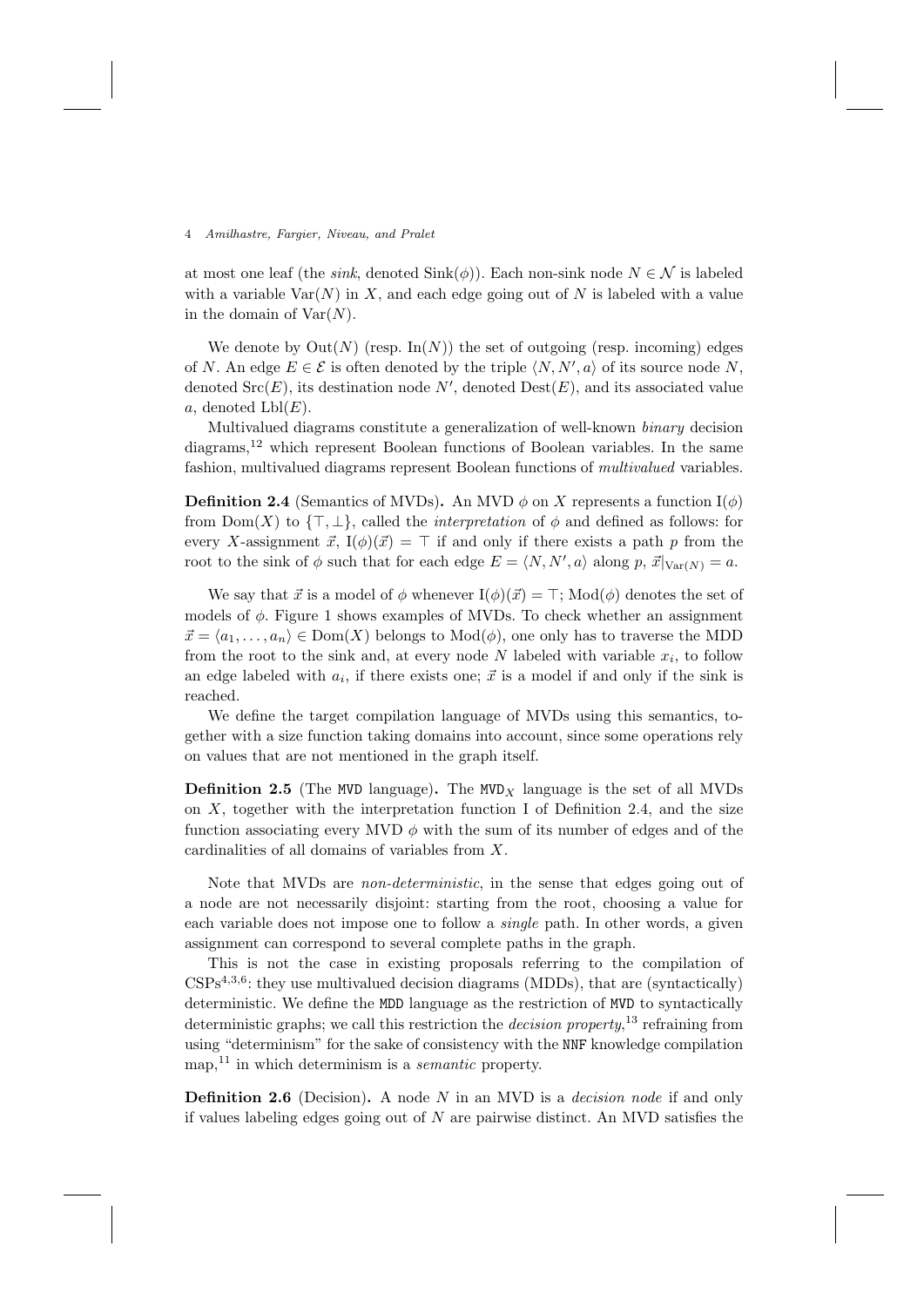at most one leaf (the *sink*, denoted $\mathrm{Sink}(\phi)$). Each non-sink node $N \in \mathcal{N}$ is labeled with a variable $\mathrm{Var}(N)$ in $X$, and each edge going out of $N$ is labeled with a value in the domain of $\mathrm{Var}(N)$.

We denote by $\mathrm{Out}(N)$ (resp. $\mathrm{In}(N)$) the set of outgoing (resp. incoming) edges of $N$. An edge $E \in \mathcal{E}$ is often denoted by the triple $\langle N, N', a \rangle$ of its source node $N$, denoted $\mathrm{Src}(E)$, its destination node $N'$, denoted $\mathrm{Dest}(E)$, and its associated value $a$, denoted $\mathrm{Lbl}(E)$.

Multivalued diagrams constitute a generalization of well-known *binary* decision diagrams,[12] which represent Boolean functions of Boolean variables. In the same fashion, multivalued diagrams represent Boolean functions of *multivalued* variables.

**Definition 2.4** (Semantics of MVDs)**.** An MVD $\phi$ on $X$ represents a function $\mathrm{I}(\phi)$ from $\mathrm{Dom}(X)$ to $\{\top, \bot\}$, called the *interpretation* of $\phi$ and defined as follows: for every $X$-assignment $\vec{x}$, $\mathrm{I}(\phi)(\vec{x}) = \top$ if and only if there exists a path $p$ from the root to the sink of $\phi$ such that for each edge $E = \langle N, N', a \rangle$ along $p$, $\vec{x}|_{\mathrm{Var}(N)} = a$.

We say that $\vec{x}$ is a model of $\phi$ whenever $\mathrm{I}(\phi)(\vec{x}) = \top$; $\mathrm{Mod}(\phi)$ denotes the set of models of $\phi$. Figure 1 shows examples of MVDs. To check whether an assignment $\vec{x} = \langle a_1, \ldots, a_n \rangle \in \mathrm{Dom}(X)$ belongs to $\mathrm{Mod}(\phi)$, one only has to traverse the MDD from the root to the sink and, at every node $N$ labeled with variable $x_i$, to follow an edge labeled with $a_i$, if there exists one; $\vec{x}$ is a model if and only if the sink is reached.

We define the target compilation language of MVDs using this semantics, together with a size function taking domains into account, since some operations rely on values that are not mentioned in the graph itself.

**Definition 2.5** (The MVD language)**.** The $\mathtt{MVD}_X$ language is the set of all MVDs on $X$, together with the interpretation function I of Definition 2.4, and the size function associating every MVD $\phi$ with the sum of its number of edges and of the cardinalities of all domains of variables from $X$.

Note that MVDs are *non-deterministic*, in the sense that edges going out of a node are not necessarily disjoint: starting from the root, choosing a value for each variable does not impose one to follow a *single* path. In other words, a given assignment can correspond to several complete paths in the graph.

This is not the case in existing proposals referring to the compilation of CSPs[4,3,6]: they use multivalued decision diagrams (MDDs), that are (syntactically) deterministic. We define the MDD language as the restriction of MVD to syntactically deterministic graphs; we call this restriction the *decision property*,[13] refraining from using "determinism" for the sake of consistency with the NNF knowledge compilation map,[11] in which determinism is a *semantic* property.

**Definition 2.6** (Decision)**.** A node $N$ in an MVD is a *decision node* if and only if values labeling edges going out of $N$ are pairwise distinct. An MVD satisfies the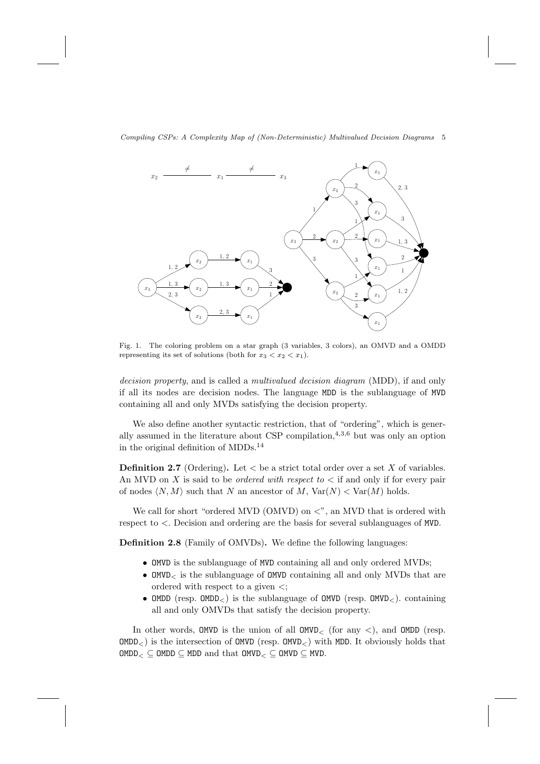$x_2$ ≠ $x_1$ ≠ $x_3$

Fig. 1. The coloring problem on a star graph (3 variables, 3 colors), an OMVD and a OMDD representing its set of solutions (both for $x_3 < x_2 < x_1$).

*decision property*, and is called a *multivalued decision diagram* (MDD), if and only if all its nodes are decision nodes. The language MDD is the sublanguage of MVD containing all and only MVDs satisfying the decision property.

We also define another syntactic restriction, that of "ordering", which is generally assumed in the literature about CSP compilation,[4,3,6] but was only an option in the original definition of MDDs.[14]

**Definition 2.7** (Ordering)**.** Let $<$ be a strict total order over a set $X$ of variables. An MVD on $X$ is said to be *ordered with respect to* $<$ if and only if for every pair of nodes $\langle N, M \rangle$ such that $N$ an ancestor of $M$, $\text{Var}(N) < \text{Var}(M)$ holds.

We call for short "ordered MVD (OMVD) on $<$", an MVD that is ordered with respect to $<$. Decision and ordering are the basis for several sublanguages of MVD.

**Definition 2.8** (Family of OMVDs)**.** We define the following languages:

- OMVD is the sublanguage of MVD containing all and only ordered MVDs;
- $\text{OMVD}_<$ is the sublanguage of OMVD containing all and only MVDs that are ordered with respect to a given $<$;
- OMDD (resp. $\text{OMDD}_<$) is the sublanguage of OMVD (resp. $\text{OMVD}_<$). containing all and only OMVDs that satisfy the decision property.

In other words, OMVD is the union of all $\text{OMVD}_<$ (for any $<$), and OMDD (resp. $\text{OMDD}_<$) is the intersection of OMVD (resp. $\text{OMVD}_<$) with MDD. It obviously holds that $\text{OMDD}_< \subseteq \text{OMDD} \subseteq \text{MDD}$ and that $\text{OMVD}_< \subseteq \text{OMVD} \subseteq \text{MVD}$.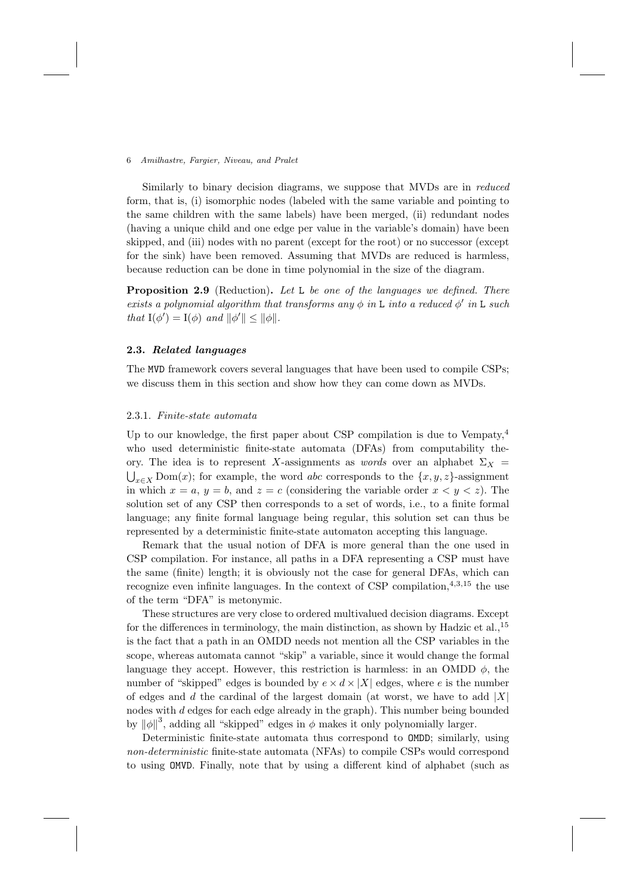Similarly to binary decision diagrams, we suppose that MVDs are in *reduced* form, that is, (i) isomorphic nodes (labeled with the same variable and pointing to the same children with the same labels) have been merged, (ii) redundant nodes (having a unique child and one edge per value in the variable's domain) have been skipped, and (iii) nodes with no parent (except for the root) or no successor (except for the sink) have been removed. Assuming that MVDs are reduced is harmless, because reduction can be done in time polynomial in the size of the diagram.

**Proposition 2.9** (Reduction)**.** *Let* L *be one of the languages we defined. There exists a polynomial algorithm that transforms any* $\phi$ *in* L *into a reduced* $\phi'$ *in* L *such that* $\mathrm{I}(\phi') = \mathrm{I}(\phi)$ *and* $\|\phi'\| \leq \|\phi\|$.

### 2.3. *Related languages*

The MVD framework covers several languages that have been used to compile CSPs; we discuss them in this section and show how they can come down as MVDs.

#### 2.3.1. *Finite-state automata*

Up to our knowledge, the first paper about CSP compilation is due to Vempaty,[4] who used deterministic finite-state automata (DFAs) from computability theory. The idea is to represent $X$-assignments as *words* over an alphabet $\Sigma_X = \bigcup_{x \in X} \mathrm{Dom}(x)$; for example, the word $abc$ corresponds to the $\{x, y, z\}$-assignment in which $x = a$, $y = b$, and $z = c$ (considering the variable order $x < y < z$). The solution set of any CSP then corresponds to a set of words, i.e., to a finite formal language; any finite formal language being regular, this solution set can thus be represented by a deterministic finite-state automaton accepting this language.

Remark that the usual notion of DFA is more general than the one used in CSP compilation. For instance, all paths in a DFA representing a CSP must have the same (finite) length; it is obviously not the case for general DFAs, which can recognize even infinite languages. In the context of CSP compilation,[4,3,15] the use of the term "DFA" is metonymic.

These structures are very close to ordered multivalued decision diagrams. Except for the differences in terminology, the main distinction, as shown by Hadzic et al.,[15] is the fact that a path in an OMDD needs not mention all the CSP variables in the scope, whereas automata cannot "skip" a variable, since it would change the formal language they accept. However, this restriction is harmless: in an OMDD $\phi$, the number of "skipped" edges is bounded by $e \times d \times |X|$ edges, where $e$ is the number of edges and $d$ the cardinal of the largest domain (at worst, we have to add $|X|$ nodes with $d$ edges for each edge already in the graph). This number being bounded by $\|\phi\|^3$, adding all "skipped" edges in $\phi$ makes it only polynomially larger.

Deterministic finite-state automata thus correspond to OMDD; similarly, using *non-deterministic* finite-state automata (NFAs) to compile CSPs would correspond to using OMVD. Finally, note that by using a different kind of alphabet (such as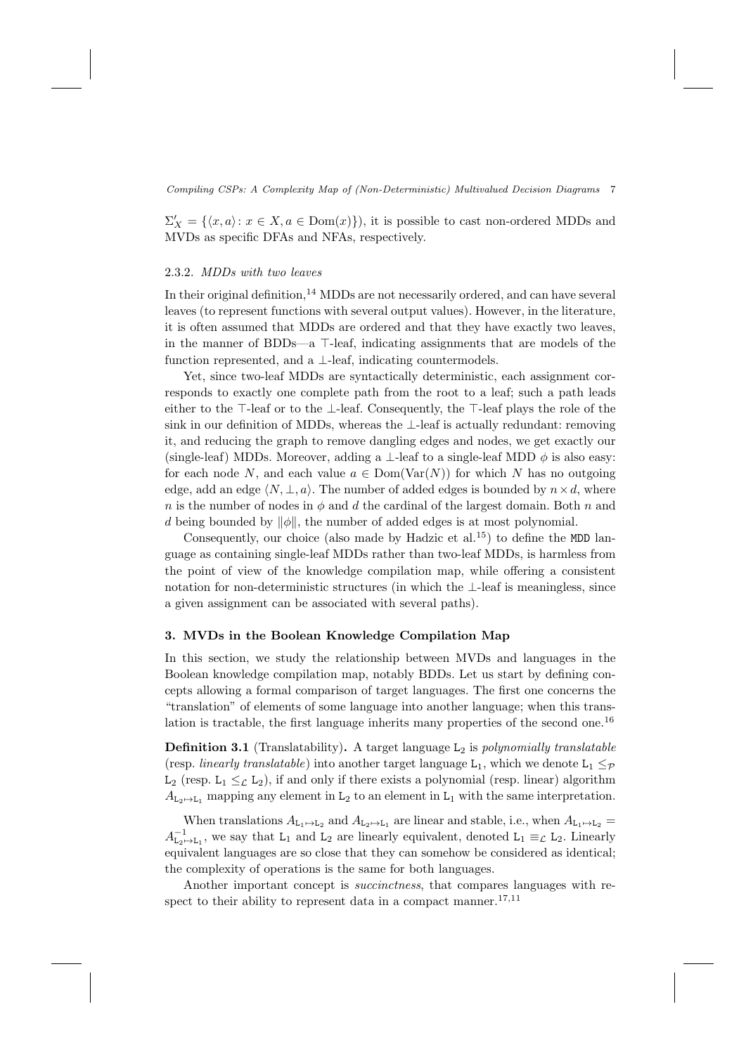$\Sigma'_X = \{\langle x, a\rangle : x \in X, a \in \mathrm{Dom}(x)\}$), it is possible to cast non-ordered MDDs and MVDs as specific DFAs and NFAs, respectively.

#### 2.3.2. *MDDs with two leaves*

In their original definition,[14] MDDs are not necessarily ordered, and can have several leaves (to represent functions with several output values). However, in the literature, it is often assumed that MDDs are ordered and that they have exactly two leaves, in the manner of BDDs—a $\top$-leaf, indicating assignments that are models of the function represented, and a $\bot$-leaf, indicating countermodels.

Yet, since two-leaf MDDs are syntactically deterministic, each assignment corresponds to exactly one complete path from the root to a leaf; such a path leads either to the $\top$-leaf or to the $\bot$-leaf. Consequently, the $\top$-leaf plays the role of the sink in our definition of MDDs, whereas the $\bot$-leaf is actually redundant: removing it, and reducing the graph to remove dangling edges and nodes, we get exactly our (single-leaf) MDDs. Moreover, adding a $\bot$-leaf to a single-leaf MDD $\phi$ is also easy: for each node $N$, and each value $a \in \mathrm{Dom}(\mathrm{Var}(N))$ for which $N$ has no outgoing edge, add an edge $\langle N, \bot, a\rangle$. The number of added edges is bounded by $n \times d$, where $n$ is the number of nodes in $\phi$ and $d$ the cardinal of the largest domain. Both $n$ and $d$ being bounded by $\|\phi\|$, the number of added edges is at most polynomial.

Consequently, our choice (also made by Hadzic et al.[15]) to define the MDD language as containing single-leaf MDDs rather than two-leaf MDDs, is harmless from the point of view of the knowledge compilation map, while offering a consistent notation for non-deterministic structures (in which the $\bot$-leaf is meaningless, since a given assignment can be associated with several paths).

## 3. MVDs in the Boolean Knowledge Compilation Map

In this section, we study the relationship between MVDs and languages in the Boolean knowledge compilation map, notably BDDs. Let us start by defining concepts allowing a formal comparison of target languages. The first one concerns the "translation" of elements of some language into another language; when this translation is tractable, the first language inherits many properties of the second one.[16]

**Definition 3.1** (Translatability)**.** A target language $\mathrm{L}_2$ is *polynomially translatable* (resp. *linearly translatable*) into another target language $\mathrm{L}_1$, which we denote $\mathrm{L}_1 \leq_{\mathcal{P}} \mathrm{L}_2$ (resp. $\mathrm{L}_1 \leq_{\mathcal{L}} \mathrm{L}_2$), if and only if there exists a polynomial (resp. linear) algorithm $A_{\mathrm{L}_2 \mapsto \mathrm{L}_1}$ mapping any element in $\mathrm{L}_2$ to an element in $\mathrm{L}_1$ with the same interpretation.

When translations $A_{\mathrm{L}_1 \mapsto \mathrm{L}_2}$ and $A_{\mathrm{L}_2 \mapsto \mathrm{L}_1}$ are linear and stable, i.e., when $A_{\mathrm{L}_1 \mapsto \mathrm{L}_2} = A^{-1}_{\mathrm{L}_2 \mapsto \mathrm{L}_1}$, we say that $\mathrm{L}_1$ and $\mathrm{L}_2$ are linearly equivalent, denoted $\mathrm{L}_1 \equiv_{\mathcal{L}} \mathrm{L}_2$. Linearly equivalent languages are so close that they can somehow be considered as identical; the complexity of operations is the same for both languages.

Another important concept is *succinctness*, that compares languages with respect to their ability to represent data in a compact manner.[17,11]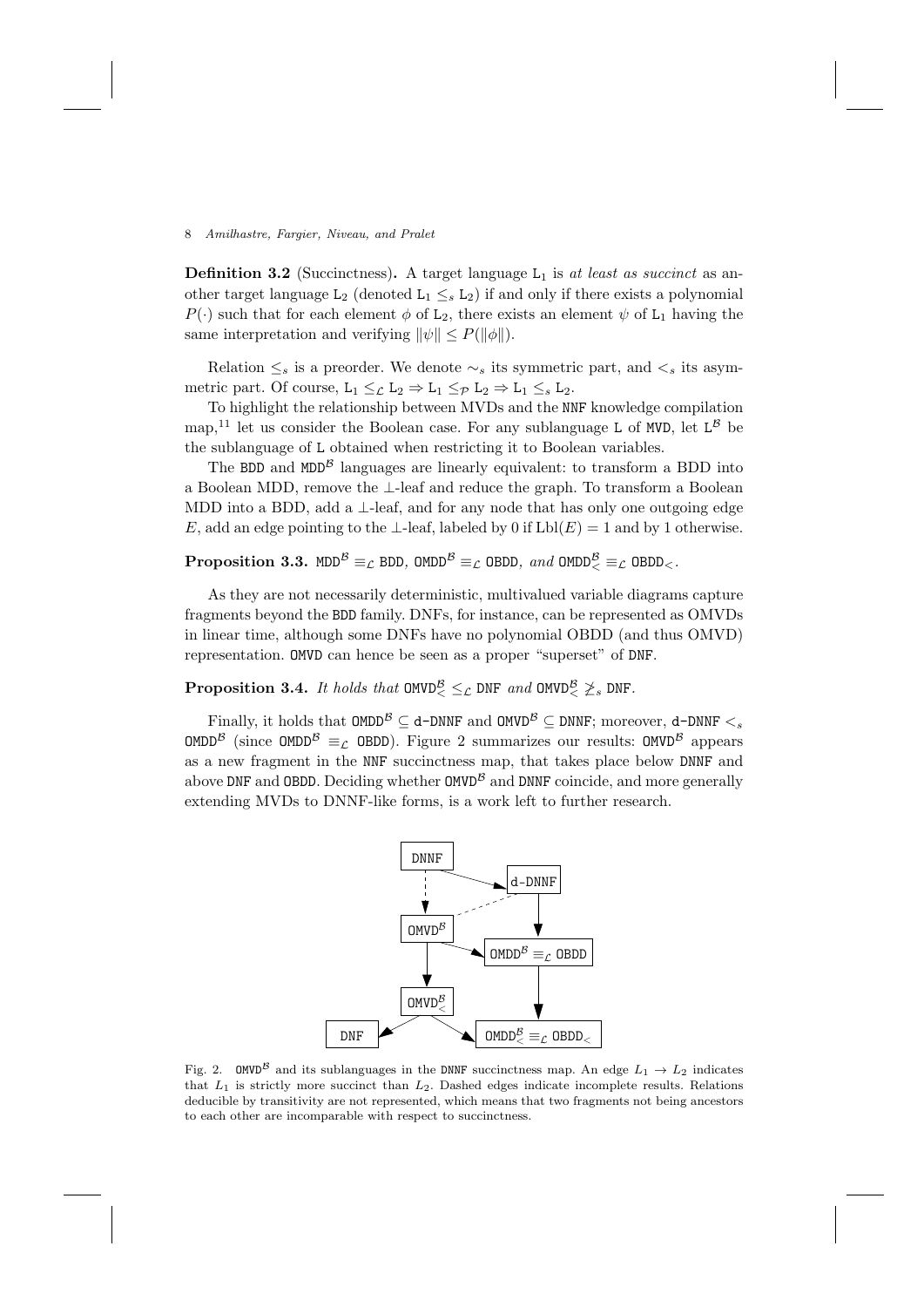**Definition 3.2** (Succinctness)**.** A target language $\mathtt{L}_1$ is *at least as succinct* as another target language $\mathtt{L}_2$ (denoted $\mathtt{L}_1 \leq_s \mathtt{L}_2$) if and only if there exists a polynomial $P(\cdot)$ such that for each element $\phi$ of $\mathtt{L}_2$, there exists an element $\psi$ of $\mathtt{L}_1$ having the same interpretation and verifying $\|\psi\| \leq P(\|\phi\|)$.

Relation $\leq_s$ is a preorder. We denote $\sim_s$ its symmetric part, and $<_s$ its asymmetric part. Of course, $\mathtt{L}_1 \leq_{\mathcal{L}} \mathtt{L}_2 \Rightarrow \mathtt{L}_1 \leq_{\mathcal{P}} \mathtt{L}_2 \Rightarrow \mathtt{L}_1 \leq_s \mathtt{L}_2$.

To highlight the relationship between MVDs and the NNF knowledge compilation map,[11] let us consider the Boolean case. For any sublanguage L of MVD, let $\mathtt{L}^{\mathcal{B}}$ be the sublanguage of L obtained when restricting it to Boolean variables.

The BDD and $\mathtt{MDD}^{\mathcal{B}}$ languages are linearly equivalent: to transform a BDD into a Boolean MDD, remove the $\perp$-leaf and reduce the graph. To transform a Boolean MDD into a BDD, add a $\perp$-leaf, and for any node that has only one outgoing edge $E$, add an edge pointing to the $\perp$-leaf, labeled by 0 if $\mathrm{Lbl}(E) = 1$ and by 1 otherwise.

**Proposition 3.3.** $\mathtt{MDD}^{\mathcal{B}} \equiv_{\mathcal{L}} \mathtt{BDD}$*,* $\mathtt{OMDD}^{\mathcal{B}} \equiv_{\mathcal{L}} \mathtt{OBDD}$*, and* $\mathtt{OMDD}^{\mathcal{B}}_{<} \equiv_{\mathcal{L}} \mathtt{OBDD}_{<}$*.*

As they are not necessarily deterministic, multivalued variable diagrams capture fragments beyond the BDD family. DNFs, for instance, can be represented as OMVDs in linear time, although some DNFs have no polynomial OBDD (and thus OMVD) representation. OMVD can hence be seen as a proper "superset" of DNF.

**Proposition 3.4.** *It holds that* $\mathtt{OMVD}^{\mathcal{B}}_{<} \leq_{\mathcal{L}} \mathtt{DNF}$ *and* $\mathtt{OMVD}^{\mathcal{B}}_{<} \not\geq_s \mathtt{DNF}$*.*

Finally, it holds that $\mathtt{OMDD}^{\mathcal{B}} \subseteq \mathtt{d\text{-}DNNF}$ and $\mathtt{OMVD}^{\mathcal{B}} \subseteq \mathtt{DNNF}$; moreover, $\mathtt{d\text{-}DNNF} <_s \mathtt{OMDD}^{\mathcal{B}}$ (since $\mathtt{OMDD}^{\mathcal{B}} \equiv_{\mathcal{L}} \mathtt{OBDD}$). Figure 2 summarizes our results: $\mathtt{OMVD}^{\mathcal{B}}$ appears as a new fragment in the NNF succinctness map, that takes place below DNNF and above DNF and OBDD. Deciding whether $\mathtt{OMVD}^{\mathcal{B}}$ and DNNF coincide, and more generally extending MVDs to DNNF-like forms, is a work left to further research.

DNNF

d-DNNF

$\mathtt{OMVD}^{\mathcal{B}}$

$\mathtt{OMDD}^{\mathcal{B}} \equiv_{\mathcal{L}} \mathtt{OBDD}$

$\mathtt{OMVD}^{\mathcal{B}}_{<}$

DNF

$\mathtt{OMDD}^{\mathcal{B}}_{<} \equiv_{\mathcal{L}} \mathtt{OBDD}_{<}$

Fig. 2. $\mathtt{OMVD}^{\mathcal{B}}$ and its sublanguages in the DNNF succinctness map. An edge $L_1 \rightarrow L_2$ indicates that $L_1$ is strictly more succinct than $L_2$. Dashed edges indicate incomplete results. Relations deducible by transitivity are not represented, which means that two fragments not being ancestors to each other are incomparable with respect to succinctness.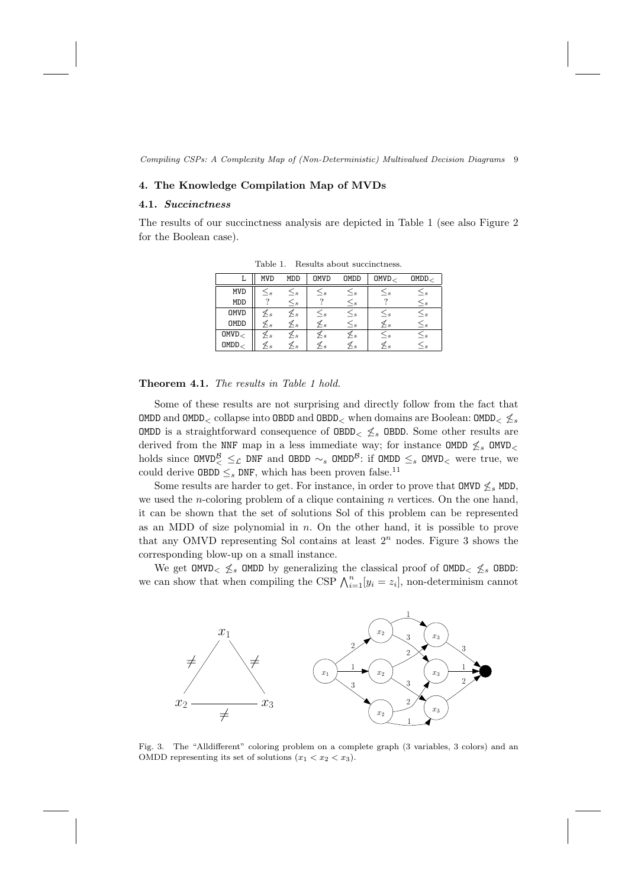## 4. The Knowledge Compilation Map of MVDs

### 4.1. *Succinctness*

The results of our succinctness analysis are depicted in Table 1 (see also Figure 2 for the Boolean case).

Table 1. Results about succinctness.

| L | MVD | MDD | OMVD | OMDD | $\mathtt{OMVD}_<$ | $\mathtt{OMDD}_<$ |
|---|---|---|---|---|---|---|
| MVD | $\leq_s$ | $\leq_s$ | $\leq_s$ | $\leq_s$ | $\leq_s$ | $\leq_s$ |
| MDD | ? | $\leq_s$ | ? | $\leq_s$ | ? | $\leq_s$ |
| OMVD | $\not\leq_s$ | $\not\leq_s$ | $\leq_s$ | $\leq_s$ | $\leq_s$ | $\leq_s$ |
| OMDD | $\not\leq_s$ | $\not\leq_s$ | $\not\leq_s$ | $\leq_s$ | $\not\leq_s$ | $\leq_s$ |
| $\mathtt{OMVD}_<$ | $\not\leq_s$ | $\not\leq_s$ | $\not\leq_s$ | $\not\leq_s$ | $\leq_s$ | $\leq_s$ |
| $\mathtt{OMDD}_<$ | $\not\leq_s$ | $\not\leq_s$ | $\not\leq_s$ | $\not\leq_s$ | $\not\leq_s$ | $\leq_s$ |

**Theorem 4.1.** *The results in Table 1 hold.*

Some of these results are not surprising and directly follow from the fact that OMDD and $\mathtt{OMDD}_<$ collapse into OBDD and $\mathtt{OBDD}_<$ when domains are Boolean: $\mathtt{OMDD}_< \not\leq_s$ OMDD is a straightforward consequence of $\mathtt{OBDD}_< \not\leq_s$ OBDD. Some other results are derived from the NNF map in a less immediate way; for instance OMDD $\not\leq_s$ $\mathtt{OMVD}_<$ holds since $\mathtt{OMVD}^{\mathcal{B}}_< \leq_{\mathcal{L}}$ DNF and OBDD $\sim_s$ $\mathtt{OMDD}^{\mathcal{B}}$: if OMDD $\leq_s$ $\mathtt{OMVD}_<$ were true, we could derive OBDD $\leq_s$ DNF, which has been proven false.[11]

Some results are harder to get. For instance, in order to prove that OMVD $\not\leq_s$ MDD, we used the $n$-coloring problem of a clique containing $n$ vertices. On the one hand, it can be shown that the set of solutions Sol of this problem can be represented as an MDD of size polynomial in $n$. On the other hand, it is possible to prove that any OMVD representing Sol contains at least $2^n$ nodes. Figure 3 shows the corresponding blow-up on a small instance.

We get $\mathtt{OMVD}_< \not\leq_s$ OMDD by generalizing the classical proof of $\mathtt{OMDD}_< \not\leq_s$ OBDD: we can show that when compiling the CSP $\bigwedge_{i=1}^{n}[y_i = z_i]$, non-determinism cannot

Fig. 3. The "Alldifferent" coloring problem on a complete graph (3 variables, 3 colors) and an OMDD representing its set of solutions ($x_1 < x_2 < x_3$).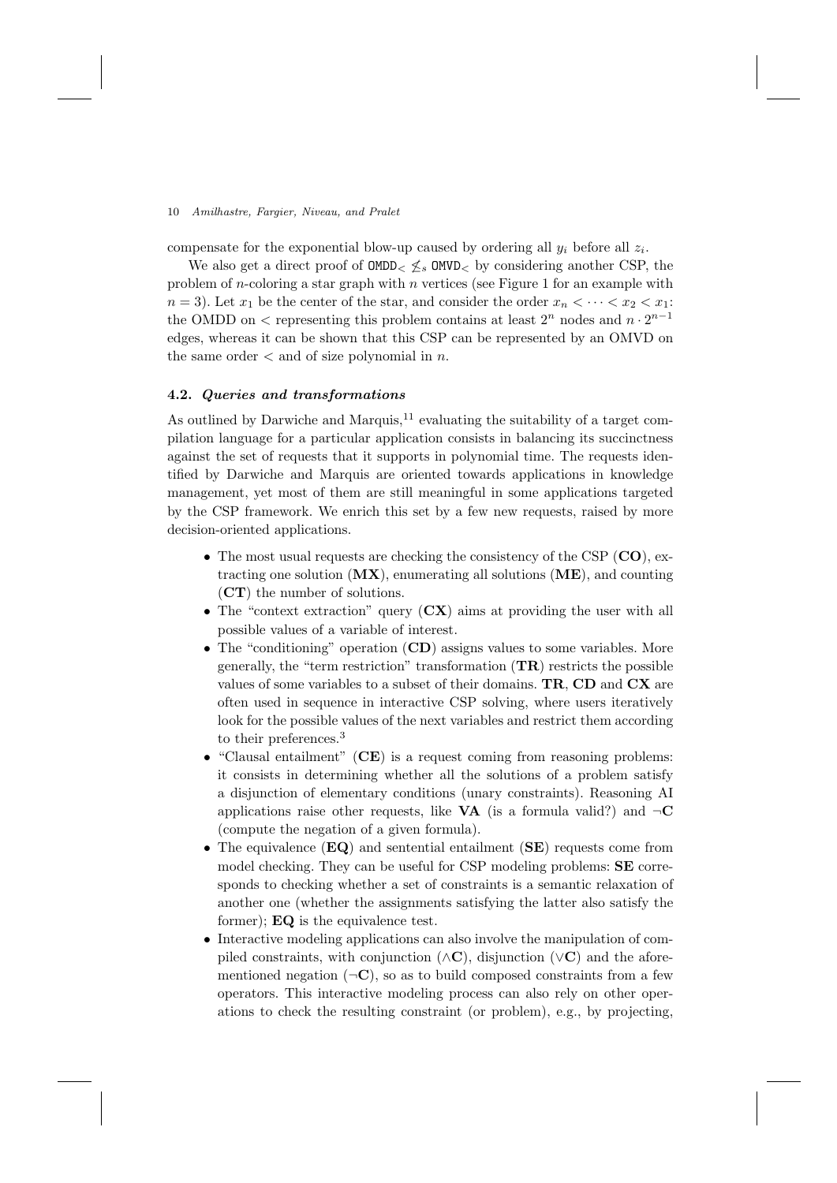compensate for the exponential blow-up caused by ordering all $y_i$ before all $z_i$.

We also get a direct proof of $\texttt{OMDD}_< \not\leq_s \texttt{OMVD}_<$ by considering another CSP, the problem of $n$-coloring a star graph with $n$ vertices (see Figure 1 for an example with $n = 3$). Let $x_1$ be the center of the star, and consider the order $x_n < \cdots < x_2 < x_1$: the OMDD on $<$ representing this problem contains at least $2^n$ nodes and $n \cdot 2^{n-1}$ edges, whereas it can be shown that this CSP can be represented by an OMVD on the same order $<$ and of size polynomial in $n$.

### 4.2. *Queries and transformations*

As outlined by Darwiche and Marquis,[11] evaluating the suitability of a target compilation language for a particular application consists in balancing its succinctness against the set of requests that it supports in polynomial time. The requests identified by Darwiche and Marquis are oriented towards applications in knowledge management, yet most of them are still meaningful in some applications targeted by the CSP framework. We enrich this set by a few new requests, raised by more decision-oriented applications.

- The most usual requests are checking the consistency of the CSP (**CO**), extracting one solution (**MX**), enumerating all solutions (**ME**), and counting (**CT**) the number of solutions.
- The "context extraction" query (**CX**) aims at providing the user with all possible values of a variable of interest.
- The "conditioning" operation (**CD**) assigns values to some variables. More generally, the "term restriction" transformation (**TR**) restricts the possible values of some variables to a subset of their domains. **TR**, **CD** and **CX** are often used in sequence in interactive CSP solving, where users iteratively look for the possible values of the next variables and restrict them according to their preferences.[3]
- "Clausal entailment" (**CE**) is a request coming from reasoning problems: it consists in determining whether all the solutions of a problem satisfy a disjunction of elementary conditions (unary constraints). Reasoning AI applications raise other requests, like **VA** (is a formula valid?) and $\neg$**C** (compute the negation of a given formula).
- The equivalence (**EQ**) and sentential entailment (**SE**) requests come from model checking. They can be useful for CSP modeling problems: **SE** corresponds to checking whether a set of constraints is a semantic relaxation of another one (whether the assignments satisfying the latter also satisfy the former); **EQ** is the equivalence test.
- Interactive modeling applications can also involve the manipulation of compiled constraints, with conjunction ($\wedge$**C**), disjunction ($\vee$**C**) and the aforementioned negation ($\neg$**C**), so as to build composed constraints from a few operators. This interactive modeling process can also rely on other operations to check the resulting constraint (or problem), e.g., by projecting,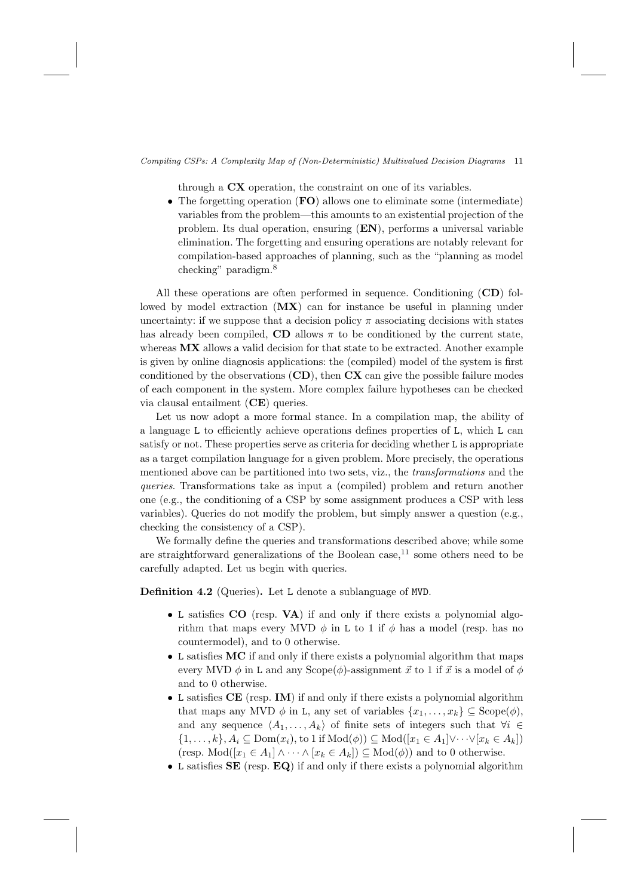through a **CX** operation, the constraint on one of its variables.

- The forgetting operation (**FO**) allows one to eliminate some (intermediate) variables from the problem—this amounts to an existential projection of the problem. Its dual operation, ensuring (**EN**), performs a universal variable elimination. The forgetting and ensuring operations are notably relevant for compilation-based approaches of planning, such as the "planning as model checking" paradigm.[8]

All these operations are often performed in sequence. Conditioning (**CD**) followed by model extraction (**MX**) can for instance be useful in planning under uncertainty: if we suppose that a decision policy $\pi$ associating decisions with states has already been compiled, **CD** allows $\pi$ to be conditioned by the current state, whereas **MX** allows a valid decision for that state to be extracted. Another example is given by online diagnosis applications: the (compiled) model of the system is first conditioned by the observations (**CD**), then **CX** can give the possible failure modes of each component in the system. More complex failure hypotheses can be checked via clausal entailment (**CE**) queries.

Let us now adopt a more formal stance. In a compilation map, the ability of a language L to efficiently achieve operations defines properties of L, which L can satisfy or not. These properties serve as criteria for deciding whether L is appropriate as a target compilation language for a given problem. More precisely, the operations mentioned above can be partitioned into two sets, viz., the *transformations* and the *queries*. Transformations take as input a (compiled) problem and return another one (e.g., the conditioning of a CSP by some assignment produces a CSP with less variables). Queries do not modify the problem, but simply answer a question (e.g., checking the consistency of a CSP).

We formally define the queries and transformations described above; while some are straightforward generalizations of the Boolean case,[11] some others need to be carefully adapted. Let us begin with queries.

**Definition 4.2** (Queries)**.** Let L denote a sublanguage of MVD.

- L satisfies **CO** (resp. **VA**) if and only if there exists a polynomial algorithm that maps every MVD $\phi$ in L to 1 if $\phi$ has a model (resp. has no countermodel), and to 0 otherwise.
- L satisfies **MC** if and only if there exists a polynomial algorithm that maps every MVD $\phi$ in L and any $\mathrm{Scope}(\phi)$-assignment $\vec{x}$ to 1 if $\vec{x}$ is a model of $\phi$ and to 0 otherwise.
- L satisfies **CE** (resp. **IM**) if and only if there exists a polynomial algorithm that maps any MVD $\phi$ in L, any set of variables $\{x_1, \dots, x_k\} \subseteq \mathrm{Scope}(\phi)$, and any sequence $\langle A_1, \dots, A_k \rangle$ of finite sets of integers such that $\forall i \in \{1, \dots, k\}, A_i \subseteq \mathrm{Dom}(x_i)$, to 1 if $\mathrm{Mod}(\phi) \subseteq \mathrm{Mod}([x_1 \in A_1] \vee \cdots \vee [x_k \in A_k])$ (resp. $\mathrm{Mod}([x_1 \in A_1] \wedge \cdots \wedge [x_k \in A_k]) \subseteq \mathrm{Mod}(\phi)$) and to 0 otherwise.
- L satisfies **SE** (resp. **EQ**) if and only if there exists a polynomial algorithm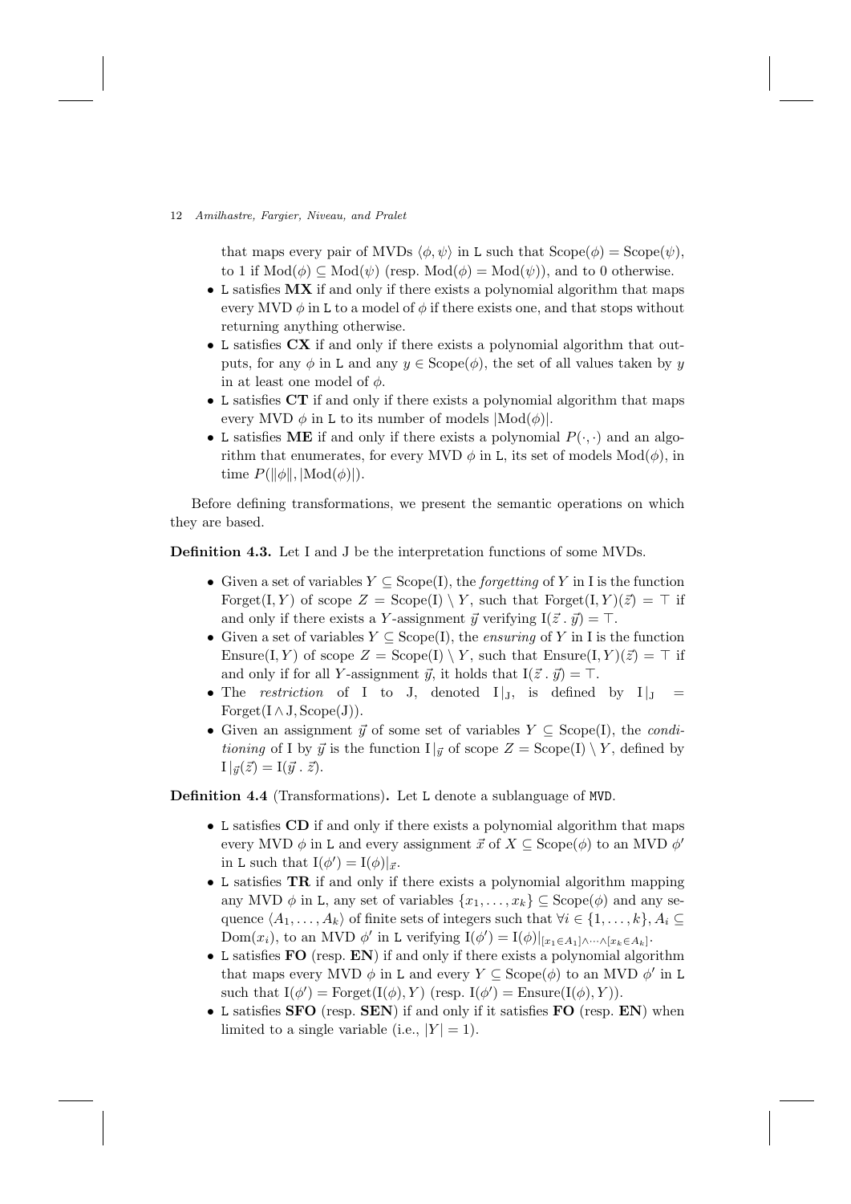that maps every pair of MVDs $\langle \phi, \psi \rangle$ in L such that $\text{Scope}(\phi) = \text{Scope}(\psi)$, to 1 if $\text{Mod}(\phi) \subseteq \text{Mod}(\psi)$ (resp. $\text{Mod}(\phi) = \text{Mod}(\psi)$), and to 0 otherwise.

- L satisfies **MX** if and only if there exists a polynomial algorithm that maps every MVD $\phi$ in L to a model of $\phi$ if there exists one, and that stops without returning anything otherwise.
- L satisfies **CX** if and only if there exists a polynomial algorithm that outputs, for any $\phi$ in L and any $y \in \text{Scope}(\phi)$, the set of all values taken by $y$ in at least one model of $\phi$.
- L satisfies **CT** if and only if there exists a polynomial algorithm that maps every MVD $\phi$ in L to its number of models $|\text{Mod}(\phi)|$.
- L satisfies **ME** if and only if there exists a polynomial $P(\cdot, \cdot)$ and an algorithm that enumerates, for every MVD $\phi$ in L, its set of models $\text{Mod}(\phi)$, in time $P(\|\phi\|, |\text{Mod}(\phi)|)$.

Before defining transformations, we present the semantic operations on which they are based.

**Definition 4.3.** Let I and J be the interpretation functions of some MVDs.

- Given a set of variables $Y \subseteq \text{Scope}(\text{I})$, the *forgetting* of $Y$ in I is the function $\text{Forget}(\text{I}, Y)$ of scope $Z = \text{Scope}(\text{I}) \setminus Y$, such that $\text{Forget}(\text{I}, Y)(\vec{z}) = \top$ if and only if there exists a $Y$-assignment $\vec{y}$ verifying $\text{I}(\vec{z} \,.\, \vec{y}) = \top$.
- Given a set of variables $Y \subseteq \text{Scope}(\text{I})$, the *ensuring* of $Y$ in I is the function $\text{Ensure}(\text{I}, Y)$ of scope $Z = \text{Scope}(\text{I}) \setminus Y$, such that $\text{Ensure}(\text{I}, Y)(\vec{z}) = \top$ if and only if for all $Y$-assignment $\vec{y}$, it holds that $\text{I}(\vec{z} \,.\, \vec{y}) = \top$.
- The *restriction* of I to J, denoted $\text{I}|_{\text{J}}$, is defined by $\text{I}|_{\text{J}} = \text{Forget}(\text{I} \wedge \text{J}, \text{Scope}(\text{J}))$.
- Given an assignment $\vec{y}$ of some set of variables $Y \subseteq \text{Scope}(\text{I})$, the *conditioning* of I by $\vec{y}$ is the function $\text{I}|_{\vec{y}}$ of scope $Z = \text{Scope}(\text{I}) \setminus Y$, defined by $\text{I}|_{\vec{y}}(\vec{z}) = \text{I}(\vec{y} \,.\, \vec{z})$.

**Definition 4.4** (Transformations)**.** Let L denote a sublanguage of MVD.

- L satisfies **CD** if and only if there exists a polynomial algorithm that maps every MVD $\phi$ in L and every assignment $\vec{x}$ of $X \subseteq \text{Scope}(\phi)$ to an MVD $\phi'$ in L such that $\text{I}(\phi') = \text{I}(\phi)|_{\vec{x}}$.
- L satisfies **TR** if and only if there exists a polynomial algorithm mapping any MVD $\phi$ in L, any set of variables $\{x_1, \dots, x_k\} \subseteq \text{Scope}(\phi)$ and any sequence $\langle A_1, \dots, A_k \rangle$ of finite sets of integers such that $\forall i \in \{1, \dots, k\}, A_i \subseteq \text{Dom}(x_i)$, to an MVD $\phi'$ in L verifying $\text{I}(\phi') = \text{I}(\phi)|_{[x_1 \in A_1] \wedge \cdots \wedge [x_k \in A_k]}$.
- L satisfies **FO** (resp. **EN**) if and only if there exists a polynomial algorithm that maps every MVD $\phi$ in L and every $Y \subseteq \text{Scope}(\phi)$ to an MVD $\phi'$ in L such that $\text{I}(\phi') = \text{Forget}(\text{I}(\phi), Y)$ (resp. $\text{I}(\phi') = \text{Ensure}(\text{I}(\phi), Y)$).
- L satisfies **SFO** (resp. **SEN**) if and only if it satisfies **FO** (resp. **EN**) when limited to a single variable (i.e., $|Y| = 1$).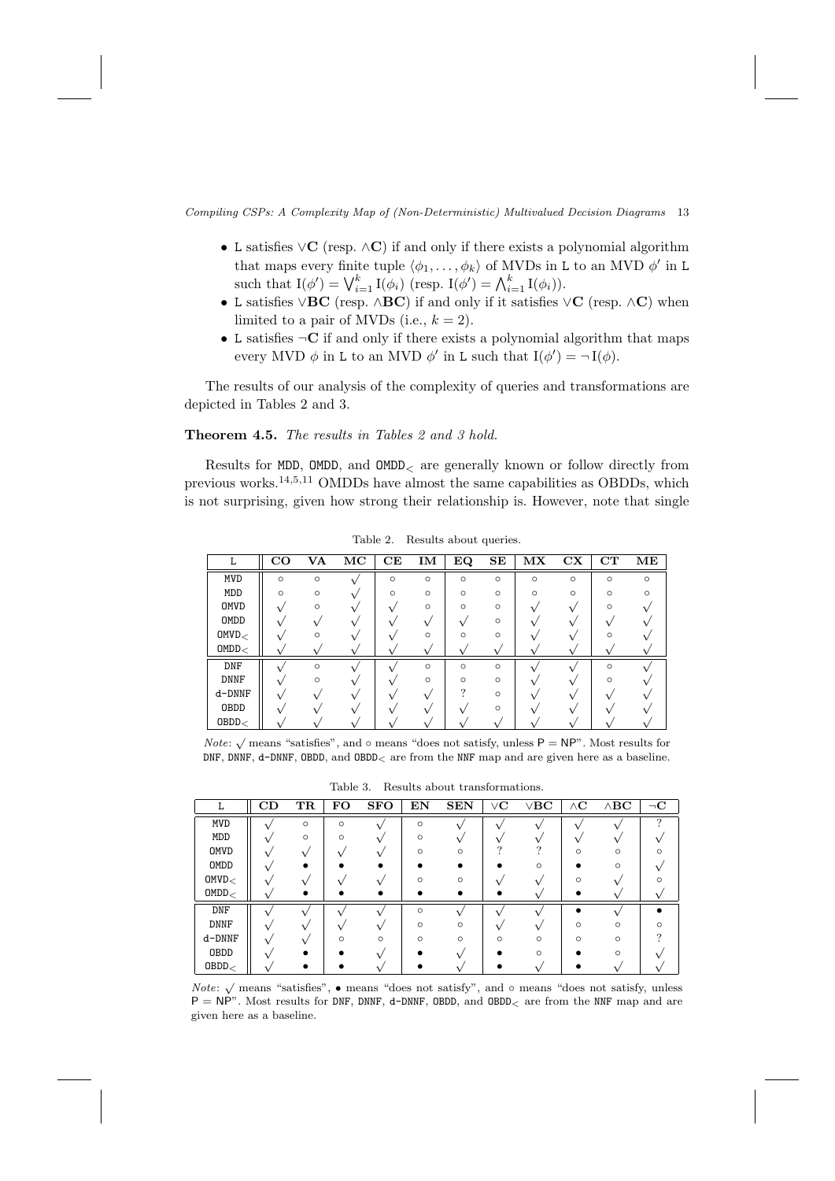- L satisfies $\vee$**C** (resp. $\wedge$**C**) if and only if there exists a polynomial algorithm that maps every finite tuple $\langle \phi_1, \ldots, \phi_k \rangle$ of MVDs in L to an MVD $\phi'$ in L such that $\mathrm{I}(\phi') = \bigvee_{i=1}^{k} \mathrm{I}(\phi_i)$ (resp. $\mathrm{I}(\phi') = \bigwedge_{i=1}^{k} \mathrm{I}(\phi_i)$).
- L satisfies $\vee$**BC** (resp. $\wedge$**BC**) if and only if it satisfies $\vee$**C** (resp. $\wedge$**C**) when limited to a pair of MVDs (i.e., $k = 2$).
- L satisfies $\neg$**C** if and only if there exists a polynomial algorithm that maps every MVD $\phi$ in L to an MVD $\phi'$ in L such that $\mathrm{I}(\phi') = \neg \mathrm{I}(\phi)$.

The results of our analysis of the complexity of queries and transformations are depicted in Tables 2 and 3.

**Theorem 4.5.** *The results in Tables 2 and 3 hold.*

Results for MDD, OMDD, and $\mathtt{OMDD}_<$ are generally known or follow directly from previous works.[14,5,11] OMDDs have almost the same capabilities as OBDDs, which is not surprising, given how strong their relationship is. However, note that single

Table 2. Results about queries.

| L | CO | VA | MC | CE | IM | EQ | SE | MX | CX | CT | ME |
|---|---|---|---|---|---|---|---|---|---|---|---|
| MVD | ∘ | ∘ | √ | ∘ | ∘ | ∘ | ∘ | ∘ | ∘ | ∘ | ∘ |
| MDD | ∘ | ∘ | √ | ∘ | ∘ | ∘ | ∘ | ∘ | ∘ | ∘ | ∘ |
| OMVD | √ | ∘ | √ | √ | ∘ | ∘ | ∘ | √ | √ | ∘ | √ |
| OMDD | √ | √ | √ | √ | √ | √ | ∘ | √ | √ | √ | √ |
| $\mathtt{OMVD}_<$ | √ | ∘ | √ | √ | ∘ | ∘ | ∘ | √ | √ | ∘ | √ |
| $\mathtt{OMDD}_<$ | √ | √ | √ | √ | √ | √ | √ | √ | √ | √ | √ |
| DNF | √ | ∘ | √ | √ | ∘ | ∘ | ∘ | √ | √ | ∘ | √ |
| DNNF | √ | ∘ | √ | √ | ∘ | ∘ | ∘ | √ | √ | ∘ | √ |
| d-DNNF | √ | √ | √ | √ | √ | ? | ∘ | √ | √ | √ | √ |
| OBDD | √ | √ | √ | √ | √ | √ | ∘ | √ | √ | √ | √ |
| $\mathtt{OBDD}_<$ | √ | √ | √ | √ | √ | √ | √ | √ | √ | √ | √ |

*Note*: √ means "satisfies", and ∘ means "does not satisfy, unless P = NP". Most results for DNF, DNNF, d-DNNF, OBDD, and $\mathtt{OBDD}_<$ are from the NNF map and are given here as a baseline.

Table 3. Results about transformations.

| L | CD | TR | FO | SFO | EN | SEN | $\vee$C | $\vee$BC | $\wedge$C | $\wedge$BC | $\neg$C |
|---|---|---|---|---|---|---|---|---|---|---|---|
| MVD | √ | ∘ | ∘ | √ | ∘ | √ | √ | √ | √ | √ | ? |
| MDD | √ | ∘ | ∘ | √ | ∘ | √ | √ | √ | √ | √ | √ |
| OMVD | √ | √ | √ | √ | ∘ | ∘ | ? | ? | ∘ | ∘ | ∘ |
| OMDD | √ | • | • | • | • | • | • | ∘ | • | ∘ | √ |
| $\mathtt{OMVD}_<$ | √ | √ | √ | √ | ∘ | ∘ | √ | √ | ∘ | √ | ∘ |
| $\mathtt{OMDD}_<$ | √ | • | • | • | • | • | • | √ | • | √ | √ |
| DNF | √ | √ | √ | √ | ∘ | √ | √ | √ | • | √ | • |
| DNNF | √ | √ | √ | √ | ∘ | ∘ | √ | √ | ∘ | ∘ | ∘ |
| d-DNNF | √ | √ | ∘ | ∘ | ∘ | ∘ | ∘ | ∘ | ∘ | ∘ | ? |
| OBDD | √ | • | • | √ | • | √ | • | ∘ | • | ∘ | √ |
| $\mathtt{OBDD}_<$ | √ | • | • | √ | • | √ | • | √ | • | √ | √ |

*Note*: √ means "satisfies", • means "does not satisfy", and ∘ means "does not satisfy, unless P = NP". Most results for DNF, DNNF, d-DNNF, OBDD, and $\mathtt{OBDD}_<$ are from the NNF map and are given here as a baseline.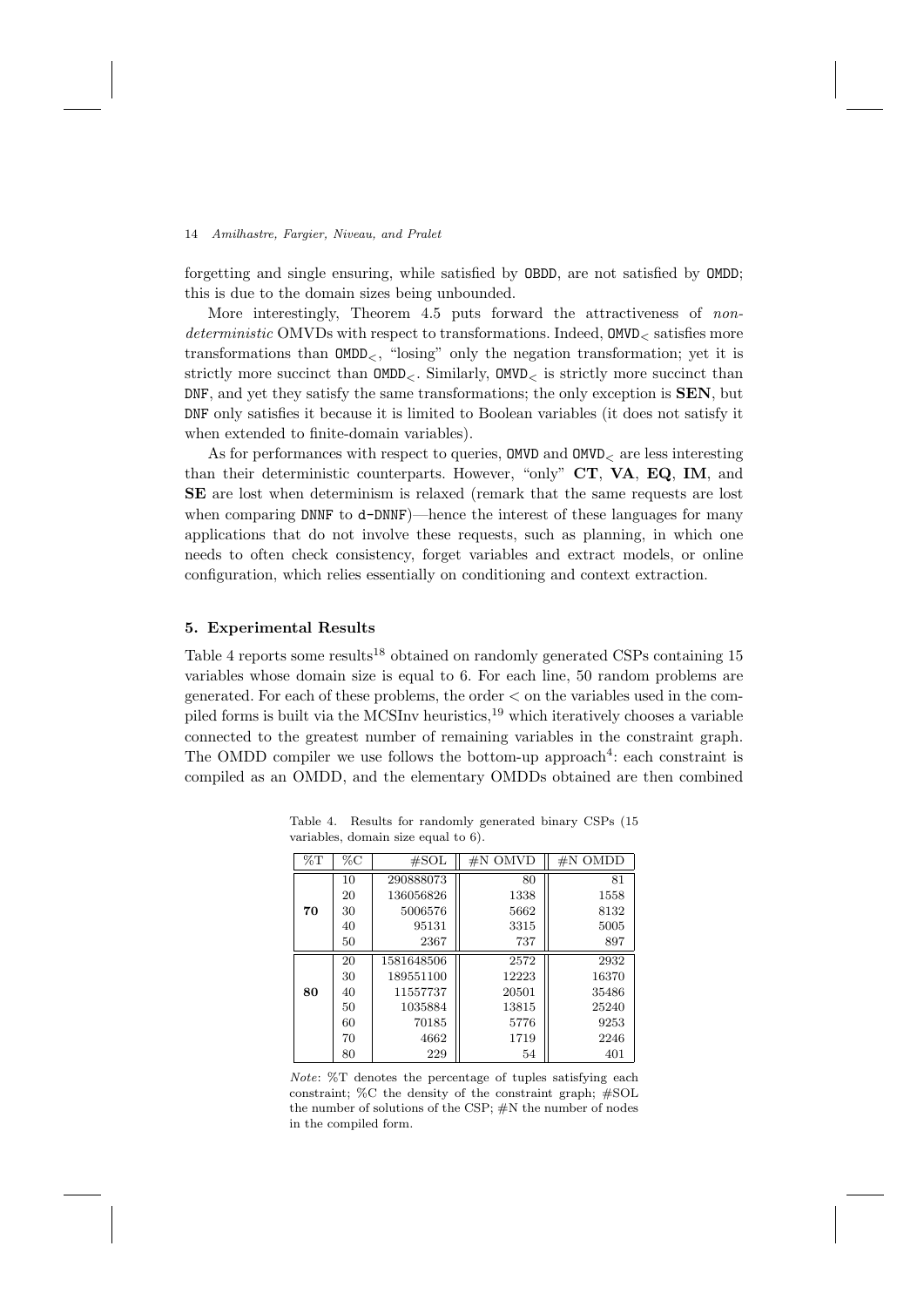forgetting and single ensuring, while satisfied by OBDD, are not satisfied by OMDD; this is due to the domain sizes being unbounded.

More interestingly, Theorem 4.5 puts forward the attractiveness of *non-deterministic* OMVDs with respect to transformations. Indeed, $\mathtt{OMVD}_<$ satisfies more transformations than $\mathtt{OMDD}_<$, "losing" only the negation transformation; yet it is strictly more succinct than $\mathtt{OMDD}_<$. Similarly, $\mathtt{OMVD}_<$ is strictly more succinct than DNF, and yet they satisfy the same transformations; the only exception is **SEN**, but DNF only satisfies it because it is limited to Boolean variables (it does not satisfy it when extended to finite-domain variables).

As for performances with respect to queries, OMVD and $\mathtt{OMVD}_<$ are less interesting than their deterministic counterparts. However, "only" **CT**, **VA**, **EQ**, **IM**, and **SE** are lost when determinism is relaxed (remark that the same requests are lost when comparing DNNF to d-DNNF)—hence the interest of these languages for many applications that do not involve these requests, such as planning, in which one needs to often check consistency, forget variables and extract models, or online configuration, which relies essentially on conditioning and context extraction.

## 5. Experimental Results

Table 4 reports some results[18] obtained on randomly generated CSPs containing 15 variables whose domain size is equal to 6. For each line, 50 random problems are generated. For each of these problems, the order $<$ on the variables used in the compiled forms is built via the MCSInv heuristics,[19] which iteratively chooses a variable connected to the greatest number of remaining variables in the constraint graph. The OMDD compiler we use follows the bottom-up approach[4]: each constraint is compiled as an OMDD, and the elementary OMDDs obtained are then combined

Table 4. Results for randomly generated binary CSPs (15 variables, domain size equal to 6).

| %T | %C | #SOL | #N OMVD | #N OMDD |
|---|---|---|---|---|
| **70** | 10 | 290888073 | 80 | 81 |
| | 20 | 136056826 | 1338 | 1558 |
| | 30 | 5006576 | 5662 | 8132 |
| | 40 | 95131 | 3315 | 5005 |
| | 50 | 2367 | 737 | 897 |
| **80** | 20 | 1581648506 | 2572 | 2932 |
| | 30 | 189551100 | 12223 | 16370 |
| | 40 | 11557737 | 20501 | 35486 |
| | 50 | 1035884 | 13815 | 25240 |
| | 60 | 70185 | 5776 | 9253 |
| | 70 | 4662 | 1719 | 2246 |
| | 80 | 229 | 54 | 401 |

*Note*: %T denotes the percentage of tuples satisfying each constraint; %C the density of the constraint graph; #SOL the number of solutions of the CSP; #N the number of nodes in the compiled form.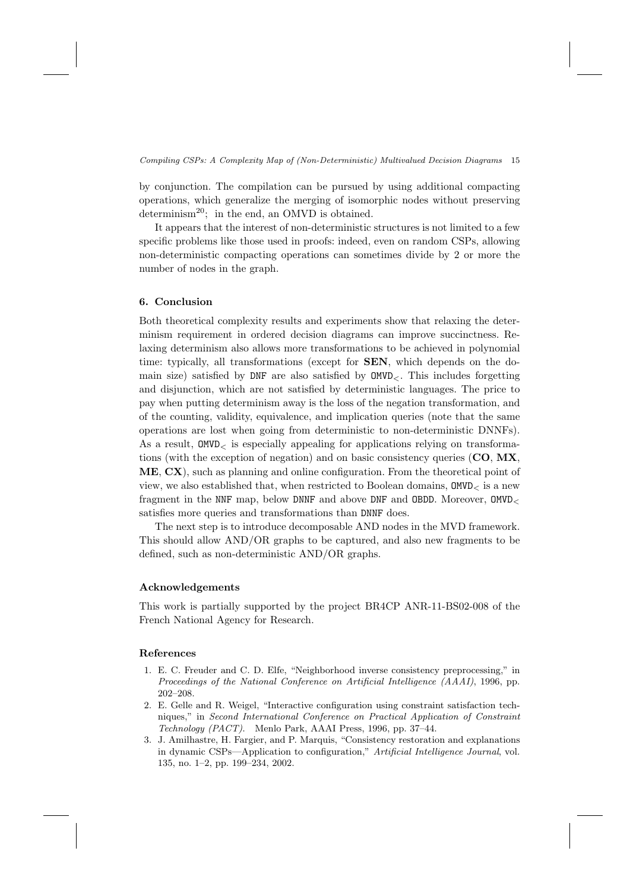by conjunction. The compilation can be pursued by using additional compacting operations, which generalize the merging of isomorphic nodes without preserving determinism[20]; in the end, an OMVD is obtained.

It appears that the interest of non-deterministic structures is not limited to a few specific problems like those used in proofs: indeed, even on random CSPs, allowing non-deterministic compacting operations can sometimes divide by 2 or more the number of nodes in the graph.

## 6. Conclusion

Both theoretical complexity results and experiments show that relaxing the determinism requirement in ordered decision diagrams can improve succinctness. Relaxing determinism also allows more transformations to be achieved in polynomial time: typically, all transformations (except for **SEN**, which depends on the domain size) satisfied by DNF are also satisfied by $\texttt{OMVD}_<$. This includes forgetting and disjunction, which are not satisfied by deterministic languages. The price to pay when putting determinism away is the loss of the negation transformation, and of the counting, validity, equivalence, and implication queries (note that the same operations are lost when going from deterministic to non-deterministic DNNFs). As a result, $\texttt{OMVD}_<$ is especially appealing for applications relying on transformations (with the exception of negation) and on basic consistency queries (**CO**, **MX**, **ME**, **CX**), such as planning and online configuration. From the theoretical point of view, we also established that, when restricted to Boolean domains, $\texttt{OMVD}_<$ is a new fragment in the NNF map, below DNNF and above DNF and OBDD. Moreover, $\texttt{OMVD}_<$ satisfies more queries and transformations than DNNF does.

The next step is to introduce decomposable AND nodes in the MVD framework. This should allow AND/OR graphs to be captured, and also new fragments to be defined, such as non-deterministic AND/OR graphs.

### Acknowledgements

This work is partially supported by the project BR4CP ANR-11-BS02-008 of the French National Agency for Research.

### References

1. E. C. Freuder and C. D. Elfe, "Neighborhood inverse consistency preprocessing," in *Proceedings of the National Conference on Artificial Intelligence (AAAI)*, 1996, pp. 202–208.
2. E. Gelle and R. Weigel, "Interactive configuration using constraint satisfaction techniques," in *Second International Conference on Practical Application of Constraint Technology (PACT)*. Menlo Park, AAAI Press, 1996, pp. 37–44.
3. J. Amilhastre, H. Fargier, and P. Marquis, "Consistency restoration and explanations in dynamic CSPs—Application to configuration," *Artificial Intelligence Journal*, vol. 135, no. 1–2, pp. 199–234, 2002.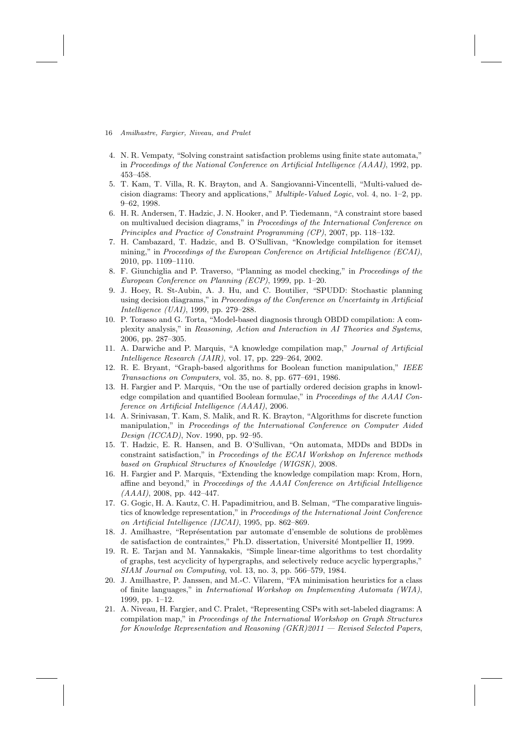4. N. R. Vempaty, "Solving constraint satisfaction problems using finite state automata," in *Proceedings of the National Conference on Artificial Intelligence (AAAI)*, 1992, pp. 453–458.
5. T. Kam, T. Villa, R. K. Brayton, and A. Sangiovanni-Vincentelli, "Multi-valued decision diagrams: Theory and applications," *Multiple-Valued Logic*, vol. 4, no. 1–2, pp. 9–62, 1998.
6. H. R. Andersen, T. Hadzic, J. N. Hooker, and P. Tiedemann, "A constraint store based on multivalued decision diagrams," in *Proceedings of the International Conference on Principles and Practice of Constraint Programming (CP)*, 2007, pp. 118–132.
7. H. Cambazard, T. Hadzic, and B. O'Sullivan, "Knowledge compilation for itemset mining," in *Proceedings of the European Conference on Artificial Intelligence (ECAI)*, 2010, pp. 1109–1110.
8. F. Giunchiglia and P. Traverso, "Planning as model checking," in *Proceedings of the European Conference on Planning (ECP)*, 1999, pp. 1–20.
9. J. Hoey, R. St-Aubin, A. J. Hu, and C. Boutilier, "SPUDD: Stochastic planning using decision diagrams," in *Proceedings of the Conference on Uncertainty in Artificial Intelligence (UAI)*, 1999, pp. 279–288.
10. P. Torasso and G. Torta, "Model-based diagnosis through OBDD compilation: A complexity analysis," in *Reasoning, Action and Interaction in AI Theories and Systems*, 2006, pp. 287–305.
11. A. Darwiche and P. Marquis, "A knowledge compilation map," *Journal of Artificial Intelligence Research (JAIR)*, vol. 17, pp. 229–264, 2002.
12. R. E. Bryant, "Graph-based algorithms for Boolean function manipulation," *IEEE Transactions on Computers*, vol. 35, no. 8, pp. 677–691, 1986.
13. H. Fargier and P. Marquis, "On the use of partially ordered decision graphs in knowledge compilation and quantified Boolean formulae," in *Proceedings of the AAAI Conference on Artificial Intelligence (AAAI)*, 2006.
14. A. Srinivasan, T. Kam, S. Malik, and R. K. Brayton, "Algorithms for discrete function manipulation," in *Proceedings of the International Conference on Computer Aided Design (ICCAD)*, Nov. 1990, pp. 92–95.
15. T. Hadzic, E. R. Hansen, and B. O'Sullivan, "On automata, MDDs and BDDs in constraint satisfaction," in *Proceedings of the ECAI Workshop on Inference methods based on Graphical Structures of Knowledge (WIGSK)*, 2008.
16. H. Fargier and P. Marquis, "Extending the knowledge compilation map: Krom, Horn, affine and beyond," in *Proceedings of the AAAI Conference on Artificial Intelligence (AAAI)*, 2008, pp. 442–447.
17. G. Gogic, H. A. Kautz, C. H. Papadimitriou, and B. Selman, "The comparative linguistics of knowledge representation," in *Proceedings of the International Joint Conference on Artificial Intelligence (IJCAI)*, 1995, pp. 862–869.
18. J. Amilhastre, "Représentation par automate d'ensemble de solutions de problèmes de satisfaction de contraintes," Ph.D. dissertation, Université Montpellier II, 1999.
19. R. E. Tarjan and M. Yannakakis, "Simple linear-time algorithms to test chordality of graphs, test acyclicity of hypergraphs, and selectively reduce acyclic hypergraphs," *SIAM Journal on Computing*, vol. 13, no. 3, pp. 566–579, 1984.
20. J. Amilhastre, P. Janssen, and M.-C. Vilarem, "FA minimisation heuristics for a class of finite languages," in *International Workshop on Implementing Automata (WIA)*, 1999, pp. 1–12.
21. A. Niveau, H. Fargier, and C. Pralet, "Representing CSPs with set-labeled diagrams: A compilation map," in *Proceedings of the International Workshop on Graph Structures for Knowledge Representation and Reasoning (GKR)2011 — Revised Selected Papers*,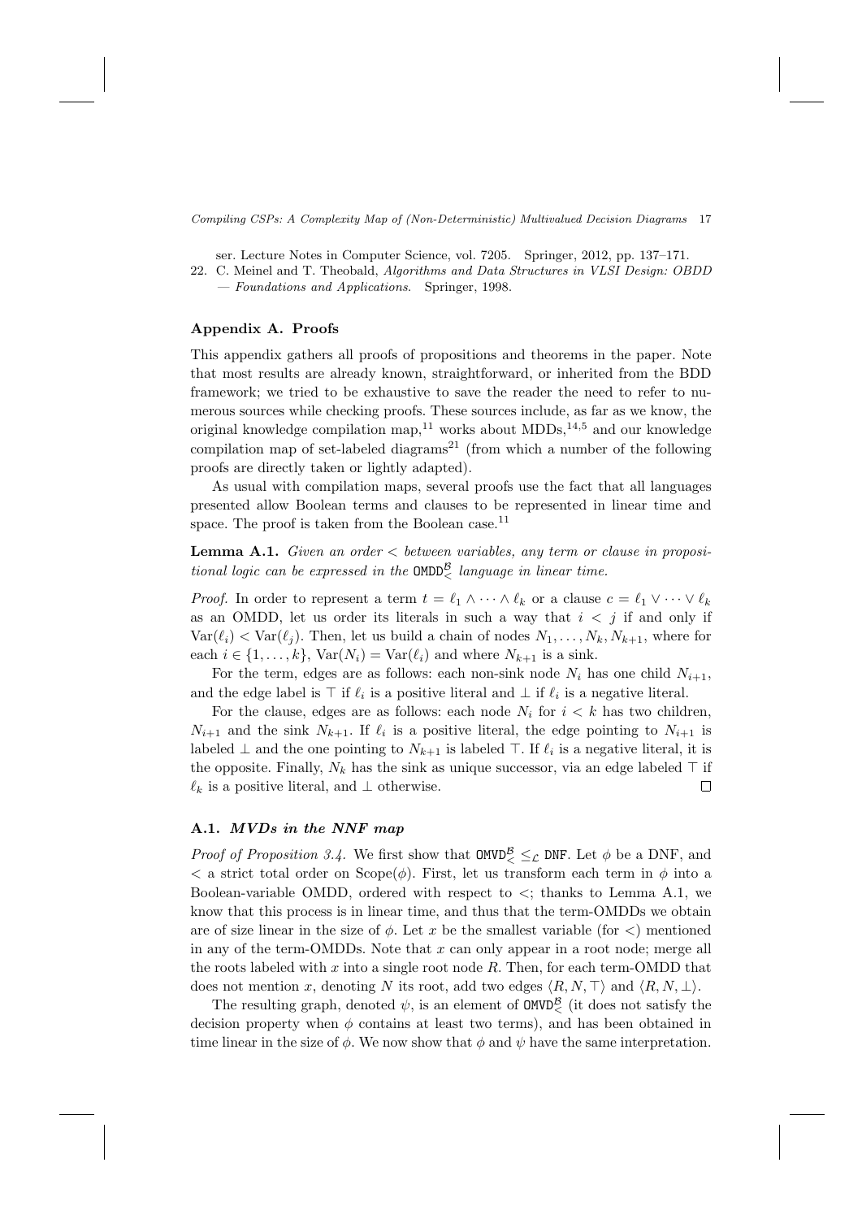ser. Lecture Notes in Computer Science, vol. 7205. Springer, 2012, pp. 137–171.

22. C. Meinel and T. Theobald, *Algorithms and Data Structures in VLSI Design: OBDD — Foundations and Applications*. Springer, 1998.

## Appendix A. Proofs

This appendix gathers all proofs of propositions and theorems in the paper. Note that most results are already known, straightforward, or inherited from the BDD framework; we tried to be exhaustive to save the reader the need to refer to numerous sources while checking proofs. These sources include, as far as we know, the original knowledge compilation map,[11] works about MDDs,[14,5] and our knowledge compilation map of set-labeled diagrams[21] (from which a number of the following proofs are directly taken or lightly adapted).

As usual with compilation maps, several proofs use the fact that all languages presented allow Boolean terms and clauses to be represented in linear time and space. The proof is taken from the Boolean case.[11]

**Lemma A.1.** *Given an order $<$ between variables, any term or clause in propositional logic can be expressed in the $\texttt{OMDD}^{\mathcal{B}}_{<}$ language in linear time.*

*Proof.* In order to represent a term $t = \ell_1 \wedge \cdots \wedge \ell_k$ or a clause $c = \ell_1 \vee \cdots \vee \ell_k$ as an OMDD, let us order its literals in such a way that $i < j$ if and only if $\text{Var}(\ell_i) < \text{Var}(\ell_j)$. Then, let us build a chain of nodes $N_1, \ldots, N_k, N_{k+1}$, where for each $i \in \{1, \ldots, k\}$, $\text{Var}(N_i) = \text{Var}(\ell_i)$ and where $N_{k+1}$ is a sink.

For the term, edges are as follows: each non-sink node $N_i$ has one child $N_{i+1}$, and the edge label is $\top$ if $\ell_i$ is a positive literal and $\bot$ if $\ell_i$ is a negative literal.

For the clause, edges are as follows: each node $N_i$ for $i < k$ has two children, $N_{i+1}$ and the sink $N_{k+1}$. If $\ell_i$ is a positive literal, the edge pointing to $N_{i+1}$ is labeled $\bot$ and the one pointing to $N_{k+1}$ is labeled $\top$. If $\ell_i$ is a negative literal, it is the opposite. Finally, $N_k$ has the sink as unique successor, via an edge labeled $\top$ if $\ell_k$ is a positive literal, and $\bot$ otherwise. $\square$

### A.1. *MVDs in the NNF map*

*Proof of Proposition 3.4.* We first show that $\texttt{OMVD}^{\mathcal{B}}_{<} \leq_{\mathcal{L}} \texttt{DNF}$. Let $\phi$ be a DNF, and $<$ a strict total order on $\text{Scope}(\phi)$. First, let us transform each term in $\phi$ into a Boolean-variable OMDD, ordered with respect to $<$; thanks to Lemma A.1, we know that this process is in linear time, and thus that the term-OMDDs we obtain are of size linear in the size of $\phi$. Let $x$ be the smallest variable (for $<$) mentioned in any of the term-OMDDs. Note that $x$ can only appear in a root node; merge all the roots labeled with $x$ into a single root node $R$. Then, for each term-OMDD that does not mention $x$, denoting $N$ its root, add two edges $\langle R, N, \top \rangle$ and $\langle R, N, \bot \rangle$.

The resulting graph, denoted $\psi$, is an element of $\texttt{OMVD}^{\mathcal{B}}_{<}$ (it does not satisfy the decision property when $\phi$ contains at least two terms), and has been obtained in time linear in the size of $\phi$. We now show that $\phi$ and $\psi$ have the same interpretation.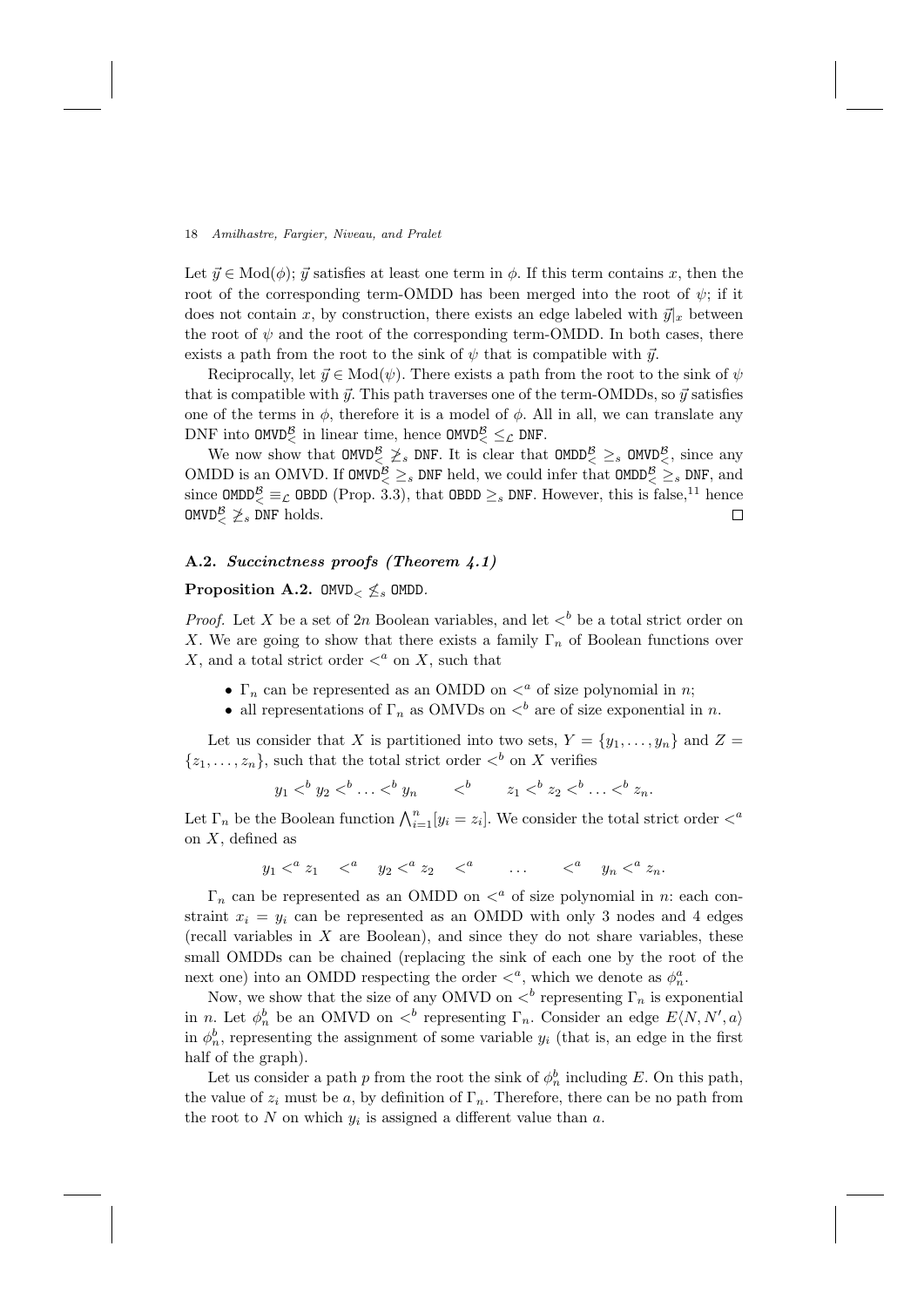Let $\vec{y} \in \text{Mod}(\phi)$; $\vec{y}$ satisfies at least one term in $\phi$. If this term contains $x$, then the root of the corresponding term-OMDD has been merged into the root of $\psi$; if it does not contain $x$, by construction, there exists an edge labeled with $\vec{y}|_x$ between the root of $\psi$ and the root of the corresponding term-OMDD. In both cases, there exists a path from the root to the sink of $\psi$ that is compatible with $\vec{y}$.

Reciprocally, let $\vec{y} \in \text{Mod}(\psi)$. There exists a path from the root to the sink of $\psi$ that is compatible with $\vec{y}$. This path traverses one of the term-OMDDs, so $\vec{y}$ satisfies one of the terms in $\phi$, therefore it is a model of $\phi$. All in all, we can translate any DNF into $\text{OMVD}^{\mathcal{B}}_{<}$ in linear time, hence $\text{OMVD}^{\mathcal{B}}_{<} \leq_{\mathcal{L}} \text{DNF}$.

We now show that $\text{OMVD}^{\mathcal{B}}_{<} \not\geq_s \text{DNF}$. It is clear that $\text{OMDD}^{\mathcal{B}}_{<} \geq_s \text{OMVD}^{\mathcal{B}}_{<}$, since any OMDD is an OMVD. If $\text{OMVD}^{\mathcal{B}}_{<} \geq_s \text{DNF}$ held, we could infer that $\text{OMDD}^{\mathcal{B}}_{<} \geq_s \text{DNF}$, and since $\text{OMDD}^{\mathcal{B}}_{<} \equiv_{\mathcal{L}} \text{OBDD}$ (Prop. 3.3), that $\text{OBDD} \geq_s \text{DNF}$. However, this is false,[11] hence $\text{OMVD}^{\mathcal{B}}_{<} \not\geq_s \text{DNF}$ holds. □

### A.2. *Succinctness proofs (Theorem 4.1)*

**Proposition A.2.** $\text{OMVD}_{<} \not\leq_s \text{OMDD}$.

*Proof.* Let $X$ be a set of $2n$ Boolean variables, and let $<^b$ be a total strict order on $X$. We are going to show that there exists a family $\Gamma_n$ of Boolean functions over $X$, and a total strict order $<^a$ on $X$, such that

- $\Gamma_n$ can be represented as an OMDD on $<^a$ of size polynomial in $n$;
- all representations of $\Gamma_n$ as OMVDs on $<^b$ are of size exponential in $n$.

Let us consider that $X$ is partitioned into two sets, $Y = \{y_1, \ldots, y_n\}$ and $Z = \{z_1, \ldots, z_n\}$, such that the total strict order $<^b$ on $X$ verifies

$$y_1 <^b y_2 <^b \ldots <^b y_n \qquad <^b \qquad z_1 <^b z_2 <^b \ldots <^b z_n.$$

Let $\Gamma_n$ be the Boolean function $\bigwedge_{i=1}^{n} [y_i = z_i]$. We consider the total strict order $<^a$ on $X$, defined as

$$y_1 <^a z_1 \quad <^a \quad y_2 <^a z_2 \quad <^a \qquad \ldots \qquad <^a \quad y_n <^a z_n.$$

$\Gamma_n$ can be represented as an OMDD on $<^a$ of size polynomial in $n$: each constraint $x_i = y_i$ can be represented as an OMDD with only 3 nodes and 4 edges (recall variables in $X$ are Boolean), and since they do not share variables, these small OMDDs can be chained (replacing the sink of each one by the root of the next one) into an OMDD respecting the order $<^a$, which we denote as $\phi_n^a$.

Now, we show that the size of any OMVD on $<^b$ representing $\Gamma_n$ is exponential in $n$. Let $\phi_n^b$ be an OMVD on $<^b$ representing $\Gamma_n$. Consider an edge $E\langle N, N', a\rangle$ in $\phi_n^b$, representing the assignment of some variable $y_i$ (that is, an edge in the first half of the graph).

Let us consider a path $p$ from the root the sink of $\phi_n^b$ including $E$. On this path, the value of $z_i$ must be $a$, by definition of $\Gamma_n$. Therefore, there can be no path from the root to $N$ on which $y_i$ is assigned a different value than $a$.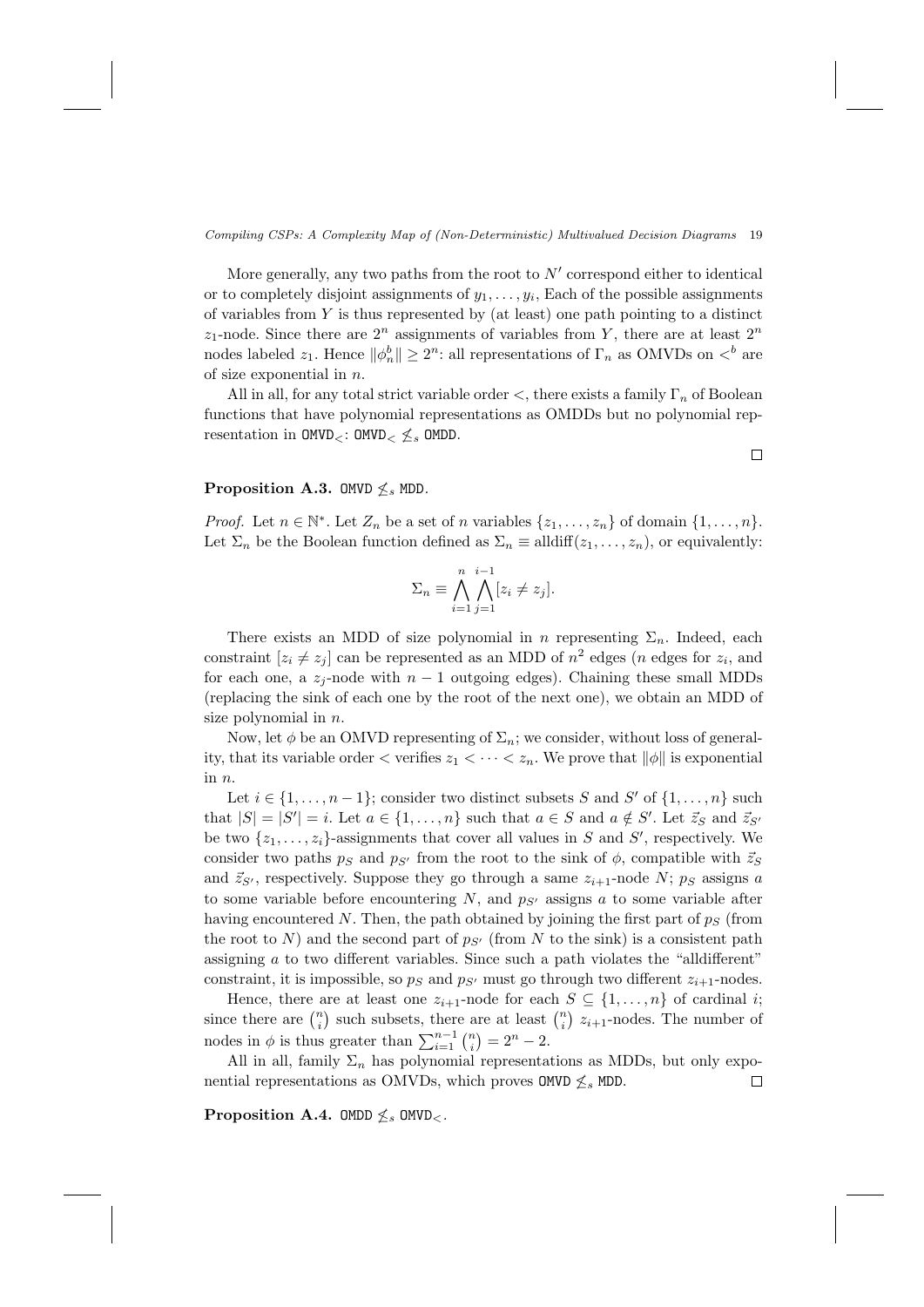More generally, any two paths from the root to $N'$ correspond either to identical or to completely disjoint assignments of $y_1, \dots, y_i$, Each of the possible assignments of variables from $Y$ is thus represented by (at least) one path pointing to a distinct $z_1$-node. Since there are $2^n$ assignments of variables from $Y$, there are at least $2^n$ nodes labeled $z_1$. Hence $\|\phi_n^b\| \geq 2^n$: all representations of $\Gamma_n$ as OMVDs on $<^b$ are of size exponential in $n$.

All in all, for any total strict variable order $<$, there exists a family $\Gamma_n$ of Boolean functions that have polynomial representations as OMDDs but no polynomial representation in $\texttt{OMVD}_<$: $\texttt{OMVD}_< \not\leq_s \texttt{OMDD}$.

□

**Proposition A.3.** $\texttt{OMVD} \not\leq_s \texttt{MDD}$.

*Proof.* Let $n \in \mathbb{N}^*$. Let $Z_n$ be a set of $n$ variables $\{z_1, \dots, z_n\}$ of domain $\{1, \dots, n\}$. Let $\Sigma_n$ be the Boolean function defined as $\Sigma_n \equiv \text{alldiff}(z_1, \dots, z_n)$, or equivalently:

$$\Sigma_n \equiv \bigwedge_{i=1}^{n} \bigwedge_{j=1}^{i-1} [z_i \neq z_j].$$

There exists an MDD of size polynomial in $n$ representing $\Sigma_n$. Indeed, each constraint $[z_i \neq z_j]$ can be represented as an MDD of $n^2$ edges ($n$ edges for $z_i$, and for each one, a $z_j$-node with $n-1$ outgoing edges). Chaining these small MDDs (replacing the sink of each one by the root of the next one), we obtain an MDD of size polynomial in $n$.

Now, let $\phi$ be an OMVD representing of $\Sigma_n$; we consider, without loss of generality, that its variable order $<$ verifies $z_1 < \cdots < z_n$. We prove that $\|\phi\|$ is exponential in $n$.

Let $i \in \{1, \dots, n-1\}$; consider two distinct subsets $S$ and $S'$ of $\{1, \dots, n\}$ such that $|S| = |S'| = i$. Let $a \in \{1, \dots, n\}$ such that $a \in S$ and $a \notin S'$. Let $\vec{z}_S$ and $\vec{z}_{S'}$ be two $\{z_1, \dots, z_i\}$-assignments that cover all values in $S$ and $S'$, respectively. We consider two paths $p_S$ and $p_{S'}$ from the root to the sink of $\phi$, compatible with $\vec{z}_S$ and $\vec{z}_{S'}$, respectively. Suppose they go through a same $z_{i+1}$-node $N$; $p_S$ assigns $a$ to some variable before encountering $N$, and $p_{S'}$ assigns $a$ to some variable after having encountered $N$. Then, the path obtained by joining the first part of $p_S$ (from the root to $N$) and the second part of $p_{S'}$ (from $N$ to the sink) is a consistent path assigning $a$ to two different variables. Since such a path violates the "alldifferent" constraint, it is impossible, so $p_S$ and $p_{S'}$ must go through two different $z_{i+1}$-nodes.

Hence, there are at least one $z_{i+1}$-node for each $S \subseteq \{1, \dots, n\}$ of cardinal $i$; since there are $\binom{n}{i}$ such subsets, there are at least $\binom{n}{i}$ $z_{i+1}$-nodes. The number of nodes in $\phi$ is thus greater than $\sum_{i=1}^{n-1} \binom{n}{i} = 2^n - 2$.

All in all, family $\Sigma_n$ has polynomial representations as MDDs, but only exponential representations as OMVDs, which proves $\texttt{OMVD} \not\leq_s \texttt{MDD}$. □

**Proposition A.4.** $\texttt{OMDD} \not\leq_s \texttt{OMVD}_<$.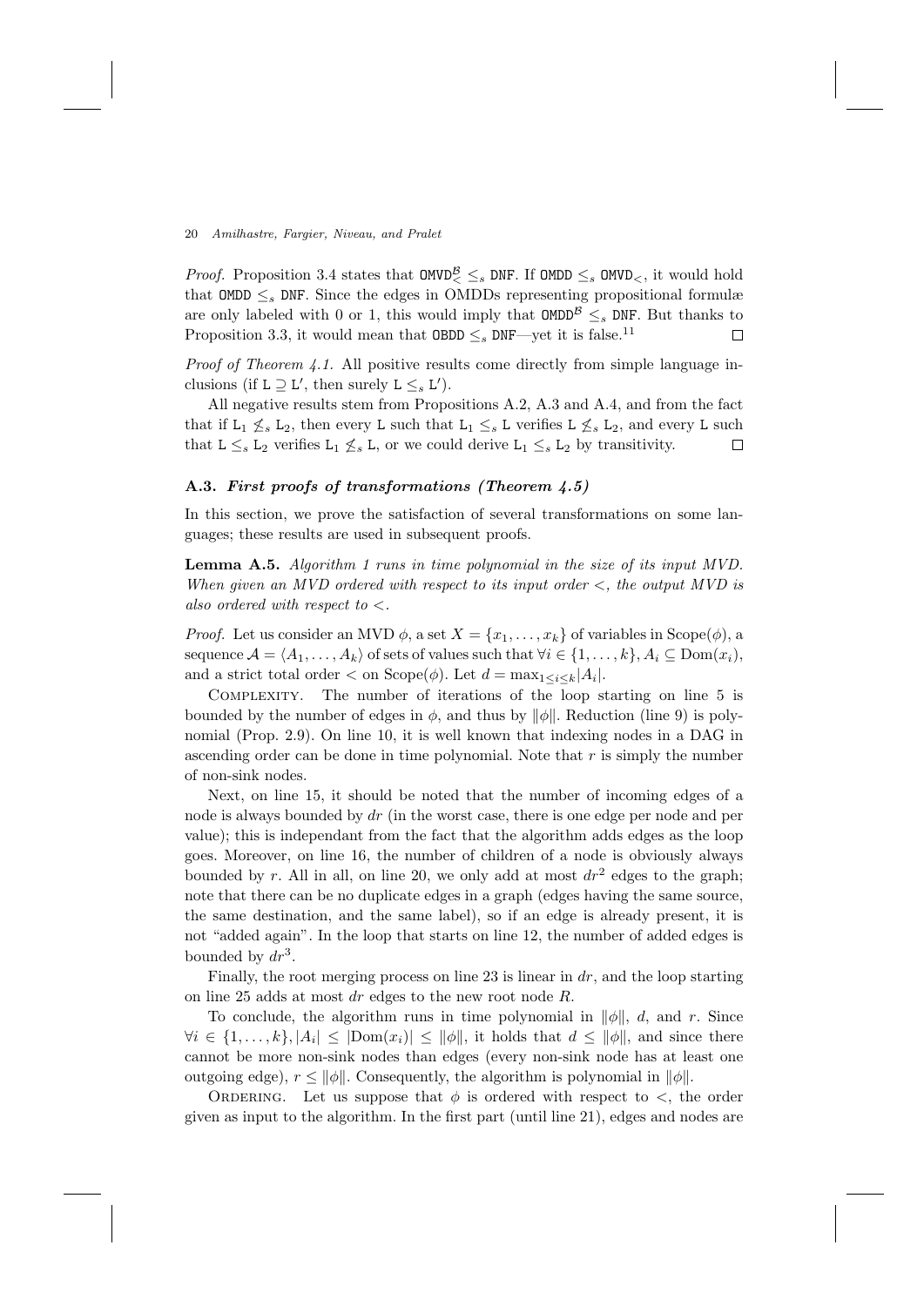*Proof.* Proposition 3.4 states that $\texttt{OMVD}^{\mathcal{B}}_{<} \leq_s \texttt{DNF}$. If $\texttt{OMDD} \leq_s \texttt{OMVD}_{<}$, it would hold that $\texttt{OMDD} \leq_s \texttt{DNF}$. Since the edges in OMDDs representing propositional formulæ are only labeled with 0 or 1, this would imply that $\texttt{OMDD}^{\mathcal{B}} \leq_s \texttt{DNF}$. But thanks to Proposition 3.3, it would mean that $\texttt{OBDD} \leq_s \texttt{DNF}$—yet it is false.[11] □

*Proof of Theorem 4.1.* All positive results come directly from simple language inclusions (if $\texttt{L} \supseteq \texttt{L}'$, then surely $\texttt{L} \leq_s \texttt{L}'$).

All negative results stem from Propositions A.2, A.3 and A.4, and from the fact that if $\texttt{L}_1 \not\leq_s \texttt{L}_2$, then every $\texttt{L}$ such that $\texttt{L}_1 \leq_s \texttt{L}$ verifies $\texttt{L} \not\leq_s \texttt{L}_2$, and every $\texttt{L}$ such that $\texttt{L} \leq_s \texttt{L}_2$ verifies $\texttt{L}_1 \not\leq_s \texttt{L}$, or we could derive $\texttt{L}_1 \leq_s \texttt{L}_2$ by transitivity. □

### A.3. *First proofs of transformations (Theorem 4.5)*

In this section, we prove the satisfaction of several transformations on some languages; these results are used in subsequent proofs.

**Lemma A.5.** *Algorithm 1 runs in time polynomial in the size of its input MVD. When given an MVD ordered with respect to its input order $<$, the output MVD is also ordered with respect to $<$.*

*Proof.* Let us consider an MVD $\phi$, a set $X = \{x_1, \ldots, x_k\}$ of variables in $\mathrm{Scope}(\phi)$, a sequence $\mathcal{A} = \langle A_1, \ldots, A_k \rangle$ of sets of values such that $\forall i \in \{1, \ldots, k\}, A_i \subseteq \mathrm{Dom}(x_i)$, and a strict total order $<$ on $\mathrm{Scope}(\phi)$. Let $d = \max_{1 \leq i \leq k} |A_i|$.

Complexity. The number of iterations of the loop starting on line 5 is bounded by the number of edges in $\phi$, and thus by $\|\phi\|$. Reduction (line 9) is polynomial (Prop. 2.9). On line 10, it is well known that indexing nodes in a DAG in ascending order can be done in time polynomial. Note that $r$ is simply the number of non-sink nodes.

Next, on line 15, it should be noted that the number of incoming edges of a node is always bounded by $dr$ (in the worst case, there is one edge per node and per value); this is independant from the fact that the algorithm adds edges as the loop goes. Moreover, on line 16, the number of children of a node is obviously always bounded by $r$. All in all, on line 20, we only add at most $dr^2$ edges to the graph; note that there can be no duplicate edges in a graph (edges having the same source, the same destination, and the same label), so if an edge is already present, it is not "added again". In the loop that starts on line 12, the number of added edges is bounded by $dr^3$.

Finally, the root merging process on line 23 is linear in $dr$, and the loop starting on line 25 adds at most $dr$ edges to the new root node $R$.

To conclude, the algorithm runs in time polynomial in $\|\phi\|$, $d$, and $r$. Since $\forall i \in \{1, \ldots, k\}, |A_i| \leq |\mathrm{Dom}(x_i)| \leq \|\phi\|$, it holds that $d \leq \|\phi\|$, and since there cannot be more non-sink nodes than edges (every non-sink node has at least one outgoing edge), $r \leq \|\phi\|$. Consequently, the algorithm is polynomial in $\|\phi\|$.

Ordering. Let us suppose that $\phi$ is ordered with respect to $<$, the order given as input to the algorithm. In the first part (until line 21), edges and nodes are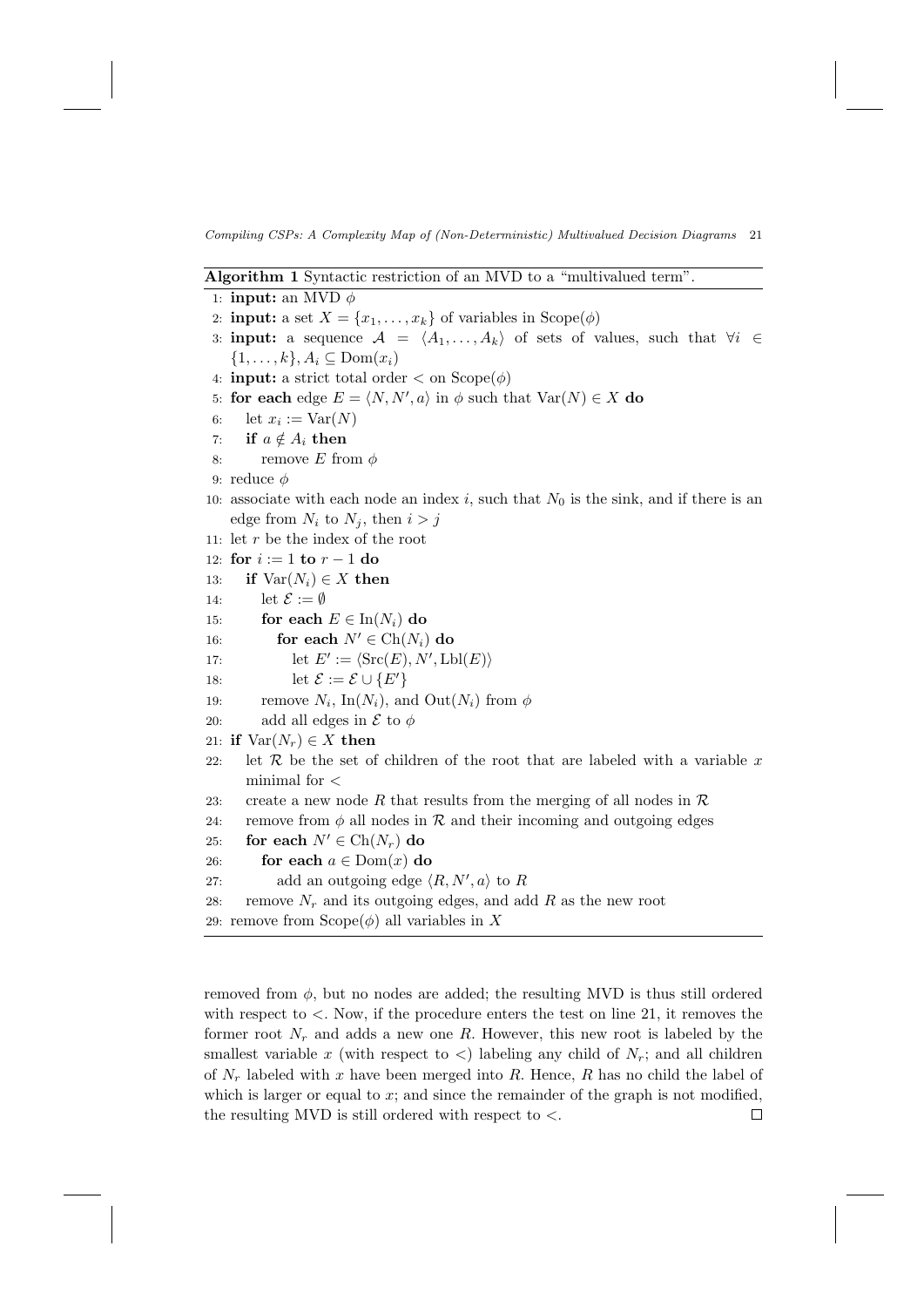**Algorithm 1** Syntactic restriction of an MVD to a "multivalued term".

1: **input:** an MVD $\phi$
2: **input:** a set $X = \{x_1, \dots, x_k\}$ of variables in $\mathrm{Scope}(\phi)$
3: **input:** a sequence $\mathcal{A} = \langle A_1, \dots, A_k \rangle$ of sets of values, such that $\forall i \in \{1, \dots, k\}, A_i \subseteq \mathrm{Dom}(x_i)$
4: **input:** a strict total order $<$ on $\mathrm{Scope}(\phi)$
5: **for each** edge $E = \langle N, N', a \rangle$ in $\phi$ such that $\mathrm{Var}(N) \in X$ **do**
6: &nbsp;&nbsp;&nbsp;&nbsp;let $x_i := \mathrm{Var}(N)$
7: &nbsp;&nbsp;&nbsp;&nbsp;**if** $a \notin A_i$ **then**
8: &nbsp;&nbsp;&nbsp;&nbsp;&nbsp;&nbsp;&nbsp;&nbsp;remove $E$ from $\phi$
9: reduce $\phi$
10: associate with each node an index $i$, such that $N_0$ is the sink, and if there is an edge from $N_i$ to $N_j$, then $i > j$
11: let $r$ be the index of the root
12: **for** $i := 1$ **to** $r - 1$ **do**
13: &nbsp;&nbsp;&nbsp;&nbsp;**if** $\mathrm{Var}(N_i) \in X$ **then**
14: &nbsp;&nbsp;&nbsp;&nbsp;&nbsp;&nbsp;&nbsp;&nbsp;let $\mathcal{E} := \emptyset$
15: &nbsp;&nbsp;&nbsp;&nbsp;&nbsp;&nbsp;&nbsp;&nbsp;**for each** $E \in \mathrm{In}(N_i)$ **do**
16: &nbsp;&nbsp;&nbsp;&nbsp;&nbsp;&nbsp;&nbsp;&nbsp;&nbsp;&nbsp;&nbsp;&nbsp;**for each** $N' \in \mathrm{Ch}(N_i)$ **do**
17: &nbsp;&nbsp;&nbsp;&nbsp;&nbsp;&nbsp;&nbsp;&nbsp;&nbsp;&nbsp;&nbsp;&nbsp;&nbsp;&nbsp;&nbsp;&nbsp;let $E' := \langle \mathrm{Src}(E), N', \mathrm{Lbl}(E) \rangle$
18: &nbsp;&nbsp;&nbsp;&nbsp;&nbsp;&nbsp;&nbsp;&nbsp;&nbsp;&nbsp;&nbsp;&nbsp;&nbsp;&nbsp;&nbsp;&nbsp;let $\mathcal{E} := \mathcal{E} \cup \{E'\}$
19: &nbsp;&nbsp;&nbsp;&nbsp;&nbsp;&nbsp;&nbsp;&nbsp;remove $N_i$, $\mathrm{In}(N_i)$, and $\mathrm{Out}(N_i)$ from $\phi$
20: &nbsp;&nbsp;&nbsp;&nbsp;&nbsp;&nbsp;&nbsp;&nbsp;add all edges in $\mathcal{E}$ to $\phi$
21: **if** $\mathrm{Var}(N_r) \in X$ **then**
22: &nbsp;&nbsp;&nbsp;&nbsp;let $\mathcal{R}$ be the set of children of the root that are labeled with a variable $x$ minimal for $<$
23: &nbsp;&nbsp;&nbsp;&nbsp;create a new node $R$ that results from the merging of all nodes in $\mathcal{R}$
24: &nbsp;&nbsp;&nbsp;&nbsp;remove from $\phi$ all nodes in $\mathcal{R}$ and their incoming and outgoing edges
25: &nbsp;&nbsp;&nbsp;&nbsp;**for each** $N' \in \mathrm{Ch}(N_r)$ **do**
26: &nbsp;&nbsp;&nbsp;&nbsp;&nbsp;&nbsp;&nbsp;&nbsp;**for each** $a \in \mathrm{Dom}(x)$ **do**
27: &nbsp;&nbsp;&nbsp;&nbsp;&nbsp;&nbsp;&nbsp;&nbsp;&nbsp;&nbsp;&nbsp;&nbsp;add an outgoing edge $\langle R, N', a \rangle$ to $R$
28: &nbsp;&nbsp;&nbsp;&nbsp;remove $N_r$ and its outgoing edges, and add $R$ as the new root
29: remove from $\mathrm{Scope}(\phi)$ all variables in $X$

removed from $\phi$, but no nodes are added; the resulting MVD is thus still ordered with respect to $<$. Now, if the procedure enters the test on line 21, it removes the former root $N_r$ and adds a new one $R$. However, this new root is labeled by the smallest variable $x$ (with respect to $<$) labeling any child of $N_r$; and all children of $N_r$ labeled with $x$ have been merged into $R$. Hence, $R$ has no child the label of which is larger or equal to $x$; and since the remainder of the graph is not modified, the resulting MVD is still ordered with respect to $<$. □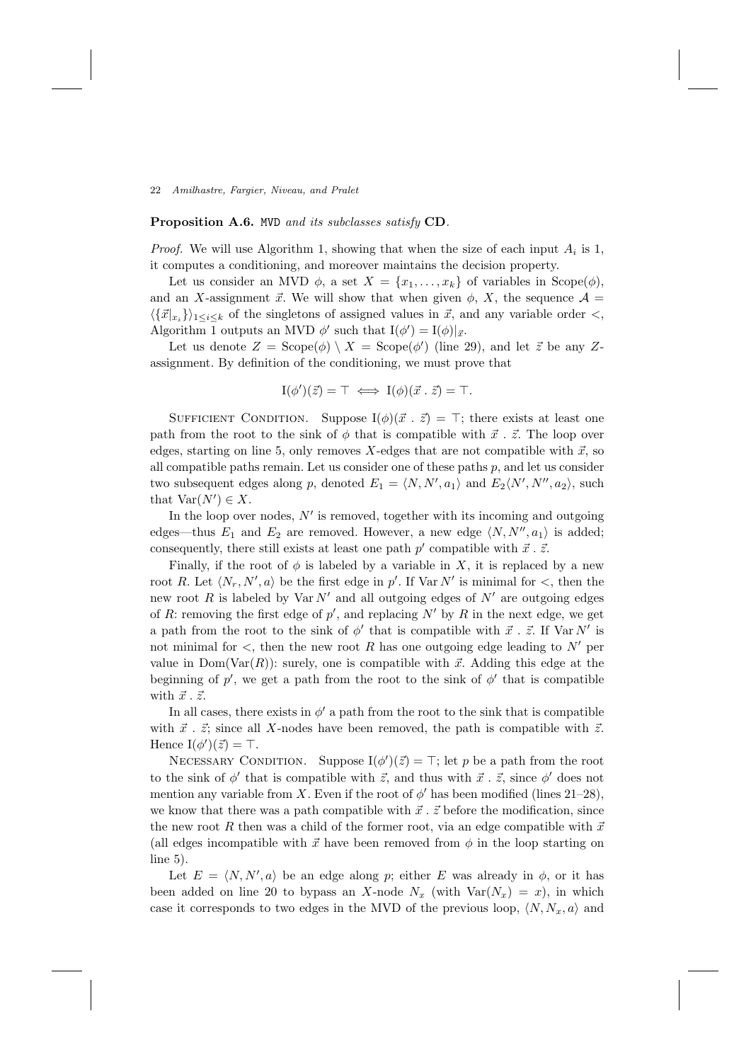**Proposition A.6.** MVD *and its subclasses satisfy* **CD**.

*Proof.* We will use Algorithm 1, showing that when the size of each input $A_i$ is 1, it computes a conditioning, and moreover maintains the decision property.

Let us consider an MVD $\phi$, a set $X = \{x_1, \ldots, x_k\}$ of variables in $\mathrm{Scope}(\phi)$, and an $X$-assignment $\vec{x}$. We will show that when given $\phi$, $X$, the sequence $\mathcal{A} = \langle\{\vec{x}|_{x_i}\}\rangle_{1 \leq i \leq k}$ of the singletons of assigned values in $\vec{x}$, and any variable order $<$, Algorithm 1 outputs an MVD $\phi'$ such that $\mathrm{I}(\phi') = \mathrm{I}(\phi)|_{\vec{x}}$.

Let us denote $Z = \mathrm{Scope}(\phi) \setminus X = \mathrm{Scope}(\phi')$ (line 29), and let $\vec{z}$ be any $Z$-assignment. By definition of the conditioning, we must prove that

$$\mathrm{I}(\phi')(\vec{z}) = \top \iff \mathrm{I}(\phi)(\vec{x} \,.\, \vec{z}) = \top.$$

Sufficient Condition. Suppose $\mathrm{I}(\phi)(\vec{x} \,.\, \vec{z}) = \top$; there exists at least one path from the root to the sink of $\phi$ that is compatible with $\vec{x} \,.\, \vec{z}$. The loop over edges, starting on line 5, only removes $X$-edges that are not compatible with $\vec{x}$, so all compatible paths remain. Let us consider one of these paths $p$, and let us consider two subsequent edges along $p$, denoted $E_1 = \langle N, N', a_1\rangle$ and $E_2\langle N', N'', a_2\rangle$, such that $\mathrm{Var}(N') \in X$.

In the loop over nodes, $N'$ is removed, together with its incoming and outgoing edges—thus $E_1$ and $E_2$ are removed. However, a new edge $\langle N, N'', a_1\rangle$ is added; consequently, there still exists at least one path $p'$ compatible with $\vec{x} \,.\, \vec{z}$.

Finally, if the root of $\phi$ is labeled by a variable in $X$, it is replaced by a new root $R$. Let $\langle N_r, N', a\rangle$ be the first edge in $p'$. If $\mathrm{Var}\, N'$ is minimal for $<$, then the new root $R$ is labeled by $\mathrm{Var}\, N'$ and all outgoing edges of $N'$ are outgoing edges of $R$: removing the first edge of $p'$, and replacing $N'$ by $R$ in the next edge, we get a path from the root to the sink of $\phi'$ that is compatible with $\vec{x} \,.\, \vec{z}$. If $\mathrm{Var}\, N'$ is not minimal for $<$, then the new root $R$ has one outgoing edge leading to $N'$ per value in $\mathrm{Dom}(\mathrm{Var}(R))$: surely, one is compatible with $\vec{x}$. Adding this edge at the beginning of $p'$, we get a path from the root to the sink of $\phi'$ that is compatible with $\vec{x} \,.\, \vec{z}$.

In all cases, there exists in $\phi'$ a path from the root to the sink that is compatible with $\vec{x} \,.\, \vec{z}$; since all $X$-nodes have been removed, the path is compatible with $\vec{z}$. Hence $\mathrm{I}(\phi')(\vec{z}) = \top$.

Necessary Condition. Suppose $\mathrm{I}(\phi')(\vec{z}) = \top$; let $p$ be a path from the root to the sink of $\phi'$ that is compatible with $\vec{z}$, and thus with $\vec{x} \,.\, \vec{z}$, since $\phi'$ does not mention any variable from $X$. Even if the root of $\phi'$ has been modified (lines 21–28), we know that there was a path compatible with $\vec{x} \,.\, \vec{z}$ before the modification, since the new root $R$ then was a child of the former root, via an edge compatible with $\vec{x}$ (all edges incompatible with $\vec{x}$ have been removed from $\phi$ in the loop starting on line 5).

Let $E = \langle N, N', a\rangle$ be an edge along $p$; either $E$ was already in $\phi$, or it has been added on line 20 to bypass an $X$-node $N_x$ (with $\mathrm{Var}(N_x) = x$), in which case it corresponds to two edges in the MVD of the previous loop, $\langle N, N_x, a\rangle$ and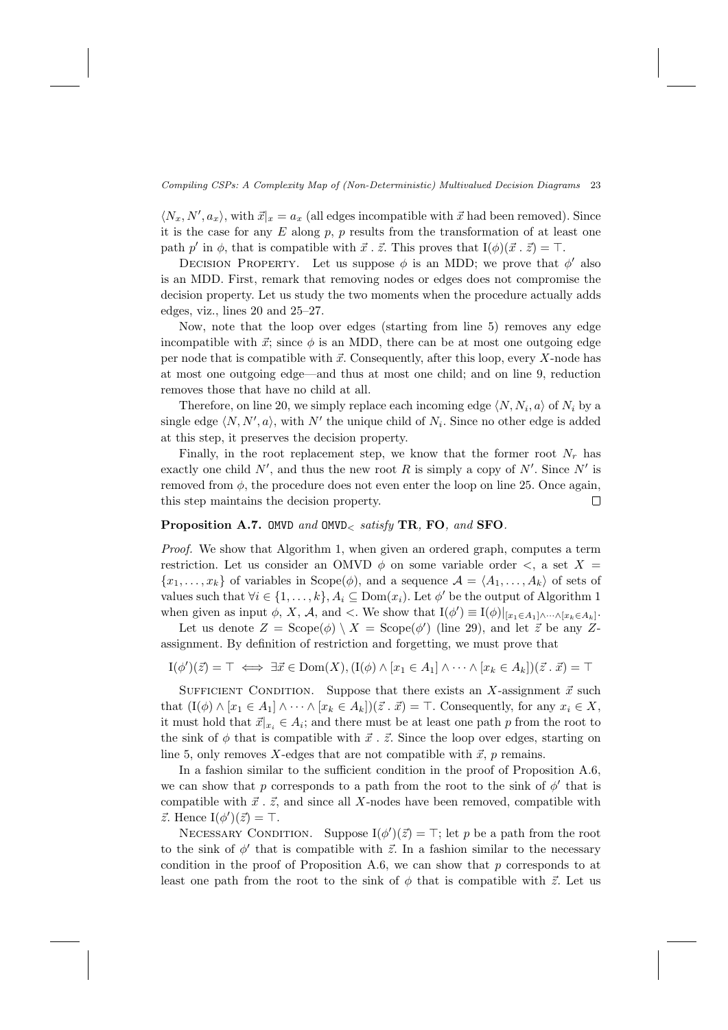$\langle N_x, N', a_x \rangle$, with $\vec{x}|_x = a_x$ (all edges incompatible with $\vec{x}$ had been removed). Since it is the case for any $E$ along $p$, $p$ results from the transformation of at least one path $p'$ in $\phi$, that is compatible with $\vec{x} \,.\, \vec{z}$. This proves that $\mathrm{I}(\phi)(\vec{x} \,.\, \vec{z}) = \top$.

DECISION PROPERTY. Let us suppose $\phi$ is an MDD; we prove that $\phi'$ also is an MDD. First, remark that removing nodes or edges does not compromise the decision property. Let us study the two moments when the procedure actually adds edges, viz., lines 20 and 25–27.

Now, note that the loop over edges (starting from line 5) removes any edge incompatible with $\vec{x}$; since $\phi$ is an MDD, there can be at most one outgoing edge per node that is compatible with $\vec{x}$. Consequently, after this loop, every $X$-node has at most one outgoing edge—and thus at most one child; and on line 9, reduction removes those that have no child at all.

Therefore, on line 20, we simply replace each incoming edge $\langle N, N_i, a \rangle$ of $N_i$ by a single edge $\langle N, N', a \rangle$, with $N'$ the unique child of $N_i$. Since no other edge is added at this step, it preserves the decision property.

Finally, in the root replacement step, we know that the former root $N_r$ has exactly one child $N'$, and thus the new root $R$ is simply a copy of $N'$. Since $N'$ is removed from $\phi$, the procedure does not even enter the loop on line 25. Once again, this step maintains the decision property. $\square$

**Proposition A.7.** *OMVD and OMVD$_<$ satisfy* **TR**, **FO**, *and* **SFO**.

*Proof.* We show that Algorithm 1, when given an ordered graph, computes a term restriction. Let us consider an OMVD $\phi$ on some variable order $<$, a set $X = \{x_1, \ldots, x_k\}$ of variables in $\mathrm{Scope}(\phi)$, and a sequence $\mathcal{A} = \langle A_1, \ldots, A_k \rangle$ of sets of values such that $\forall i \in \{1, \ldots, k\}, A_i \subseteq \mathrm{Dom}(x_i)$. Let $\phi'$ be the output of Algorithm 1 when given as input $\phi$, $X$, $\mathcal{A}$, and $<$. We show that $\mathrm{I}(\phi') \equiv \mathrm{I}(\phi)|_{[x_1 \in A_1] \wedge \cdots \wedge [x_k \in A_k]}$.

Let us denote $Z = \mathrm{Scope}(\phi) \setminus X = \mathrm{Scope}(\phi')$ (line 29), and let $\vec{z}$ be any $Z$-assignment. By definition of restriction and forgetting, we must prove that

$$\mathrm{I}(\phi')(\vec{z}) = \top \iff \exists \vec{x} \in \mathrm{Dom}(X), (\mathrm{I}(\phi) \wedge [x_1 \in A_1] \wedge \cdots \wedge [x_k \in A_k])(\vec{z} \,.\, \vec{x}) = \top$$

SUFFICIENT CONDITION. Suppose that there exists an $X$-assignment $\vec{x}$ such that $(\mathrm{I}(\phi) \wedge [x_1 \in A_1] \wedge \cdots \wedge [x_k \in A_k])(\vec{z} \,.\, \vec{x}) = \top$. Consequently, for any $x_i \in X$, it must hold that $\vec{x}|_{x_i} \in A_i$; and there must be at least one path $p$ from the root to the sink of $\phi$ that is compatible with $\vec{x} \,.\, \vec{z}$. Since the loop over edges, starting on line 5, only removes $X$-edges that are not compatible with $\vec{x}$, $p$ remains.

In a fashion similar to the sufficient condition in the proof of Proposition A.6, we can show that $p$ corresponds to a path from the root to the sink of $\phi'$ that is compatible with $\vec{x} \,.\, \vec{z}$, and since all $X$-nodes have been removed, compatible with $\vec{z}$. Hence $\mathrm{I}(\phi')(\vec{z}) = \top$.

NECESSARY CONDITION. Suppose $\mathrm{I}(\phi')(\vec{z}) = \top$; let $p$ be a path from the root to the sink of $\phi'$ that is compatible with $\vec{z}$. In a fashion similar to the necessary condition in the proof of Proposition A.6, we can show that $p$ corresponds to at least one path from the root to the sink of $\phi$ that is compatible with $\vec{z}$. Let us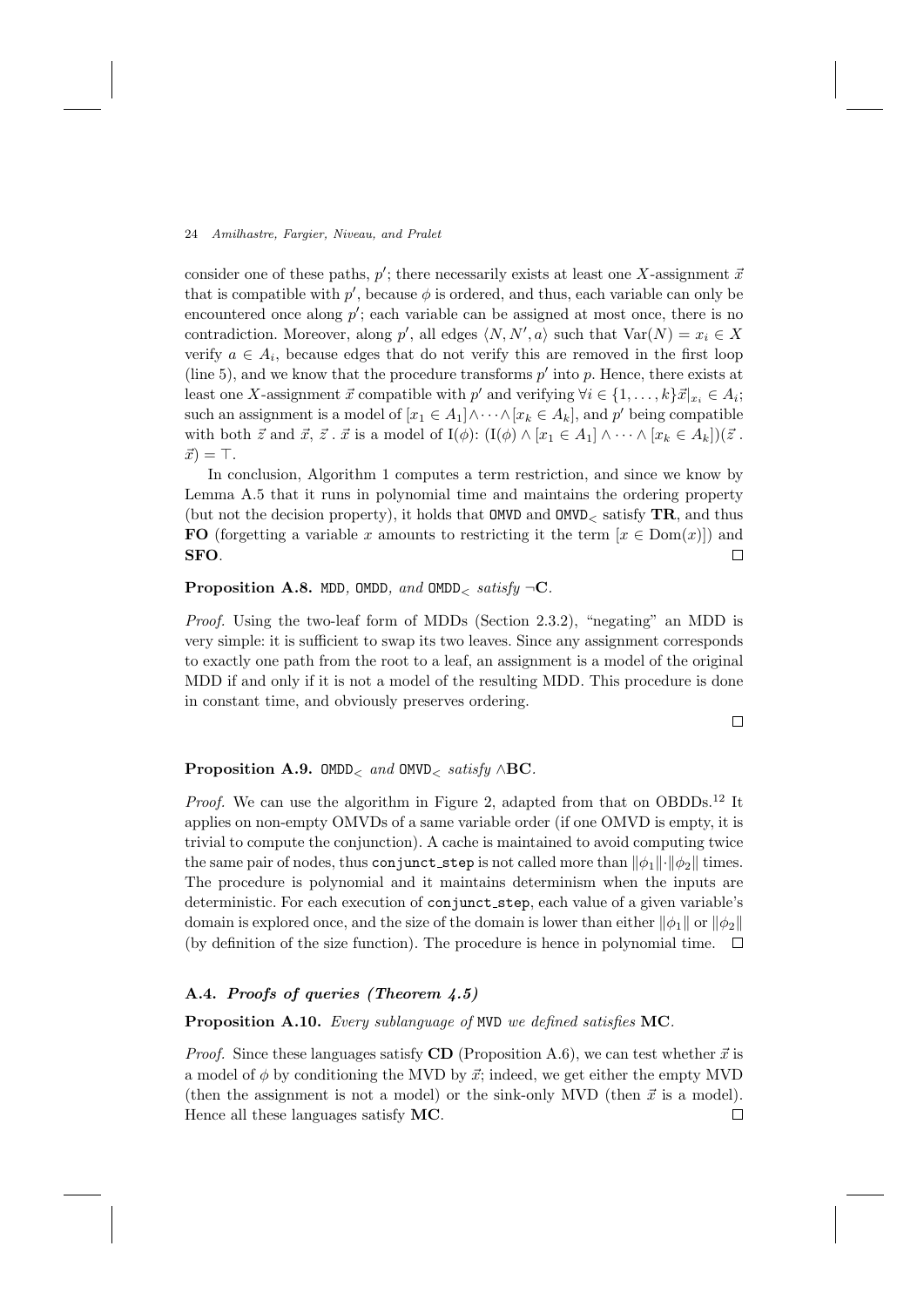consider one of these paths, $p'$; there necessarily exists at least one $X$-assignment $\vec{x}$ that is compatible with $p'$, because $\phi$ is ordered, and thus, each variable can only be encountered once along $p'$; each variable can be assigned at most once, there is no contradiction. Moreover, along $p'$, all edges $\langle N, N', a\rangle$ such that $\text{Var}(N) = x_i \in X$ verify $a \in A_i$, because edges that do not verify this are removed in the first loop (line 5), and we know that the procedure transforms $p'$ into $p$. Hence, there exists at least one $X$-assignment $\vec{x}$ compatible with $p'$ and verifying $\forall i \in \{1, \ldots, k\} \vec{x}|_{x_i} \in A_i$; such an assignment is a model of $[x_1 \in A_1] \wedge \cdots \wedge [x_k \in A_k]$, and $p'$ being compatible with both $\vec{z}$ and $\vec{x}$, $\vec{z} \,.\, \vec{x}$ is a model of $\mathrm{I}(\phi)$: $(\mathrm{I}(\phi) \wedge [x_1 \in A_1] \wedge \cdots \wedge [x_k \in A_k])(\vec{z} \,.\, \vec{x}) = \top$.

In conclusion, Algorithm 1 computes a term restriction, and since we know by Lemma A.5 that it runs in polynomial time and maintains the ordering property (but not the decision property), it holds that OMVD and $\text{OMVD}_<$ satisfy **TR**, and thus **FO** (forgetting a variable $x$ amounts to restricting it the term $[x \in \text{Dom}(x)]$) and **SFO**. □

**Proposition A.8.** MDD, OMDD*, and* $\text{OMDD}_<$ *satisfy* $\neg$**C**.

*Proof.* Using the two-leaf form of MDDs (Section 2.3.2), "negating" an MDD is very simple: it is sufficient to swap its two leaves. Since any assignment corresponds to exactly one path from the root to a leaf, an assignment is a model of the original MDD if and only if it is not a model of the resulting MDD. This procedure is done in constant time, and obviously preserves ordering.

□

**Proposition A.9.** $\text{OMDD}_<$ *and* $\text{OMVD}_<$ *satisfy* $\wedge$**BC**.

*Proof.* We can use the algorithm in Figure 2, adapted from that on OBDDs.[12] It applies on non-empty OMVDs of a same variable order (if one OMVD is empty, it is trivial to compute the conjunction). A cache is maintained to avoid computing twice the same pair of nodes, thus `conjunct_step` is not called more than $\|\phi_1\| \cdot \|\phi_2\|$ times. The procedure is polynomial and it maintains determinism when the inputs are deterministic. For each execution of `conjunct_step`, each value of a given variable's domain is explored once, and the size of the domain is lower than either $\|\phi_1\|$ or $\|\phi_2\|$ (by definition of the size function). The procedure is hence in polynomial time. □

### A.4. *Proofs of queries (Theorem 4.5)*

**Proposition A.10.** *Every sublanguage of* MVD *we defined satisfies* **MC**.

*Proof.* Since these languages satisfy **CD** (Proposition A.6), we can test whether $\vec{x}$ is a model of $\phi$ by conditioning the MVD by $\vec{x}$; indeed, we get either the empty MVD (then the assignment is not a model) or the sink-only MVD (then $\vec{x}$ is a model). Hence all these languages satisfy **MC**. □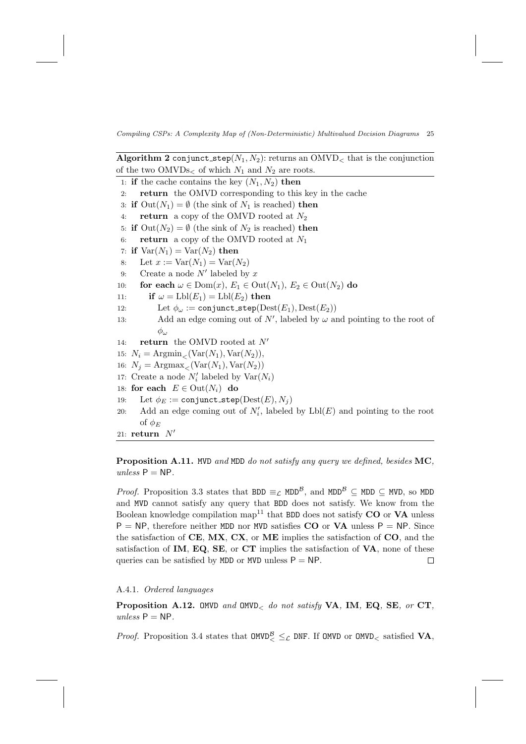**Algorithm 2** `conjunct_step`$(N_1, N_2)$: returns an $\text{OMVD}_<$ that is the conjunction of the two $\text{OMVDs}_<$ of which $N_1$ and $N_2$ are roots.

```
1:  if the cache contains the key (N_1, N_2) then
2:      return the OMVD corresponding to this key in the cache
3:  if Out(N_1) = ∅ (the sink of N_1 is reached) then
4:      return a copy of the OMVD rooted at N_2
5:  if Out(N_2) = ∅ (the sink of N_2 is reached) then
6:      return a copy of the OMVD rooted at N_1
7:  if Var(N_1) = Var(N_2) then
8:      Let x := Var(N_1) = Var(N_2)
9:      Create a node N' labeled by x
10:     for each ω ∈ Dom(x), E_1 ∈ Out(N_1), E_2 ∈ Out(N_2) do
11:         if ω = Lbl(E_1) = Lbl(E_2) then
12:             Let φ_ω := conjunct_step(Dest(E_1), Dest(E_2))
13:             Add an edge coming out of N', labeled by ω and pointing to the root of
                φ_ω
14:     return the OMVD rooted at N'
15: N_i = Argmin_<(Var(N_1), Var(N_2)),
16: N_j = Argmax_<(Var(N_1), Var(N_2))
17: Create a node N'_i labeled by Var(N_i)
18: for each E ∈ Out(N_i) do
19:     Let φ_E := conjunct_step(Dest(E), N_j)
20:     Add an edge coming out of N'_i, labeled by Lbl(E) and pointing to the root
        of φ_E
21: return N'
```

**Proposition A.11.** *MVD and MDD do not satisfy any query we defined, besides* **MC**, *unless* $\mathsf{P} = \mathsf{NP}$.

*Proof.* Proposition 3.3 states that $\texttt{BDD} \equiv_{\mathcal{L}} \texttt{MDD}^{\mathcal{B}}$, and $\texttt{MDD}^{\mathcal{B}} \subseteq \texttt{MDD} \subseteq \texttt{MVD}$, so MDD and MVD cannot satisfy any query that BDD does not satisfy. We know from the Boolean knowledge compilation map[11] that BDD does not satisfy **CO** or **VA** unless $\mathsf{P} = \mathsf{NP}$, therefore neither MDD nor MVD satisfies **CO** or **VA** unless $\mathsf{P} = \mathsf{NP}$. Since the satisfaction of **CE**, **MX**, **CX**, or **ME** implies the satisfaction of **CO**, and the satisfaction of **IM**, **EQ**, **SE**, or **CT** implies the satisfaction of **VA**, none of these queries can be satisfied by MDD or MVD unless $\mathsf{P} = \mathsf{NP}$. □

### A.4.1. *Ordered languages*

**Proposition A.12.** *OMVD and* $\texttt{OMVD}_<$ *do not satisfy* **VA**, **IM**, **EQ**, **SE**, *or* **CT**, *unless* $\mathsf{P} = \mathsf{NP}$.

*Proof.* Proposition 3.4 states that $\texttt{OMVD}^{\mathcal{B}}_< \leq_{\mathcal{L}} \texttt{DNF}$. If OMVD or $\texttt{OMVD}_<$ satisfied **VA**,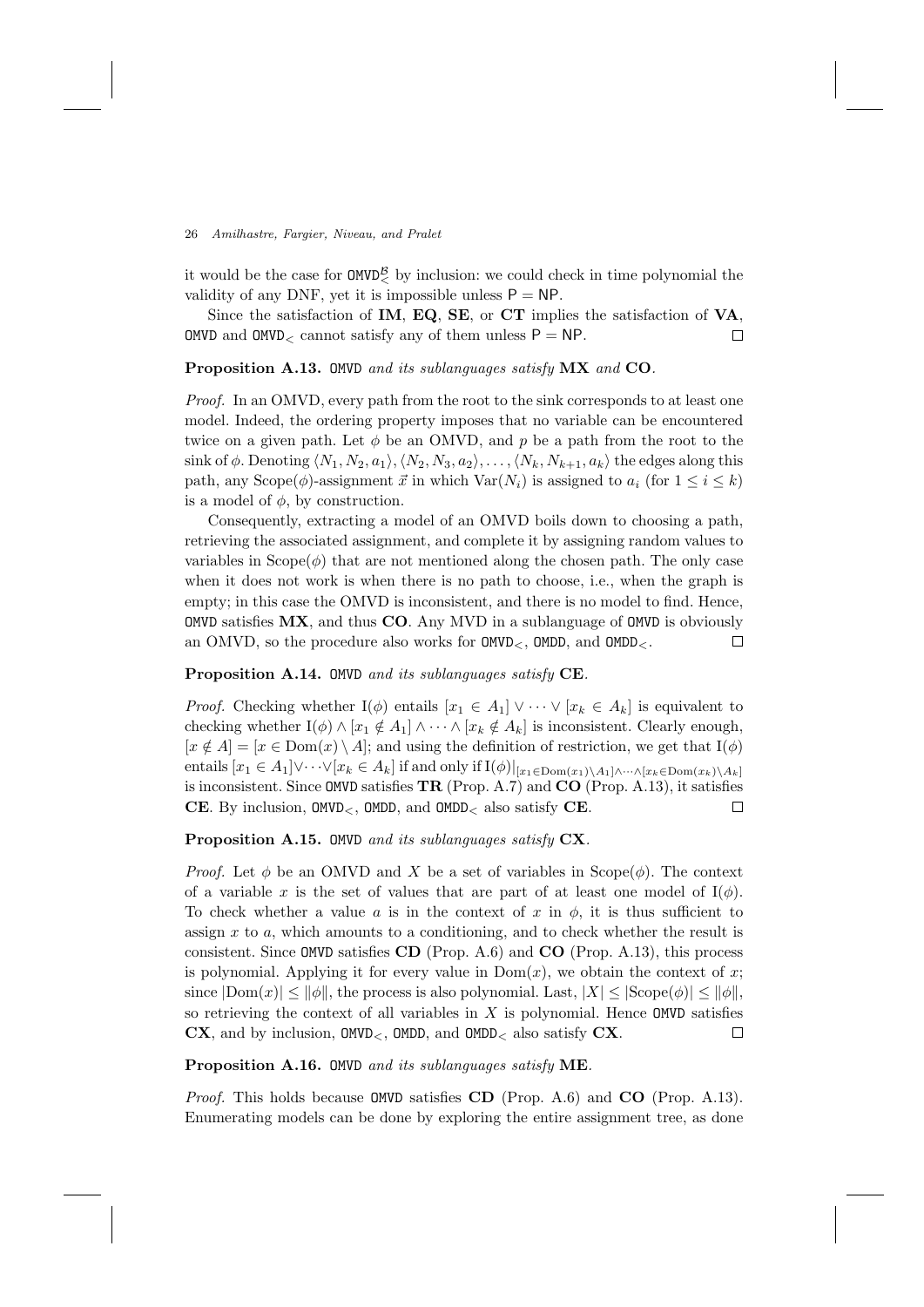it would be the case for $\mathtt{OMVD}^{\mathcal{B}}_{<}$ by inclusion: we could check in time polynomial the validity of any DNF, yet it is impossible unless $\mathsf{P} = \mathsf{NP}$.

Since the satisfaction of **IM**, **EQ**, **SE**, or **CT** implies the satisfaction of **VA**, OMVD and $\mathtt{OMVD}_{<}$ cannot satisfy any of them unless $\mathsf{P} = \mathsf{NP}$. $\square$

**Proposition A.13.** *OMVD and its sublanguages satisfy* **MX** *and* **CO***.*

*Proof.* In an OMVD, every path from the root to the sink corresponds to at least one model. Indeed, the ordering property imposes that no variable can be encountered twice on a given path. Let $\phi$ be an OMVD, and $p$ be a path from the root to the sink of $\phi$. Denoting $\langle N_1, N_2, a_1\rangle, \langle N_2, N_3, a_2\rangle, \ldots, \langle N_k, N_{k+1}, a_k\rangle$ the edges along this path, any $\mathrm{Scope}(\phi)$-assignment $\vec{x}$ in which $\mathrm{Var}(N_i)$ is assigned to $a_i$ (for $1 \leq i \leq k$) is a model of $\phi$, by construction.

Consequently, extracting a model of an OMVD boils down to choosing a path, retrieving the associated assignment, and complete it by assigning random values to variables in $\mathrm{Scope}(\phi)$ that are not mentioned along the chosen path. The only case when it does not work is when there is no path to choose, i.e., when the graph is empty; in this case the OMVD is inconsistent, and there is no model to find. Hence, OMVD satisfies **MX**, and thus **CO**. Any MVD in a sublanguage of OMVD is obviously an OMVD, so the procedure also works for $\mathtt{OMVD}_{<}$, OMDD, and $\mathtt{OMDD}_{<}$. $\square$

**Proposition A.14.** *OMVD and its sublanguages satisfy* **CE***.*

*Proof.* Checking whether $\mathrm{I}(\phi)$ entails $[x_1 \in A_1] \vee \cdots \vee [x_k \in A_k]$ is equivalent to checking whether $\mathrm{I}(\phi) \wedge [x_1 \notin A_1] \wedge \cdots \wedge [x_k \notin A_k]$ is inconsistent. Clearly enough, $[x \notin A] = [x \in \mathrm{Dom}(x) \setminus A]$; and using the definition of restriction, we get that $\mathrm{I}(\phi)$ entails $[x_1 \in A_1] \vee \cdots \vee [x_k \in A_k]$ if and only if $\mathrm{I}(\phi)|_{[x_1 \in \mathrm{Dom}(x_1)\setminus A_1] \wedge \cdots \wedge [x_k \in \mathrm{Dom}(x_k)\setminus A_k]}$ is inconsistent. Since OMVD satisfies **TR** (Prop. A.7) and **CO** (Prop. A.13), it satisfies **CE**. By inclusion, $\mathtt{OMVD}_{<}$, OMDD, and $\mathtt{OMDD}_{<}$ also satisfy **CE**. $\square$

**Proposition A.15.** *OMVD and its sublanguages satisfy* **CX***.*

*Proof.* Let $\phi$ be an OMVD and $X$ be a set of variables in $\mathrm{Scope}(\phi)$. The context of a variable $x$ is the set of values that are part of at least one model of $\mathrm{I}(\phi)$. To check whether a value $a$ is in the context of $x$ in $\phi$, it is thus sufficient to assign $x$ to $a$, which amounts to a conditioning, and to check whether the result is consistent. Since OMVD satisfies **CD** (Prop. A.6) and **CO** (Prop. A.13), this process is polynomial. Applying it for every value in $\mathrm{Dom}(x)$, we obtain the context of $x$; since $|\mathrm{Dom}(x)| \leq \|\phi\|$, the process is also polynomial. Last, $|X| \leq |\mathrm{Scope}(\phi)| \leq \|\phi\|$, so retrieving the context of all variables in $X$ is polynomial. Hence OMVD satisfies **CX**, and by inclusion, $\mathtt{OMVD}_{<}$, OMDD, and $\mathtt{OMDD}_{<}$ also satisfy **CX**. $\square$

**Proposition A.16.** *OMVD and its sublanguages satisfy* **ME***.*

*Proof.* This holds because OMVD satisfies **CD** (Prop. A.6) and **CO** (Prop. A.13). Enumerating models can be done by exploring the entire assignment tree, as done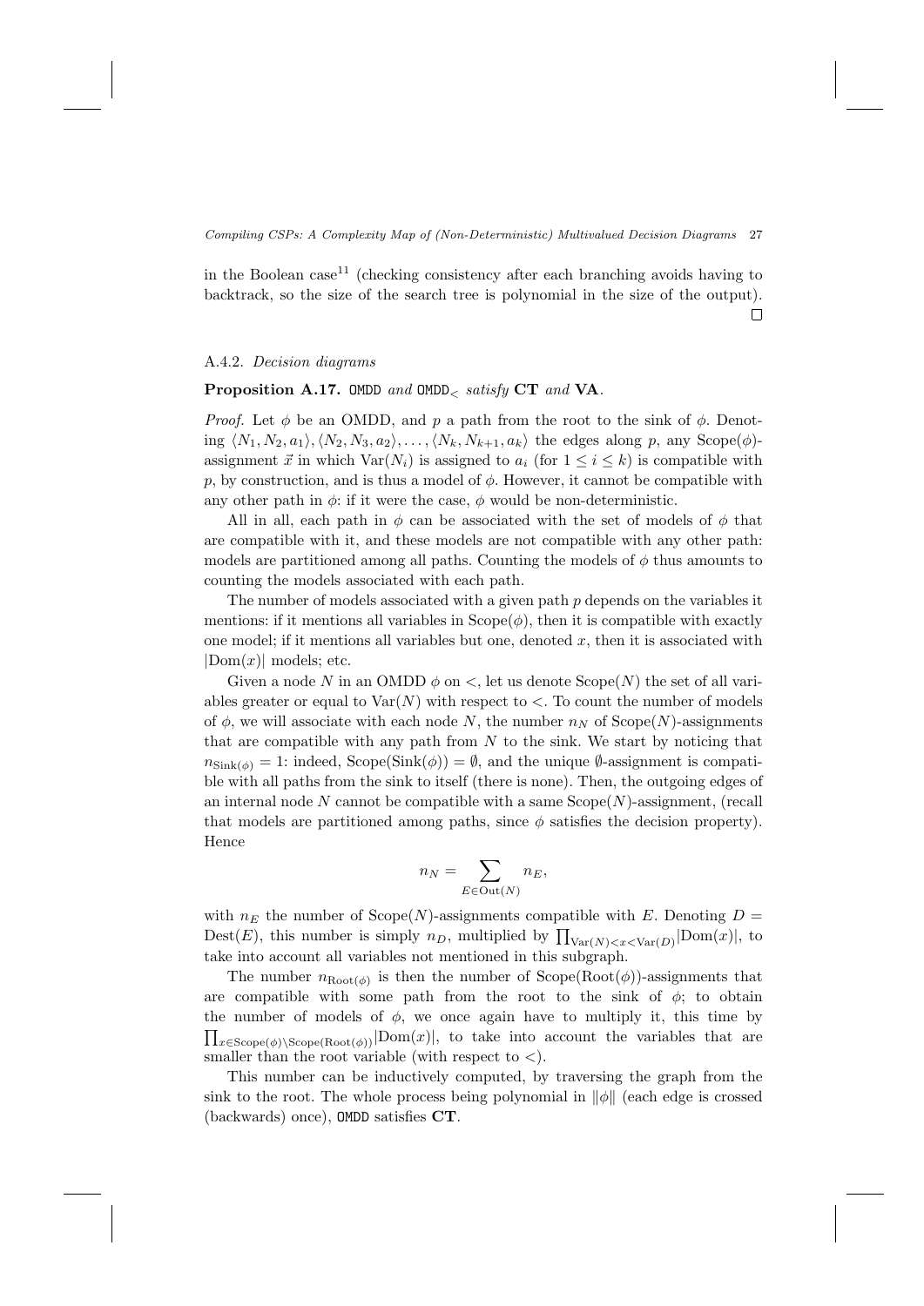in the Boolean case[11] (checking consistency after each branching avoids having to backtrack, so the size of the search tree is polynomial in the size of the output). □

### A.4.2. *Decision diagrams*

**Proposition A.17.** *OMDD and $\text{OMDD}_<$ satisfy* **CT** *and* **VA**.

*Proof.* Let $\phi$ be an OMDD, and $p$ a path from the root to the sink of $\phi$. Denoting $\langle N_1, N_2, a_1\rangle, \langle N_2, N_3, a_2\rangle, \ldots, \langle N_k, N_{k+1}, a_k\rangle$ the edges along $p$, any $\text{Scope}(\phi)$-assignment $\vec{x}$ in which $\text{Var}(N_i)$ is assigned to $a_i$ (for $1 \leq i \leq k$) is compatible with $p$, by construction, and is thus a model of $\phi$. However, it cannot be compatible with any other path in $\phi$: if it were the case, $\phi$ would be non-deterministic.

All in all, each path in $\phi$ can be associated with the set of models of $\phi$ that are compatible with it, and these models are not compatible with any other path: models are partitioned among all paths. Counting the models of $\phi$ thus amounts to counting the models associated with each path.

The number of models associated with a given path $p$ depends on the variables it mentions: if it mentions all variables in $\text{Scope}(\phi)$, then it is compatible with exactly one model; if it mentions all variables but one, denoted $x$, then it is associated with $|\text{Dom}(x)|$ models; etc.

Given a node $N$ in an OMDD $\phi$ on $<$, let us denote $\text{Scope}(N)$ the set of all variables greater or equal to $\text{Var}(N)$ with respect to $<$. To count the number of models of $\phi$, we will associate with each node $N$, the number $n_N$ of $\text{Scope}(N)$-assignments that are compatible with any path from $N$ to the sink. We start by noticing that $n_{\text{Sink}(\phi)} = 1$: indeed, $\text{Scope}(\text{Sink}(\phi)) = \emptyset$, and the unique $\emptyset$-assignment is compatible with all paths from the sink to itself (there is none). Then, the outgoing edges of an internal node $N$ cannot be compatible with a same $\text{Scope}(N)$-assignment, (recall that models are partitioned among paths, since $\phi$ satisfies the decision property). Hence

$$n_N = \sum_{E \in \text{Out}(N)} n_E,$$

with $n_E$ the number of $\text{Scope}(N)$-assignments compatible with $E$. Denoting $D = \text{Dest}(E)$, this number is simply $n_D$, multiplied by $\prod_{\text{Var}(N) < x < \text{Var}(D)} |\text{Dom}(x)|$, to take into account all variables not mentioned in this subgraph.

The number $n_{\text{Root}(\phi)}$ is then the number of $\text{Scope}(\text{Root}(\phi))$-assignments that are compatible with some path from the root to the sink of $\phi$; to obtain the number of models of $\phi$, we once again have to multiply it, this time by $\prod_{x \in \text{Scope}(\phi) \setminus \text{Scope}(\text{Root}(\phi))} |\text{Dom}(x)|$, to take into account the variables that are smaller than the root variable (with respect to $<$).

This number can be inductively computed, by traversing the graph from the sink to the root. The whole process being polynomial in $\|\phi\|$ (each edge is crossed (backwards) once), OMDD satisfies **CT**.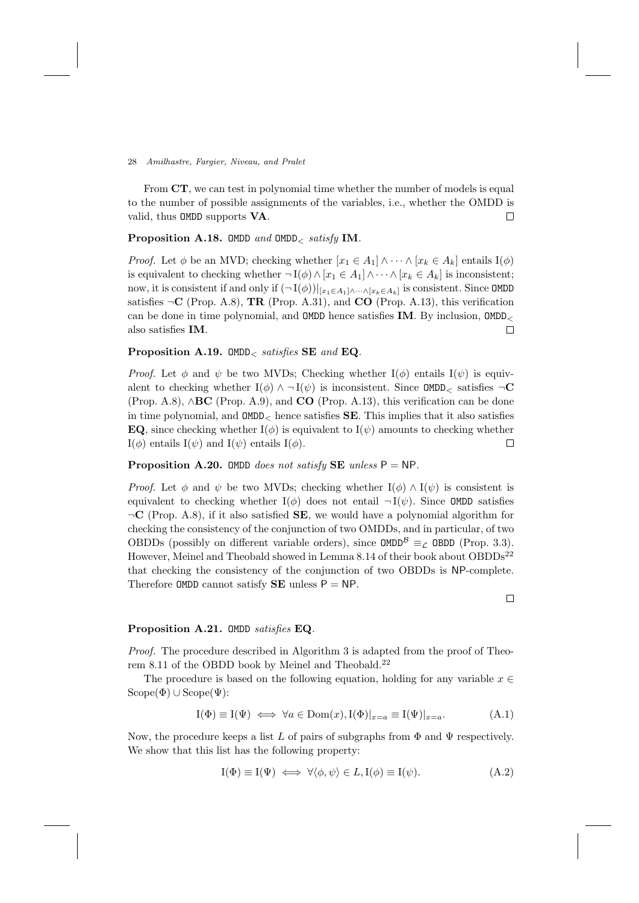From **CT**, we can test in polynomial time whether the number of models is equal to the number of possible assignments of the variables, i.e., whether the OMDD is valid, thus OMDD supports **VA**. □

**Proposition A.18.** OMDD *and* $\text{OMDD}_<$ *satisfy* **IM**.

*Proof.* Let $\phi$ be an MVD; checking whether $[x_1 \in A_1] \wedge \cdots \wedge [x_k \in A_k]$ entails $\mathrm{I}(\phi)$ is equivalent to checking whether $\neg\,\mathrm{I}(\phi) \wedge [x_1 \in A_1] \wedge \cdots \wedge [x_k \in A_k]$ is inconsistent; now, it is consistent if and only if $(\neg\,\mathrm{I}(\phi))|_{[x_1 \in A_1] \wedge \cdots \wedge [x_k \in A_k]}$ is consistent. Since OMDD satisfies $\neg$**C** (Prop. A.8), **TR** (Prop. A.31), and **CO** (Prop. A.13), this verification can be done in time polynomial, and OMDD hence satisfies **IM**. By inclusion, $\text{OMDD}_<$ also satisfies **IM**. □

**Proposition A.19.** $\text{OMDD}_<$ *satisfies* **SE** *and* **EQ**.

*Proof.* Let $\phi$ and $\psi$ be two MVDs; Checking whether $\mathrm{I}(\phi)$ entails $\mathrm{I}(\psi)$ is equivalent to checking whether $\mathrm{I}(\phi) \wedge \neg\,\mathrm{I}(\psi)$ is inconsistent. Since $\text{OMDD}_<$ satisfies $\neg$**C** (Prop. A.8), $\wedge$**BC** (Prop. A.9), and **CO** (Prop. A.13), this verification can be done in time polynomial, and $\text{OMDD}_<$ hence satisfies **SE**. This implies that it also satisfies **EQ**, since checking whether $\mathrm{I}(\phi)$ is equivalent to $\mathrm{I}(\psi)$ amounts to checking whether $\mathrm{I}(\phi)$ entails $\mathrm{I}(\psi)$ and $\mathrm{I}(\psi)$ entails $\mathrm{I}(\phi)$. □

**Proposition A.20.** OMDD *does not satisfy* **SE** *unless* $\mathsf{P} = \mathsf{NP}$.

*Proof.* Let $\phi$ and $\psi$ be two MVDs; checking whether $\mathrm{I}(\phi) \wedge \mathrm{I}(\psi)$ is consistent is equivalent to checking whether $\mathrm{I}(\phi)$ does not entail $\neg\,\mathrm{I}(\psi)$. Since OMDD satisfies $\neg$**C** (Prop. A.8), if it also satisfied **SE**, we would have a polynomial algorithm for checking the consistency of the conjunction of two OMDDs, and in particular, of two OBDDs (possibly on different variable orders), since $\text{OMDD}^{\mathcal{B}} \equiv_{\mathcal{L}} \text{OBDD}$ (Prop. 3.3). However, Meinel and Theobald showed in Lemma 8.14 of their book about OBDDs[22] that checking the consistency of the conjunction of two OBDDs is $\mathsf{NP}$-complete. Therefore OMDD cannot satisfy **SE** unless $\mathsf{P} = \mathsf{NP}$.

□

**Proposition A.21.** OMDD *satisfies* **EQ**.

*Proof.* The procedure described in Algorithm 3 is adapted from the proof of Theorem 8.11 of the OBDD book by Meinel and Theobald.[22]

The procedure is based on the following equation, holding for any variable $x \in \mathrm{Scope}(\Phi) \cup \mathrm{Scope}(\Psi)$:

$$\mathrm{I}(\Phi) \equiv \mathrm{I}(\Psi) \iff \forall a \in \mathrm{Dom}(x), \mathrm{I}(\Phi)|_{x=a} \equiv \mathrm{I}(\Psi)|_{x=a}. \tag{A.1}$$

Now, the procedure keeps a list $L$ of pairs of subgraphs from $\Phi$ and $\Psi$ respectively. We show that this list has the following property:

$$\mathrm{I}(\Phi) \equiv \mathrm{I}(\Psi) \iff \forall \langle \phi, \psi \rangle \in L, \mathrm{I}(\phi) \equiv \mathrm{I}(\psi). \tag{A.2}$$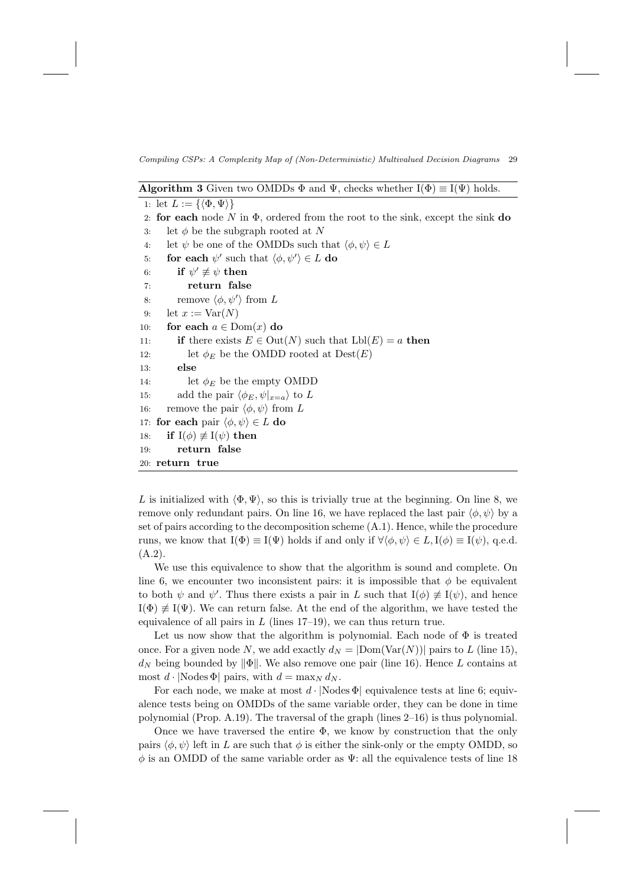**Algorithm 3** Given two OMDDs $\Phi$ and $\Psi$, checks whether $\mathrm{I}(\Phi) \equiv \mathrm{I}(\Psi)$ holds.

```
1: let L := {⟨Φ, Ψ⟩}
2: for each node N in Φ, ordered from the root to the sink, except the sink do
3:    let φ be the subgraph rooted at N
4:    let ψ be one of the OMDDs such that ⟨φ, ψ⟩ ∈ L
5:    for each ψ' such that ⟨φ, ψ'⟩ ∈ L do
6:       if ψ' ≢ ψ then
7:          return false
8:       remove ⟨φ, ψ'⟩ from L
9:    let x := Var(N)
10:   for each a ∈ Dom(x) do
11:      if there exists E ∈ Out(N) such that Lbl(E) = a then
12:         let φ_E be the OMDD rooted at Dest(E)
13:      else
14:         let φ_E be the empty OMDD
15:      add the pair ⟨φ_E, ψ|_{x=a}⟩ to L
16:   remove the pair ⟨φ, ψ⟩ from L
17: for each pair ⟨φ, ψ⟩ ∈ L do
18:    if I(φ) ≢ I(ψ) then
19:       return false
20: return true
```

$L$ is initialized with $\langle \Phi, \Psi \rangle$, so this is trivially true at the beginning. On line 8, we remove only redundant pairs. On line 16, we have replaced the last pair $\langle \phi, \psi \rangle$ by a set of pairs according to the decomposition scheme (A.1). Hence, while the procedure runs, we know that $\mathrm{I}(\Phi) \equiv \mathrm{I}(\Psi)$ holds if and only if $\forall \langle \phi, \psi \rangle \in L, \mathrm{I}(\phi) \equiv \mathrm{I}(\psi)$, q.e.d. (A.2).

We use this equivalence to show that the algorithm is sound and complete. On line 6, we encounter two inconsistent pairs: it is impossible that $\phi$ be equivalent to both $\psi$ and $\psi'$. Thus there exists a pair in $L$ such that $\mathrm{I}(\phi) \not\equiv \mathrm{I}(\psi)$, and hence $\mathrm{I}(\Phi) \not\equiv \mathrm{I}(\Psi)$. We can return false. At the end of the algorithm, we have tested the equivalence of all pairs in $L$ (lines 17–19), we can thus return true.

Let us now show that the algorithm is polynomial. Each node of $\Phi$ is treated once. For a given node $N$, we add exactly $d_N = |\mathrm{Dom}(\mathrm{Var}(N))|$ pairs to $L$ (line 15), $d_N$ being bounded by $\|\Phi\|$. We also remove one pair (line 16). Hence $L$ contains at most $d \cdot |\mathrm{Nodes}\,\Phi|$ pairs, with $d = \max_N d_N$.

For each node, we make at most $d \cdot |\mathrm{Nodes}\,\Phi|$ equivalence tests at line 6; equivalence tests being on OMDDs of the same variable order, they can be done in time polynomial (Prop. A.19). The traversal of the graph (lines 2–16) is thus polynomial.

Once we have traversed the entire $\Phi$, we know by construction that the only pairs $\langle \phi, \psi \rangle$ left in $L$ are such that $\phi$ is either the sink-only or the empty OMDD, so $\phi$ is an OMDD of the same variable order as $\Psi$: all the equivalence tests of line 18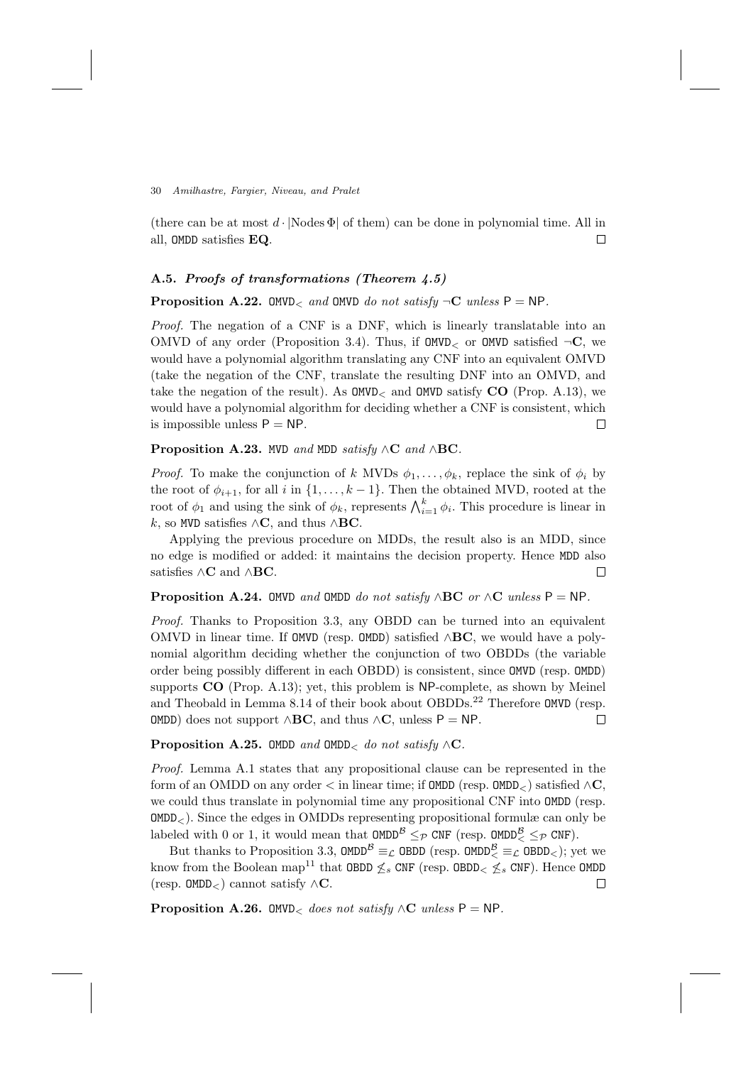(there can be at most $d \cdot |\text{Nodes}\,\Phi|$ of them) can be done in polynomial time. All in all, OMDD satisfies **EQ**. □

### A.5. *Proofs of transformations (Theorem 4.5)*

**Proposition A.22.** *$\texttt{OMVD}_<$ and OMVD do not satisfy $\neg$**C** unless $\mathsf{P} = \mathsf{NP}$.*

*Proof.* The negation of a CNF is a DNF, which is linearly translatable into an OMVD of any order (Proposition 3.4). Thus, if $\texttt{OMVD}_<$ or OMVD satisfied $\neg$**C**, we would have a polynomial algorithm translating any CNF into an equivalent OMVD (take the negation of the CNF, translate the resulting DNF into an OMVD, and take the negation of the result). As $\texttt{OMVD}_<$ and OMVD satisfy **CO** (Prop. A.13), we would have a polynomial algorithm for deciding whether a CNF is consistent, which is impossible unless $\mathsf{P} = \mathsf{NP}$. □

**Proposition A.23.** *MVD and MDD satisfy $\wedge$**C** and $\wedge$**BC**.*

*Proof.* To make the conjunction of $k$ MVDs $\phi_1, \ldots, \phi_k$, replace the sink of $\phi_i$ by the root of $\phi_{i+1}$, for all $i$ in $\{1, \ldots, k-1\}$. Then the obtained MVD, rooted at the root of $\phi_1$ and using the sink of $\phi_k$, represents $\bigwedge_{i=1}^{k} \phi_i$. This procedure is linear in $k$, so MVD satisfies $\wedge$**C**, and thus $\wedge$**BC**.

Applying the previous procedure on MDDs, the result also is an MDD, since no edge is modified or added: it maintains the decision property. Hence MDD also satisfies $\wedge$**C** and $\wedge$**BC**. □

**Proposition A.24.** *OMVD and OMDD do not satisfy $\wedge$**BC** or $\wedge$**C** unless $\mathsf{P} = \mathsf{NP}$.*

*Proof.* Thanks to Proposition 3.3, any OBDD can be turned into an equivalent OMVD in linear time. If OMVD (resp. OMDD) satisfied $\wedge$**BC**, we would have a polynomial algorithm deciding whether the conjunction of two OBDDs (the variable order being possibly different in each OBDD) is consistent, since OMVD (resp. OMDD) supports **CO** (Prop. A.13); yet, this problem is NP-complete, as shown by Meinel and Theobald in Lemma 8.14 of their book about OBDDs.[22] Therefore OMVD (resp. OMDD) does not support $\wedge$**BC**, and thus $\wedge$**C**, unless $\mathsf{P} = \mathsf{NP}$. □

**Proposition A.25.** *OMDD and $\texttt{OMDD}_<$ do not satisfy $\wedge$**C**.*

*Proof.* Lemma A.1 states that any propositional clause can be represented in the form of an OMDD on any order $<$ in linear time; if OMDD (resp. $\texttt{OMDD}_<$) satisfied $\wedge$**C**, we could thus translate in polynomial time any propositional CNF into OMDD (resp. $\texttt{OMDD}_<$). Since the edges in OMDDs representing propositional formulæ can only be labeled with 0 or 1, it would mean that $\texttt{OMDD}^{\mathcal{B}} \leq_{\mathcal{P}} \texttt{CNF}$ (resp. $\texttt{OMDD}^{\mathcal{B}}_< \leq_{\mathcal{P}} \texttt{CNF}$).

But thanks to Proposition 3.3, $\texttt{OMDD}^{\mathcal{B}} \equiv_{\mathcal{L}} \texttt{OBDD}$ (resp. $\texttt{OMDD}^{\mathcal{B}}_< \equiv_{\mathcal{L}} \texttt{OBDD}_<$); yet we know from the Boolean map[11] that $\texttt{OBDD} \not\leq_s \texttt{CNF}$ (resp. $\texttt{OBDD}_< \not\leq_s \texttt{CNF}$). Hence OMDD (resp. $\texttt{OMDD}_<$) cannot satisfy $\wedge$**C**. □

**Proposition A.26.** *$\texttt{OMVD}_<$ does not satisfy $\wedge$**C** unless $\mathsf{P} = \mathsf{NP}$.*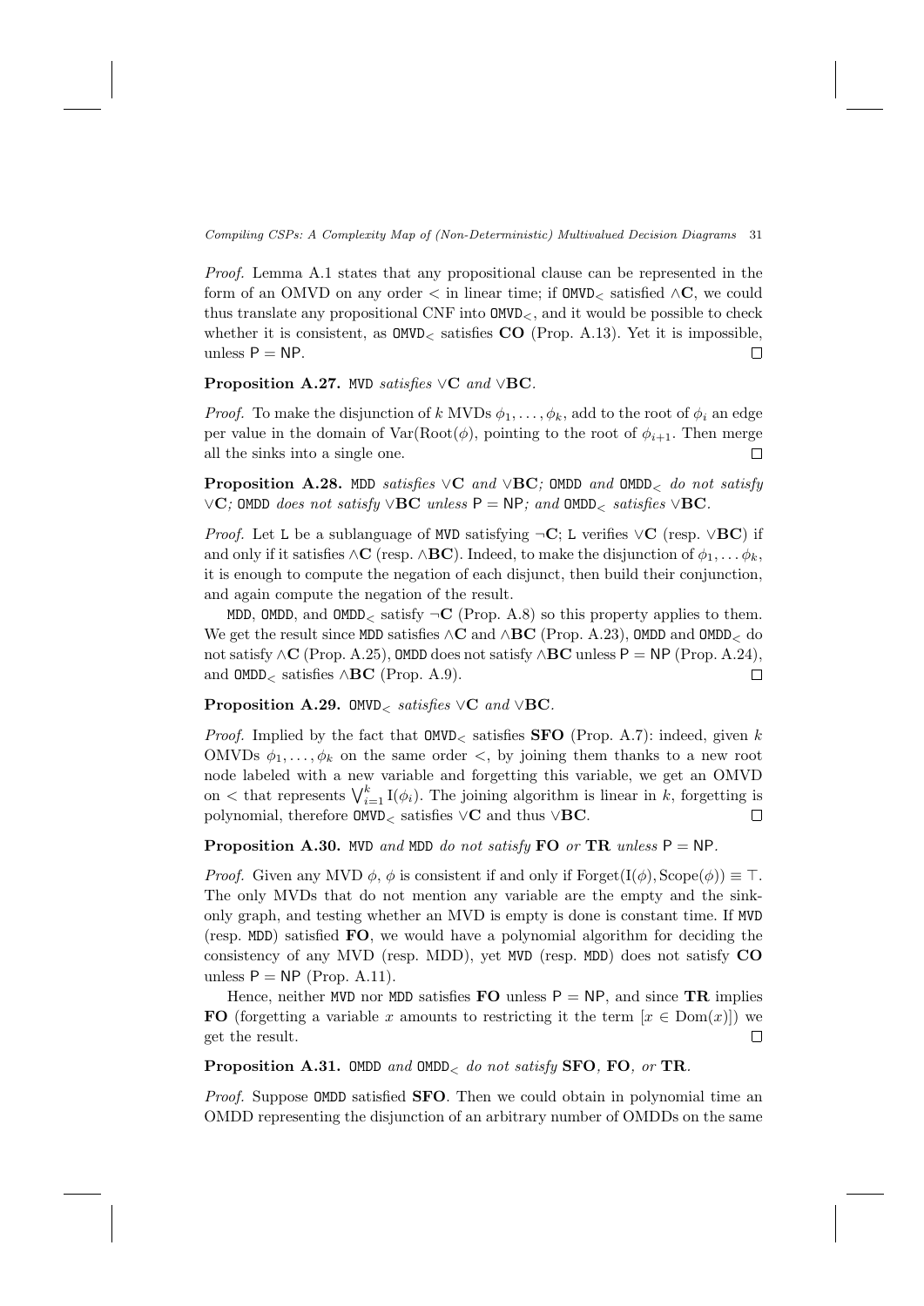*Proof.* Lemma A.1 states that any propositional clause can be represented in the form of an OMVD on any order $<$ in linear time; if $\texttt{OMVD}_<$ satisfied $\wedge\mathbf{C}$, we could thus translate any propositional CNF into $\texttt{OMVD}_<$, and it would be possible to check whether it is consistent, as $\texttt{OMVD}_<$ satisfies **CO** (Prop. A.13). Yet it is impossible, unless $\mathsf{P} = \mathsf{NP}$. $\square$

**Proposition A.27.** MVD *satisfies* $\vee\mathbf{C}$ *and* $\vee\mathbf{BC}$.

*Proof.* To make the disjunction of $k$ MVDs $\phi_1, \ldots, \phi_k$, add to the root of $\phi_i$ an edge per value in the domain of $\text{Var}(\text{Root}(\phi)$, pointing to the root of $\phi_{i+1}$. Then merge all the sinks into a single one. $\square$

**Proposition A.28.** MDD *satisfies* $\vee\mathbf{C}$ *and* $\vee\mathbf{BC}$*;* OMDD *and* $\texttt{OMDD}_<$ *do not satisfy* $\vee\mathbf{C}$*;* OMDD *does not satisfy* $\vee\mathbf{BC}$ *unless* $\mathsf{P} = \mathsf{NP}$*; and* $\texttt{OMDD}_<$ *satisfies* $\vee\mathbf{BC}$.

*Proof.* Let L be a sublanguage of MVD satisfying $\neg\mathbf{C}$; L verifies $\vee\mathbf{C}$ (resp. $\vee\mathbf{BC}$) if and only if it satisfies $\wedge\mathbf{C}$ (resp. $\wedge\mathbf{BC}$). Indeed, to make the disjunction of $\phi_1, \ldots \phi_k$, it is enough to compute the negation of each disjunct, then build their conjunction, and again compute the negation of the result.

MDD, OMDD, and $\texttt{OMDD}_<$ satisfy $\neg\mathbf{C}$ (Prop. A.8) so this property applies to them. We get the result since MDD satisfies $\wedge\mathbf{C}$ and $\wedge\mathbf{BC}$ (Prop. A.23), OMDD and $\texttt{OMDD}_<$ do not satisfy $\wedge\mathbf{C}$ (Prop. A.25), OMDD does not satisfy $\wedge\mathbf{BC}$ unless $\mathsf{P} = \mathsf{NP}$ (Prop. A.24), and $\texttt{OMDD}_<$ satisfies $\wedge\mathbf{BC}$ (Prop. A.9). $\square$

**Proposition A.29.** $\texttt{OMVD}_<$ *satisfies* $\vee\mathbf{C}$ *and* $\vee\mathbf{BC}$.

*Proof.* Implied by the fact that $\texttt{OMVD}_<$ satisfies **SFO** (Prop. A.7): indeed, given $k$ OMVDs $\phi_1, \ldots, \phi_k$ on the same order $<$, by joining them thanks to a new root node labeled with a new variable and forgetting this variable, we get an OMVD on $<$ that represents $\bigvee_{i=1}^{k} \mathrm{I}(\phi_i)$. The joining algorithm is linear in $k$, forgetting is polynomial, therefore $\texttt{OMVD}_<$ satisfies $\vee\mathbf{C}$ and thus $\vee\mathbf{BC}$. $\square$

**Proposition A.30.** MVD *and* MDD *do not satisfy* **FO** *or* **TR** *unless* $\mathsf{P} = \mathsf{NP}$.

*Proof.* Given any MVD $\phi$, $\phi$ is consistent if and only if $\text{Forget}(\mathrm{I}(\phi), \text{Scope}(\phi)) \equiv \top$. The only MVDs that do not mention any variable are the empty and the sink-only graph, and testing whether an MVD is empty is done is constant time. If MVD (resp. MDD) satisfied **FO**, we would have a polynomial algorithm for deciding the consistency of any MVD (resp. MDD), yet MVD (resp. MDD) does not satisfy **CO** unless $\mathsf{P} = \mathsf{NP}$ (Prop. A.11).

Hence, neither MVD nor MDD satisfies **FO** unless $\mathsf{P} = \mathsf{NP}$, and since **TR** implies **FO** (forgetting a variable $x$ amounts to restricting it the term $[x \in \text{Dom}(x)]$) we get the result. $\square$

**Proposition A.31.** OMDD *and* $\texttt{OMDD}_<$ *do not satisfy* **SFO***,* **FO***, or* **TR**.

*Proof.* Suppose OMDD satisfied **SFO**. Then we could obtain in polynomial time an OMDD representing the disjunction of an arbitrary number of OMDDs on the same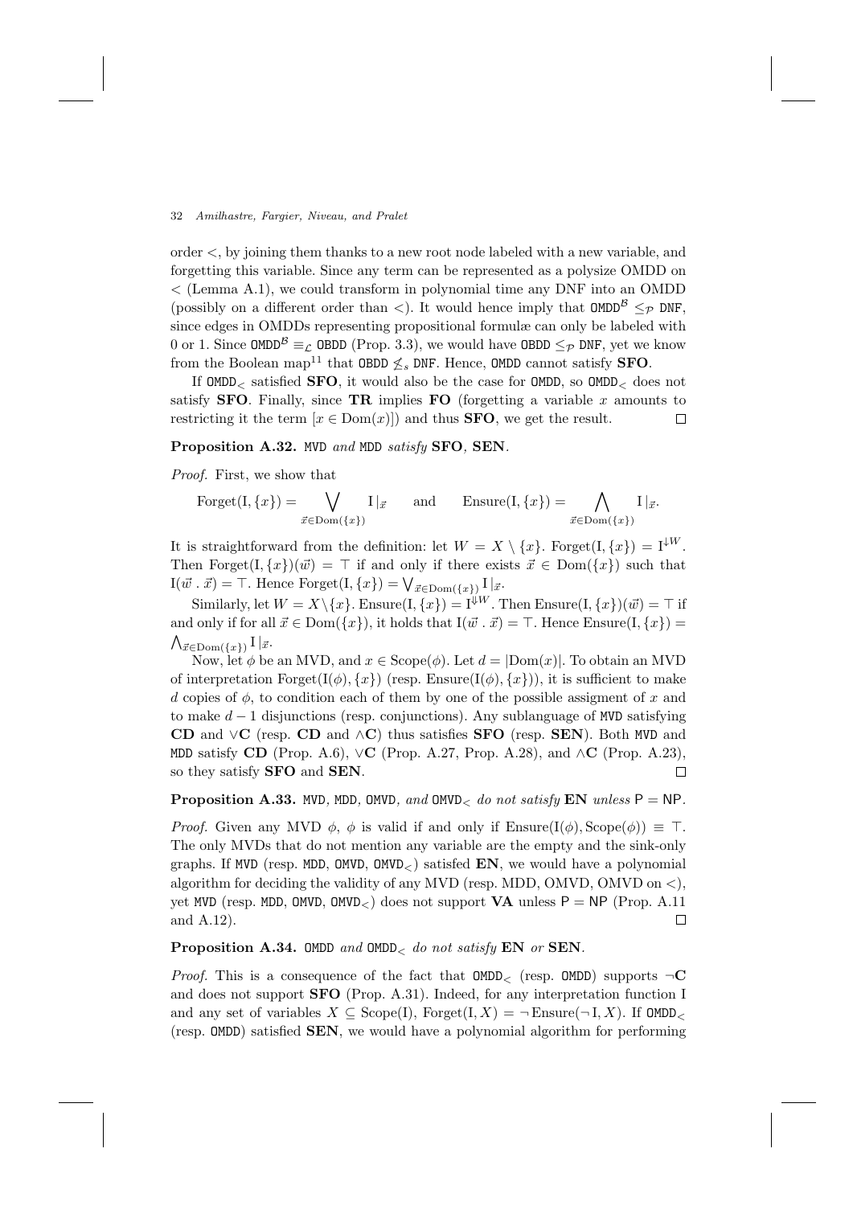order $<$, by joining them thanks to a new root node labeled with a new variable, and forgetting this variable. Since any term can be represented as a polysize OMDD on $<$ (Lemma A.1), we could transform in polynomial time any DNF into an OMDD (possibly on a different order than $<$). It would hence imply that $\texttt{OMDD}^{\mathcal{B}} \leq_{\mathcal{P}} \texttt{DNF}$, since edges in OMDDs representing propositional formulæ can only be labeled with 0 or 1. Since $\texttt{OMDD}^{\mathcal{B}} \equiv_{\mathcal{L}} \texttt{OBDD}$ (Prop. 3.3), we would have $\texttt{OBDD} \leq_{\mathcal{P}} \texttt{DNF}$, yet we know from the Boolean map[11] that $\texttt{OBDD} \not\leq_{s} \texttt{DNF}$. Hence, OMDD cannot satisfy **SFO**.

If $\texttt{OMDD}_{<}$ satisfied **SFO**, it would also be the case for OMDD, so $\texttt{OMDD}_{<}$ does not satisfy **SFO**. Finally, since **TR** implies **FO** (forgetting a variable $x$ amounts to restricting it the term $[x \in \mathrm{Dom}(x)]$) and thus **SFO**, we get the result. $\square$

**Proposition A.32.** *MVD and MDD satisfy* **SFO**, **SEN**.

*Proof.* First, we show that

$$\mathrm{Forget}(\mathrm{I}, \{x\}) = \bigvee_{\vec{x} \in \mathrm{Dom}(\{x\})} \mathrm{I}\,|_{\vec{x}} \qquad \text{and} \qquad \mathrm{Ensure}(\mathrm{I}, \{x\}) = \bigwedge_{\vec{x} \in \mathrm{Dom}(\{x\})} \mathrm{I}\,|_{\vec{x}}.$$

It is straightforward from the definition: let $W = X \setminus \{x\}$. $\mathrm{Forget}(\mathrm{I}, \{x\}) = \mathrm{I}^{\downarrow W}$. Then $\mathrm{Forget}(\mathrm{I}, \{x\})(\vec{w}) = \top$ if and only if there exists $\vec{x} \in \mathrm{Dom}(\{x\})$ such that $\mathrm{I}(\vec{w} \,.\, \vec{x}) = \top$. Hence $\mathrm{Forget}(\mathrm{I}, \{x\}) = \bigvee_{\vec{x} \in \mathrm{Dom}(\{x\})} \mathrm{I}\,|_{\vec{x}}$.

Similarly, let $W = X \setminus \{x\}$. $\mathrm{Ensure}(\mathrm{I}, \{x\}) = \mathrm{I}^{\Downarrow W}$. Then $\mathrm{Ensure}(\mathrm{I}, \{x\})(\vec{w}) = \top$ if and only if for all $\vec{x} \in \mathrm{Dom}(\{x\})$, it holds that $\mathrm{I}(\vec{w} \,.\, \vec{x}) = \top$. Hence $\mathrm{Ensure}(\mathrm{I}, \{x\}) = \bigwedge_{\vec{x} \in \mathrm{Dom}(\{x\})} \mathrm{I}\,|_{\vec{x}}$.

Now, let $\phi$ be an MVD, and $x \in \mathrm{Scope}(\phi)$. Let $d = |\mathrm{Dom}(x)|$. To obtain an MVD of interpretation $\mathrm{Forget}(\mathrm{I}(\phi), \{x\})$ (resp. $\mathrm{Ensure}(\mathrm{I}(\phi), \{x\})$), it is sufficient to make $d$ copies of $\phi$, to condition each of them by one of the possible assigment of $x$ and to make $d-1$ disjunctions (resp. conjunctions). Any sublanguage of MVD satisfying **CD** and $\vee$**C** (resp. **CD** and $\wedge$**C**) thus satisfies **SFO** (resp. **SEN**). Both MVD and MDD satisfy **CD** (Prop. A.6), $\vee$**C** (Prop. A.27, Prop. A.28), and $\wedge$**C** (Prop. A.23), so they satisfy **SFO** and **SEN**. $\square$

**Proposition A.33.** *MVD, MDD, OMVD, and $\texttt{OMVD}_{<}$ do not satisfy* **EN** *unless* $\mathsf{P} = \mathsf{NP}$.

*Proof.* Given any MVD $\phi$, $\phi$ is valid if and only if $\mathrm{Ensure}(\mathrm{I}(\phi), \mathrm{Scope}(\phi)) \equiv \top$. The only MVDs that do not mention any variable are the empty and the sink-only graphs. If MVD (resp. MDD, OMVD, $\texttt{OMVD}_{<}$) satisfed **EN**, we would have a polynomial algorithm for deciding the validity of any MVD (resp. MDD, OMVD, OMVD on $<$), yet MVD (resp. MDD, OMVD, $\texttt{OMVD}_{<}$) does not support **VA** unless $\mathsf{P} = \mathsf{NP}$ (Prop. A.11 and A.12). $\square$

**Proposition A.34.** *OMDD and $\texttt{OMDD}_{<}$ do not satisfy* **EN** *or* **SEN**.

*Proof.* This is a consequence of the fact that $\texttt{OMDD}_{<}$ (resp. OMDD) supports $\neg$**C** and does not support **SFO** (Prop. A.31). Indeed, for any interpretation function I and any set of variables $X \subseteq \mathrm{Scope}(\mathrm{I})$, $\mathrm{Forget}(\mathrm{I}, X) = \neg\,\mathrm{Ensure}(\neg\,\mathrm{I}, X)$. If $\texttt{OMDD}_{<}$ (resp. OMDD) satisfied **SEN**, we would have a polynomial algorithm for performing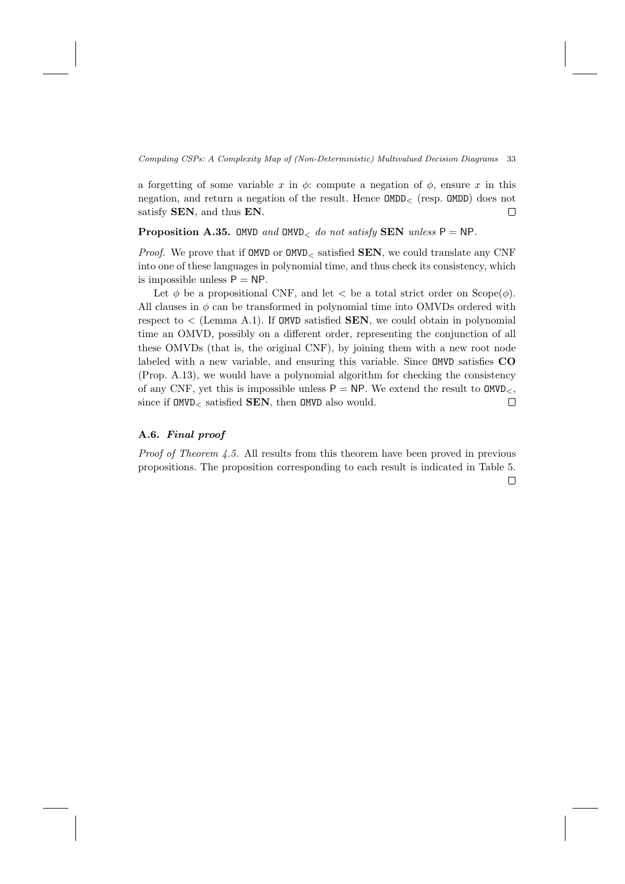a forgetting of some variable $x$ in $\phi$: compute a negation of $\phi$, ensure $x$ in this negation, and return a negation of the result. Hence $\texttt{OMDD}_<$ (resp. $\texttt{OMDD}$) does not satisfy **SEN**, and thus **EN**. □

**Proposition A.35.** *$\texttt{OMVD}$ and $\texttt{OMVD}_<$ do not satisfy* **SEN** *unless* $\mathsf{P} = \mathsf{NP}$.

*Proof.* We prove that if $\texttt{OMVD}$ or $\texttt{OMVD}_<$ satisfied **SEN**, we could translate any CNF into one of these languages in polynomial time, and thus check its consistency, which is impossible unless $\mathsf{P} = \mathsf{NP}$.

Let $\phi$ be a propositional CNF, and let $<$ be a total strict order on $\text{Scope}(\phi)$. All clauses in $\phi$ can be transformed in polynomial time into OMVDs ordered with respect to $<$ (Lemma A.1). If $\texttt{OMVD}$ satisfied **SEN**, we could obtain in polynomial time an OMVD, possibly on a different order, representing the conjunction of all these OMVDs (that is, the original CNF), by joining them with a new root node labeled with a new variable, and ensuring this variable. Since $\texttt{OMVD}$ satisfies **CO** (Prop. A.13), we would have a polynomial algorithm for checking the consistency of any CNF, yet this is impossible unless $\mathsf{P} = \mathsf{NP}$. We extend the result to $\texttt{OMVD}_<$, since if $\texttt{OMVD}_<$ satisfied **SEN**, then $\texttt{OMVD}$ also would. □

### A.6. *Final proof*

*Proof of Theorem 4.5.* All results from this theorem have been proved in previous propositions. The proposition corresponding to each result is indicated in Table 5. □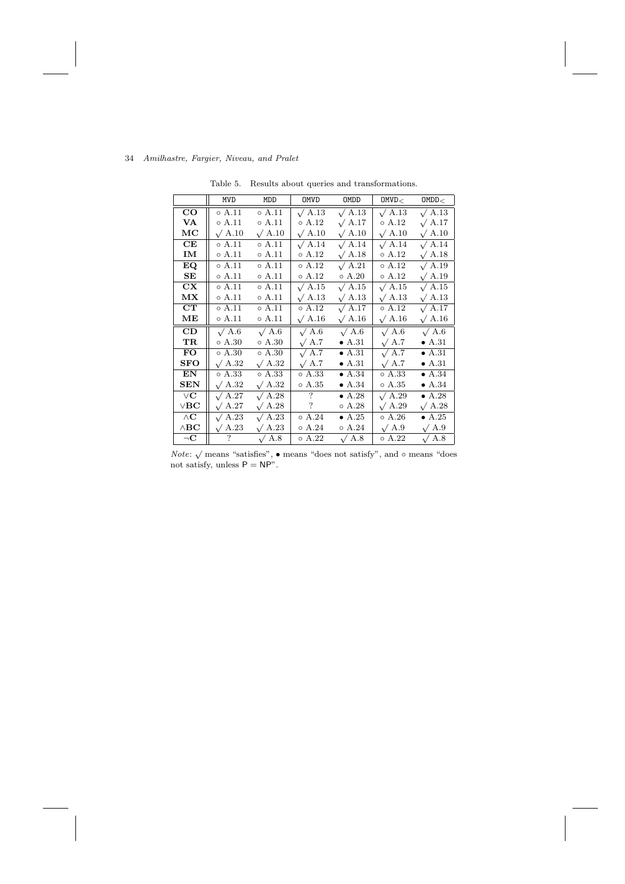Table 5. Results about queries and transformations.

| | MVD | MDD | OMVD | OMDD | $OMVD_<$ | $OMDD_<$ |
|---|---|---|---|---|---|---|
| **CO** | ∘ A.11 | ∘ A.11 | √ A.13 | √ A.13 | √ A.13 | √ A.13 |
| **VA** | ∘ A.11 | ∘ A.11 | ∘ A.12 | √ A.17 | ∘ A.12 | √ A.17 |
| **MC** | √ A.10 | √ A.10 | √ A.10 | √ A.10 | √ A.10 | √ A.10 |
| **CE** | ∘ A.11 | ∘ A.11 | √ A.14 | √ A.14 | √ A.14 | √ A.14 |
| **IM** | ∘ A.11 | ∘ A.11 | ∘ A.12 | √ A.18 | ∘ A.12 | √ A.18 |
| **EQ** | ∘ A.11 | ∘ A.11 | ∘ A.12 | √ A.21 | ∘ A.12 | √ A.19 |
| **SE** | ∘ A.11 | ∘ A.11 | ∘ A.12 | ∘ A.20 | ∘ A.12 | √ A.19 |
| **CX** | ∘ A.11 | ∘ A.11 | √ A.15 | √ A.15 | √ A.15 | √ A.15 |
| **MX** | ∘ A.11 | ∘ A.11 | √ A.13 | √ A.13 | √ A.13 | √ A.13 |
| **CT** | ∘ A.11 | ∘ A.11 | ∘ A.12 | √ A.17 | ∘ A.12 | √ A.17 |
| **ME** | ∘ A.11 | ∘ A.11 | √ A.16 | √ A.16 | √ A.16 | √ A.16 |
| **CD** | √ A.6 | √ A.6 | √ A.6 | √ A.6 | √ A.6 | √ A.6 |
| **TR** | ∘ A.30 | ∘ A.30 | √ A.7 | • A.31 | √ A.7 | • A.31 |
| **FO** | ∘ A.30 | ∘ A.30 | √ A.7 | • A.31 | √ A.7 | • A.31 |
| **SFO** | √ A.32 | √ A.32 | √ A.7 | • A.31 | √ A.7 | • A.31 |
| **EN** | ∘ A.33 | ∘ A.33 | ∘ A.33 | • A.34 | ∘ A.33 | • A.34 |
| **SEN** | √ A.32 | √ A.32 | ∘ A.35 | • A.34 | ∘ A.35 | • A.34 |
| **∨C** | √ A.27 | √ A.28 | ? | • A.28 | √ A.29 | • A.28 |
| **∨BC** | √ A.27 | √ A.28 | ? | ∘ A.28 | √ A.29 | √ A.28 |
| **∧C** | √ A.23 | √ A.23 | ∘ A.24 | • A.25 | ∘ A.26 | • A.25 |
| **∧BC** | √ A.23 | √ A.23 | ∘ A.24 | ∘ A.24 | √ A.9 | √ A.9 |
| **¬C** | ? | √ A.8 | ∘ A.22 | √ A.8 | ∘ A.22 | √ A.8 |

*Note*: √ means "satisfies", • means "does not satisfy", and ∘ means "does not satisfy, unless $\mathsf{P} = \mathsf{NP}$".